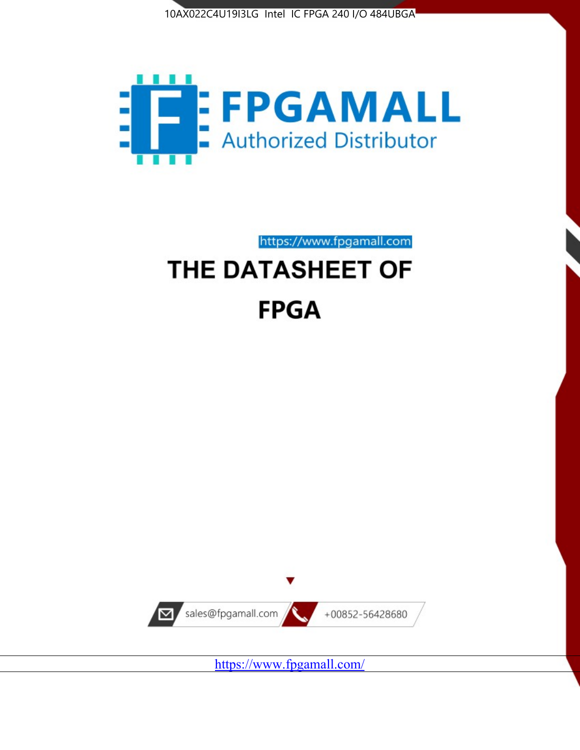10AX022C4U19I3LG Intel IC FPGA 240 I/O 484UBGA

FPGAMALL

Authorized Distributor

https://www.fpgamall.com

# THE DATASHEET OF

# FPGA

sales@fpgamall.com

+00852-56428680

https://www.fpgamall.com/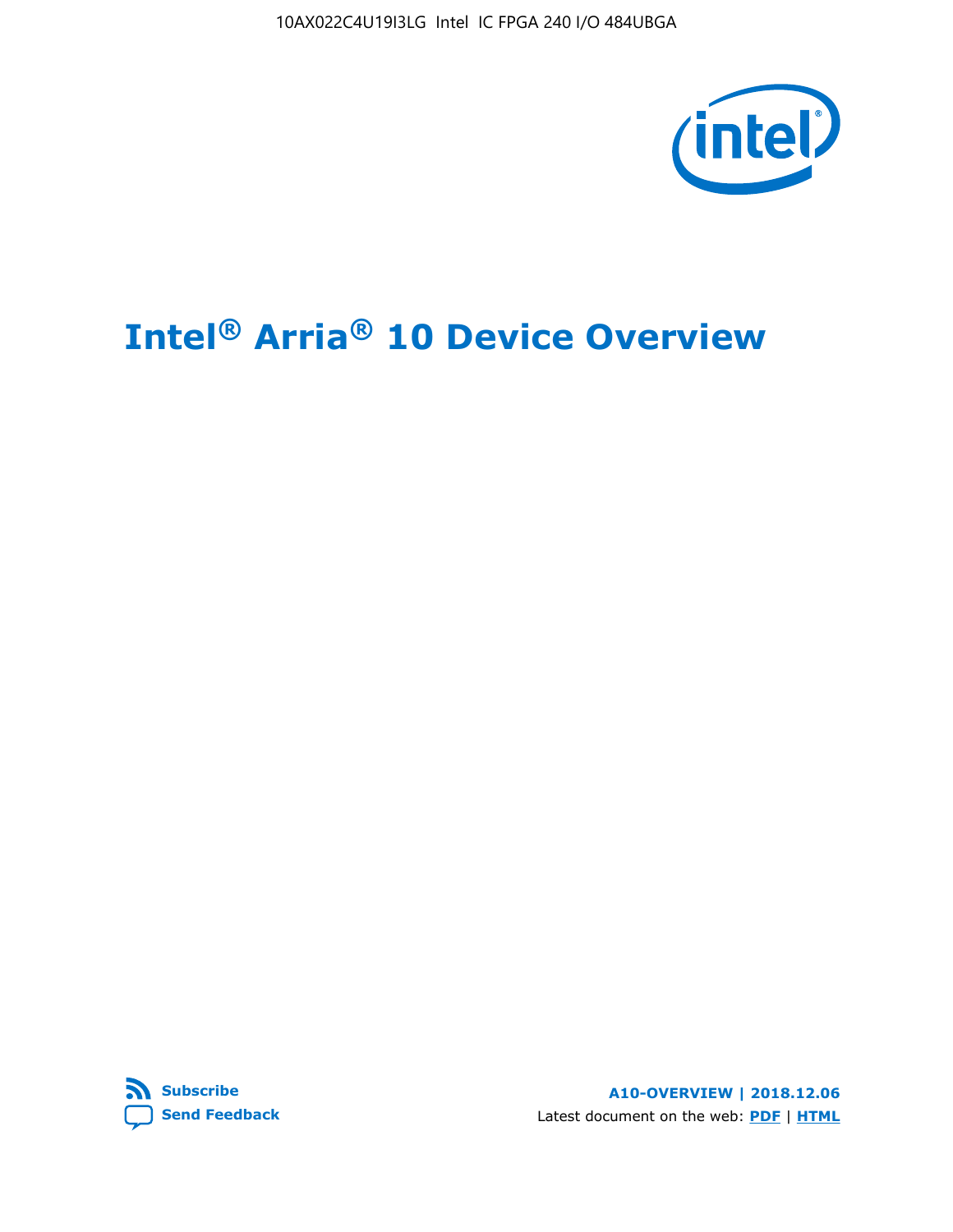# Intel® Arria® 10 Device Overview

**A10-OVERVIEW | 2018.12.06**

Latest document on the web: **PDF** | **HTML**

**Subscribe**

**Send Feedback**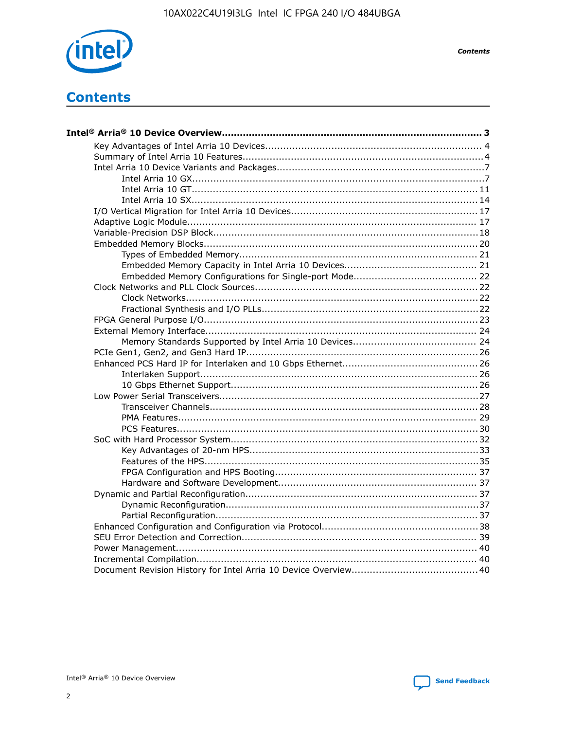# Contents

**Intel® Arria® 10 Device Overview....................................................................................... 3**

- Key Advantages of Intel Arria 10 Devices....................................................................... 4
- Summary of Intel Arria 10 Features................................................................................4
- Intel Arria 10 Device Variants and Packages....................................................................7
    - Intel Arria 10 GX.................................................................................................7
    - Intel Arria 10 GT............................................................................................... 11
    - Intel Arria 10 SX............................................................................................... 14
- I/O Vertical Migration for Intel Arria 10 Devices............................................................. 17
- Adaptive Logic Module................................................................................................ 17
- Variable-Precision DSP Block.......................................................................................18
- Embedded Memory Blocks..........................................................................................20
    - Types of Embedded Memory............................................................................... 21
    - Embedded Memory Capacity in Intel Arria 10 Devices............................................ 21
    - Embedded Memory Configurations for Single-port Mode......................................... 22
- Clock Networks and PLL Clock Sources.........................................................................22
    - Clock Networks.................................................................................................22
    - Fractional Synthesis and I/O PLLs........................................................................22
- FPGA General Purpose I/O..........................................................................................23
- External Memory Interface......................................................................................... 24
    - Memory Standards Supported by Intel Arria 10 Devices......................................... 24
- PCIe Gen1, Gen2, and Gen3 Hard IP.............................................................................26
- Enhanced PCS Hard IP for Interlaken and 10 Gbps Ethernet.............................................26
    - Interlaken Support............................................................................................ 26
    - 10 Gbps Ethernet Support.................................................................................. 26
- Low Power Serial Transceivers.....................................................................................27
    - Transceiver Channels.........................................................................................28
    - PMA Features................................................................................................... 29
    - PCS Features....................................................................................................30
- SoC with Hard Processor System.................................................................................32
    - Key Advantages of 20-nm HPS............................................................................33
    - Features of the HPS...........................................................................................35
    - FPGA Configuration and HPS Booting................................................................... 37
    - Hardware and Software Development.................................................................. 37
- Dynamic and Partial Reconfiguration............................................................................37
    - Dynamic Reconfiguration...................................................................................37
    - Partial Reconfiguration.......................................................................................37
- Enhanced Configuration and Configuration via Protocol...................................................38
- SEU Error Detection and Correction............................................................................. 39
- Power Management................................................................................................... 40
- Incremental Compilation............................................................................................ 40
- Document Revision History for Intel Arria 10 Device Overview.........................................40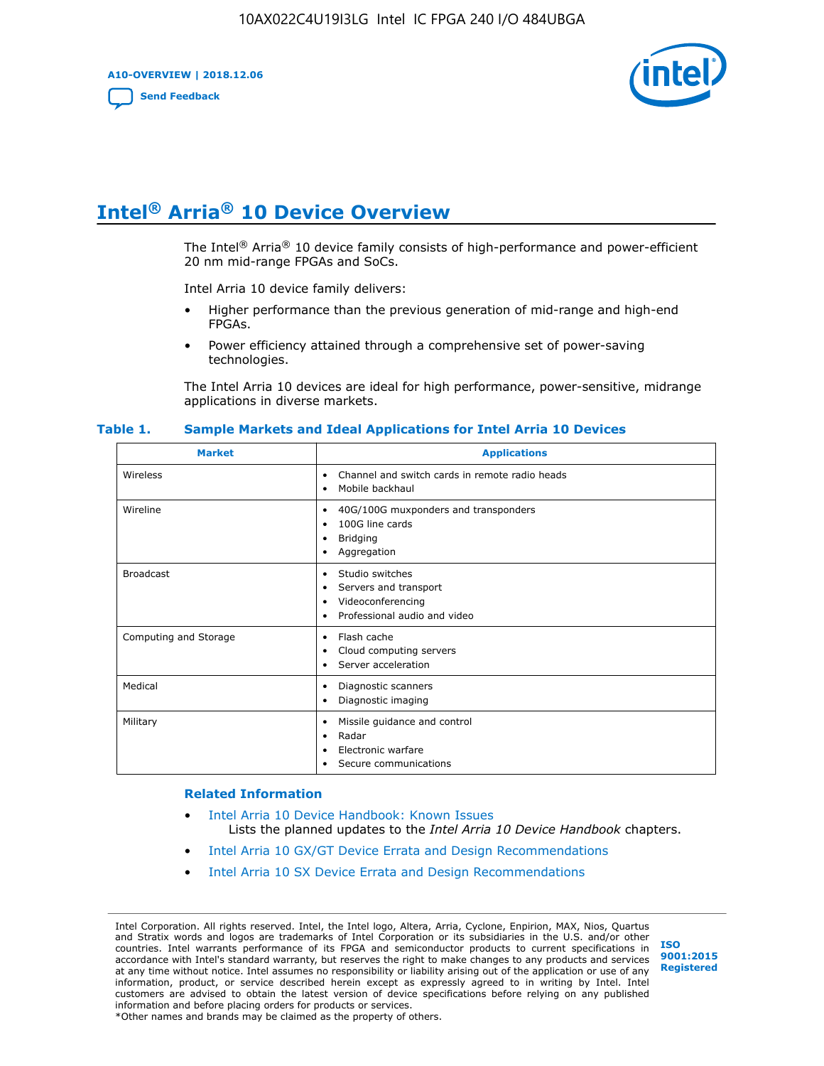# Intel® Arria® 10 Device Overview

The Intel® Arria® 10 device family consists of high-performance and power-efficient 20 nm mid-range FPGAs and SoCs.

Intel Arria 10 device family delivers:

- Higher performance than the previous generation of mid-range and high-end FPGAs.
- Power efficiency attained through a comprehensive set of power-saving technologies.

The Intel Arria 10 devices are ideal for high performance, power-sensitive, midrange applications in diverse markets.

**Table 1. Sample Markets and Ideal Applications for Intel Arria 10 Devices**

| Market | Applications |
|---|---|
| Wireless | • Channel and switch cards in remote radio heads<br>• Mobile backhaul |
| Wireline | • 40G/100G muxponders and transponders<br>• 100G line cards<br>• Bridging<br>• Aggregation |
| Broadcast | • Studio switches<br>• Servers and transport<br>• Videoconferencing<br>• Professional audio and video |
| Computing and Storage | • Flash cache<br>• Cloud computing servers<br>• Server acceleration |
| Medical | • Diagnostic scanners<br>• Diagnostic imaging |
| Military | • Missile guidance and control<br>• Radar<br>• Electronic warfare<br>• Secure communications |

### Related Information

- Intel Arria 10 Device Handbook: Known Issues
  Lists the planned updates to the *Intel Arria 10 Device Handbook* chapters.
- Intel Arria 10 GX/GT Device Errata and Design Recommendations
- Intel Arria 10 SX Device Errata and Design Recommendations

Intel Corporation. All rights reserved. Intel, the Intel logo, Altera, Arria, Cyclone, Enpirion, MAX, Nios, Quartus and Stratix words and logos are trademarks of Intel Corporation or its subsidiaries in the U.S. and/or other countries. Intel warrants performance of its FPGA and semiconductor products to current specifications in accordance with Intel's standard warranty, but reserves the right to make changes to any products and services at any time without notice. Intel assumes no responsibility or liability arising out of the application or use of any information, product, or service described herein except as expressly agreed to in writing by Intel. Intel customers are advised to obtain the latest version of device specifications before relying on any published information and before placing orders for products or services.
*Other names and brands may be claimed as the property of others.

ISO 9001:2015 Registered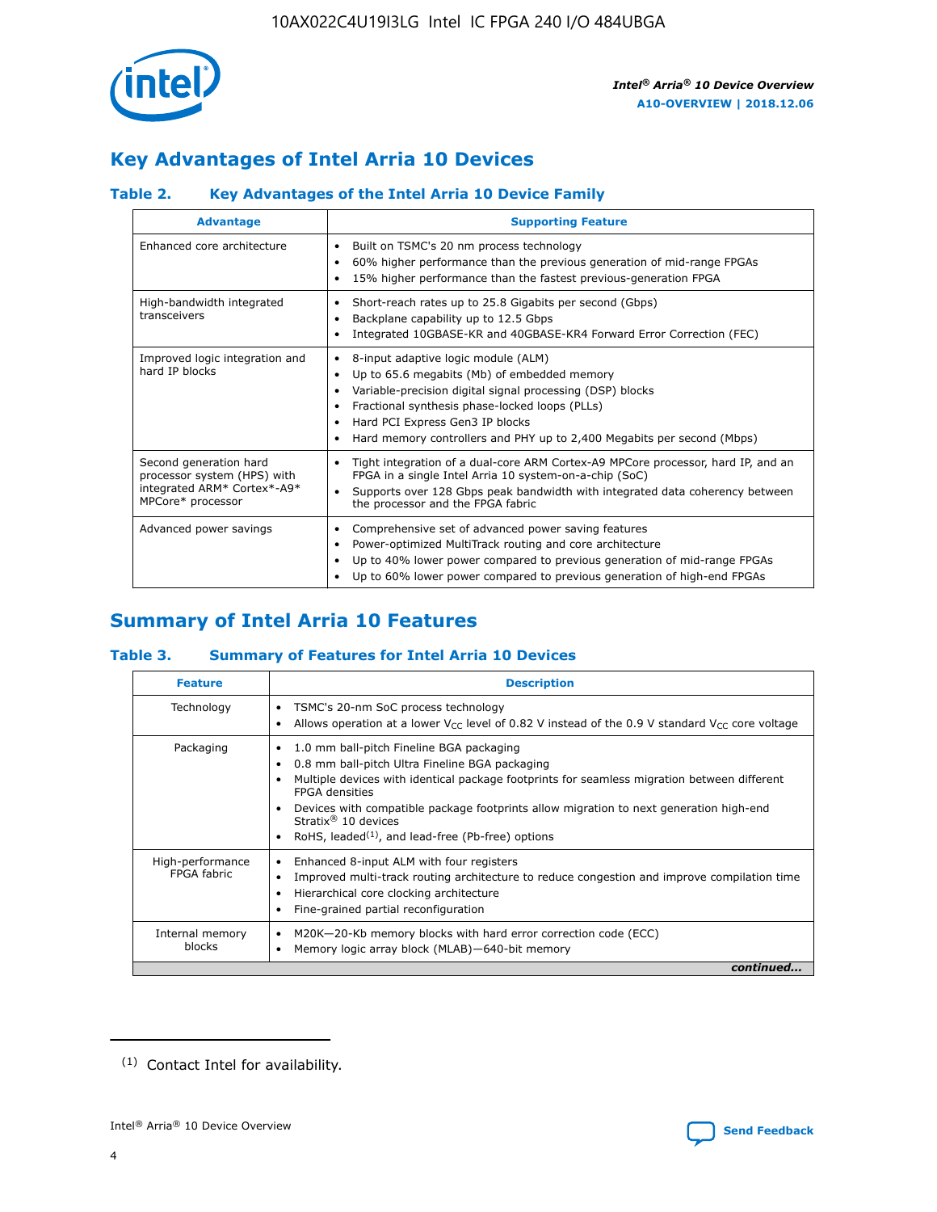## Key Advantages of Intel Arria 10 Devices

### Table 2. Key Advantages of the Intel Arria 10 Device Family

| Advantage | Supporting Feature |
|---|---|
| Enhanced core architecture | • Built on TSMC's 20 nm process technology<br>• 60% higher performance than the previous generation of mid-range FPGAs<br>• 15% higher performance than the fastest previous-generation FPGA |
| High-bandwidth integrated transceivers | • Short-reach rates up to 25.8 Gigabits per second (Gbps)<br>• Backplane capability up to 12.5 Gbps<br>• Integrated 10GBASE-KR and 40GBASE-KR4 Forward Error Correction (FEC) |
| Improved logic integration and hard IP blocks | • 8-input adaptive logic module (ALM)<br>• Up to 65.6 megabits (Mb) of embedded memory<br>• Variable-precision digital signal processing (DSP) blocks<br>• Fractional synthesis phase-locked loops (PLLs)<br>• Hard PCI Express Gen3 IP blocks<br>• Hard memory controllers and PHY up to 2,400 Megabits per second (Mbps) |
| Second generation hard processor system (HPS) with integrated ARM* Cortex*-A9* MPCore* processor | • Tight integration of a dual-core ARM Cortex-A9 MPCore processor, hard IP, and an FPGA in a single Intel Arria 10 system-on-a-chip (SoC)<br>• Supports over 128 Gbps peak bandwidth with integrated data coherency between the processor and the FPGA fabric |
| Advanced power savings | • Comprehensive set of advanced power saving features<br>• Power-optimized MultiTrack routing and core architecture<br>• Up to 40% lower power compared to previous generation of mid-range FPGAs<br>• Up to 60% lower power compared to previous generation of high-end FPGAs |

## Summary of Intel Arria 10 Features

### Table 3. Summary of Features for Intel Arria 10 Devices

| Feature | Description |
|---|---|
| Technology | • TSMC's 20-nm SoC process technology<br>• Allows operation at a lower $V_{CC}$ level of 0.82 V instead of the 0.9 V standard $V_{CC}$ core voltage |
| Packaging | • 1.0 mm ball-pitch Fineline BGA packaging<br>• 0.8 mm ball-pitch Ultra Fineline BGA packaging<br>• Multiple devices with identical package footprints for seamless migration between different FPGA densities<br>• Devices with compatible package footprints allow migration to next generation high-end Stratix® 10 devices<br>• RoHS, leaded[(1)], and lead-free (Pb-free) options |
| High-performance FPGA fabric | • Enhanced 8-input ALM with four registers<br>• Improved multi-track routing architecture to reduce congestion and improve compilation time<br>• Hierarchical core clocking architecture<br>• Fine-grained partial reconfiguration |
| Internal memory blocks | • M20K—20-Kb memory blocks with hard error correction code (ECC)<br>• Memory logic array block (MLAB)—640-bit memory |

*continued...*

(1) Contact Intel for availability.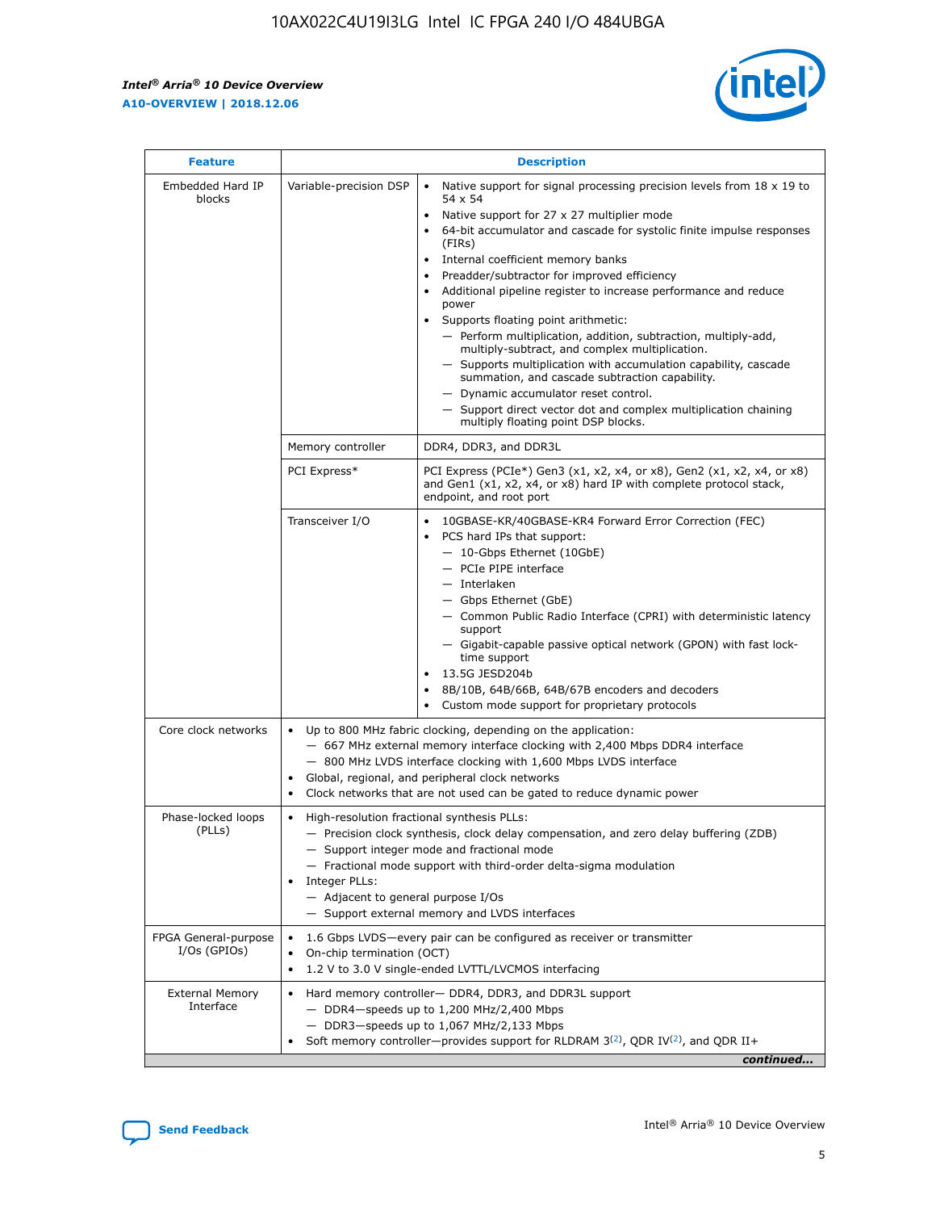| Feature | Description | |
|---|---|---|
| Embedded Hard IP blocks | Variable-precision DSP | • Native support for signal processing precision levels from 18 x 19 to 54 x 54<br>• Native support for 27 x 27 multiplier mode<br>• 64-bit accumulator and cascade for systolic finite impulse responses (FIRs)<br>• Internal coefficient memory banks<br>• Preadder/subtractor for improved efficiency<br>• Additional pipeline register to increase performance and reduce power<br>• Supports floating point arithmetic:<br>— Perform multiplication, addition, subtraction, multiply-add, multiply-subtract, and complex multiplication.<br>— Supports multiplication with accumulation capability, cascade summation, and cascade subtraction capability.<br>— Dynamic accumulator reset control.<br>— Support direct vector dot and complex multiplication chaining multiply floating point DSP blocks. |
| | Memory controller | DDR4, DDR3, and DDR3L |
| | PCI Express* | PCI Express (PCIe*) Gen3 (x1, x2, x4, or x8), Gen2 (x1, x2, x4, or x8) and Gen1 (x1, x2, x4, or x8) hard IP with complete protocol stack, endpoint, and root port |
| | Transceiver I/O | • 10GBASE-KR/40GBASE-KR4 Forward Error Correction (FEC)<br>• PCS hard IPs that support:<br>— 10-Gbps Ethernet (10GbE)<br>— PCIe PIPE interface<br>— Interlaken<br>— Gbps Ethernet (GbE)<br>— Common Public Radio Interface (CPRI) with deterministic latency support<br>— Gigabit-capable passive optical network (GPON) with fast lock-time support<br>• 13.5G JESD204b<br>• 8B/10B, 64B/66B, 64B/67B encoders and decoders<br>• Custom mode support for proprietary protocols |
| Core clock networks | • Up to 800 MHz fabric clocking, depending on the application:<br>— 667 MHz external memory interface clocking with 2,400 Mbps DDR4 interface<br>— 800 MHz LVDS interface clocking with 1,600 Mbps LVDS interface<br>• Global, regional, and peripheral clock networks<br>• Clock networks that are not used can be gated to reduce dynamic power | |
| Phase-locked loops (PLLs) | • High-resolution fractional synthesis PLLs:<br>— Precision clock synthesis, clock delay compensation, and zero delay buffering (ZDB)<br>— Support integer mode and fractional mode<br>— Fractional mode support with third-order delta-sigma modulation<br>• Integer PLLs:<br>— Adjacent to general purpose I/Os<br>— Support external memory and LVDS interfaces | |
| FPGA General-purpose I/Os (GPIOs) | • 1.6 Gbps LVDS—every pair can be configured as receiver or transmitter<br>• On-chip termination (OCT)<br>• 1.2 V to 3.0 V single-ended LVTTL/LVCMOS interfacing | |
| External Memory Interface | • Hard memory controller— DDR4, DDR3, and DDR3L support<br>— DDR4—speeds up to 1,200 MHz/2,400 Mbps<br>— DDR3—speeds up to 1,067 MHz/2,133 Mbps<br>• Soft memory controller—provides support for RLDRAM 3[(2)], QDR IV[(2)], and QDR II+ | |

*continued...*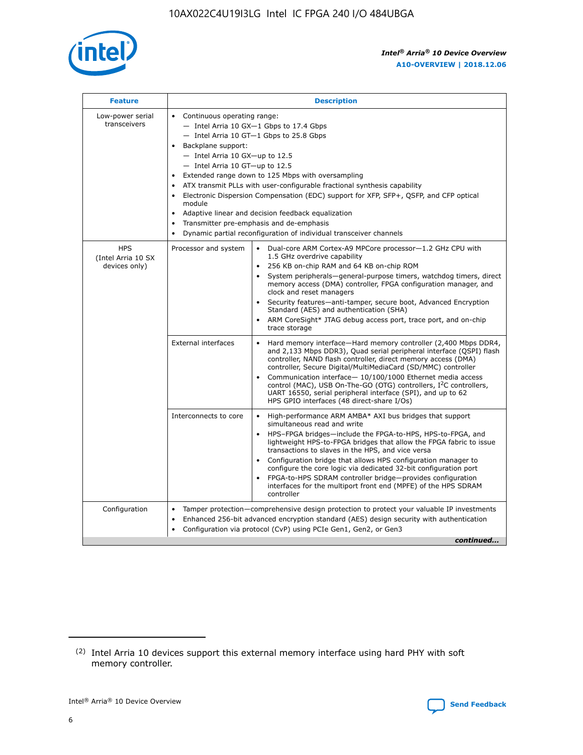| Feature | Description | |
|---|---|---|
| Low-power serial transceivers | • Continuous operating range:<br>— Intel Arria 10 GX—1 Gbps to 17.4 Gbps<br>— Intel Arria 10 GT—1 Gbps to 25.8 Gbps<br>• Backplane support:<br>— Intel Arria 10 GX—up to 12.5<br>— Intel Arria 10 GT—up to 12.5<br>• Extended range down to 125 Mbps with oversampling<br>• ATX transmit PLLs with user-configurable fractional synthesis capability<br>• Electronic Dispersion Compensation (EDC) support for XFP, SFP+, QSFP, and CFP optical module<br>• Adaptive linear and decision feedback equalization<br>• Transmitter pre-emphasis and de-emphasis<br>• Dynamic partial reconfiguration of individual transceiver channels | |
| HPS (Intel Arria 10 SX devices only) | Processor and system | • Dual-core ARM Cortex-A9 MPCore processor—1.2 GHz CPU with 1.5 GHz overdrive capability<br>• 256 KB on-chip RAM and 64 KB on-chip ROM<br>• System peripherals—general-purpose timers, watchdog timers, direct memory access (DMA) controller, FPGA configuration manager, and clock and reset managers<br>• Security features—anti-tamper, secure boot, Advanced Encryption Standard (AES) and authentication (SHA)<br>• ARM CoreSight* JTAG debug access port, trace port, and on-chip trace storage |
| | External interfaces | • Hard memory interface—Hard memory controller (2,400 Mbps DDR4, and 2,133 Mbps DDR3), Quad serial peripheral interface (QSPI) flash controller, NAND flash controller, direct memory access (DMA) controller, Secure Digital/MultiMediaCard (SD/MMC) controller<br>• Communication interface— 10/100/1000 Ethernet media access control (MAC), USB On-The-GO (OTG) controllers, I²C controllers, UART 16550, serial peripheral interface (SPI), and up to 62 HPS GPIO interfaces (48 direct-share I/Os) |
| | Interconnects to core | • High-performance ARM AMBA* AXI bus bridges that support simultaneous read and write<br>• HPS–FPGA bridges—include the FPGA-to-HPS, HPS-to-FPGA, and lightweight HPS-to-FPGA bridges that allow the FPGA fabric to issue transactions to slaves in the HPS, and vice versa<br>• Configuration bridge that allows HPS configuration manager to configure the core logic via dedicated 32-bit configuration port<br>• FPGA-to-HPS SDRAM controller bridge—provides configuration interfaces for the multiport front end (MPFE) of the HPS SDRAM controller |
| Configuration | • Tamper protection—comprehensive design protection to protect your valuable IP investments<br>• Enhanced 256-bit advanced encryption standard (AES) design security with authentication<br>• Configuration via protocol (CvP) using PCIe Gen1, Gen2, or Gen3 | |

*continued...*

(2) Intel Arria 10 devices support this external memory interface using hard PHY with soft memory controller.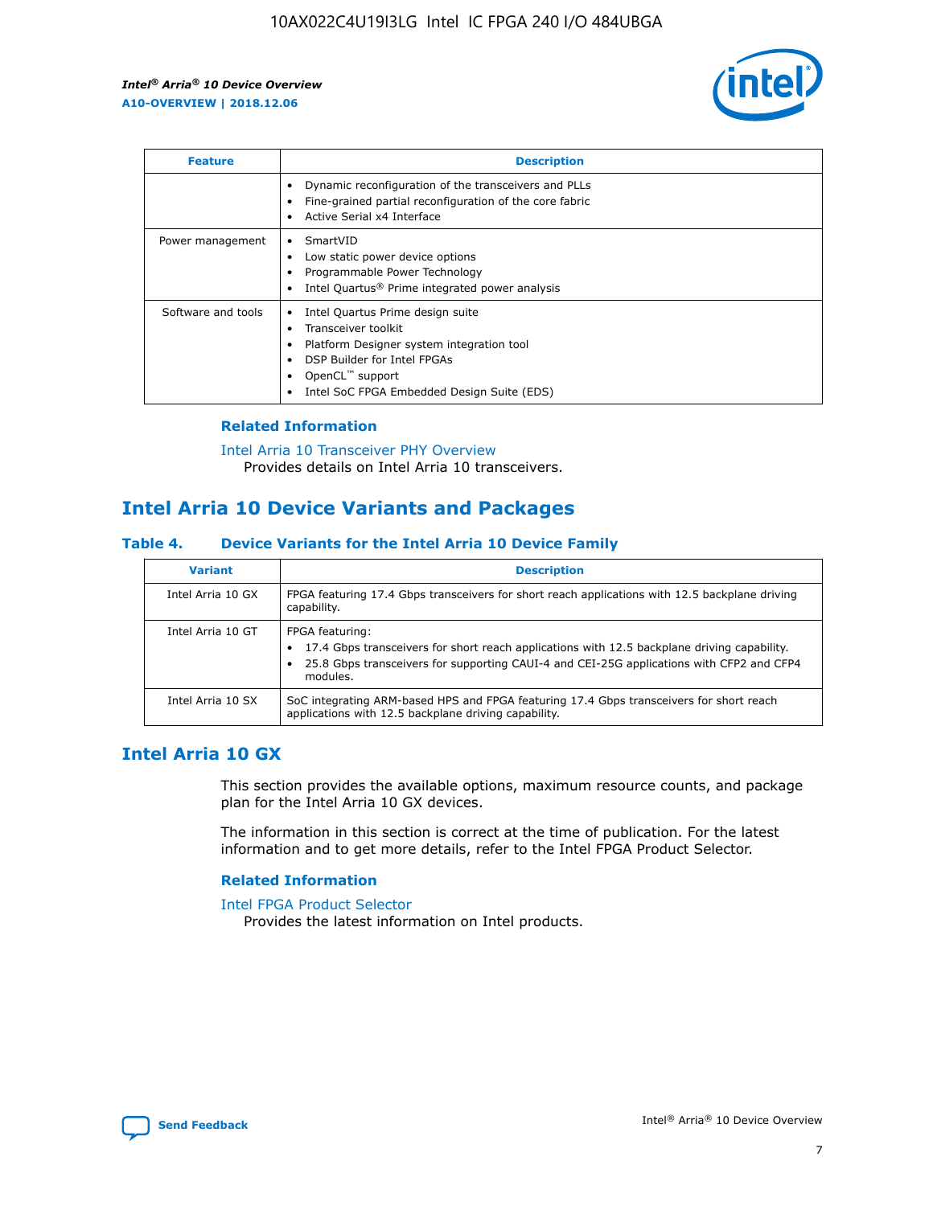| Feature | Description |
| --- | --- |
| | • Dynamic reconfiguration of the transceivers and PLLs<br>• Fine-grained partial reconfiguration of the core fabric<br>• Active Serial x4 Interface |
| Power management | • SmartVID<br>• Low static power device options<br>• Programmable Power Technology<br>• Intel Quartus® Prime integrated power analysis |
| Software and tools | • Intel Quartus Prime design suite<br>• Transceiver toolkit<br>• Platform Designer system integration tool<br>• DSP Builder for Intel FPGAs<br>• OpenCL™ support<br>• Intel SoC FPGA Embedded Design Suite (EDS) |

### Related Information

Intel Arria 10 Transceiver PHY Overview
Provides details on Intel Arria 10 transceivers.

## Intel Arria 10 Device Variants and Packages

### Table 4. Device Variants for the Intel Arria 10 Device Family

| Variant | Description |
| --- | --- |
| Intel Arria 10 GX | FPGA featuring 17.4 Gbps transceivers for short reach applications with 12.5 backplane driving capability. |
| Intel Arria 10 GT | FPGA featuring:<br>• 17.4 Gbps transceivers for short reach applications with 12.5 backplane driving capability.<br>• 25.8 Gbps transceivers for supporting CAUI-4 and CEI-25G applications with CFP2 and CFP4 modules. |
| Intel Arria 10 SX | SoC integrating ARM-based HPS and FPGA featuring 17.4 Gbps transceivers for short reach applications with 12.5 backplane driving capability. |

## Intel Arria 10 GX

This section provides the available options, maximum resource counts, and package plan for the Intel Arria 10 GX devices.

The information in this section is correct at the time of publication. For the latest information and to get more details, refer to the Intel FPGA Product Selector.

### Related Information

Intel FPGA Product Selector
Provides the latest information on Intel products.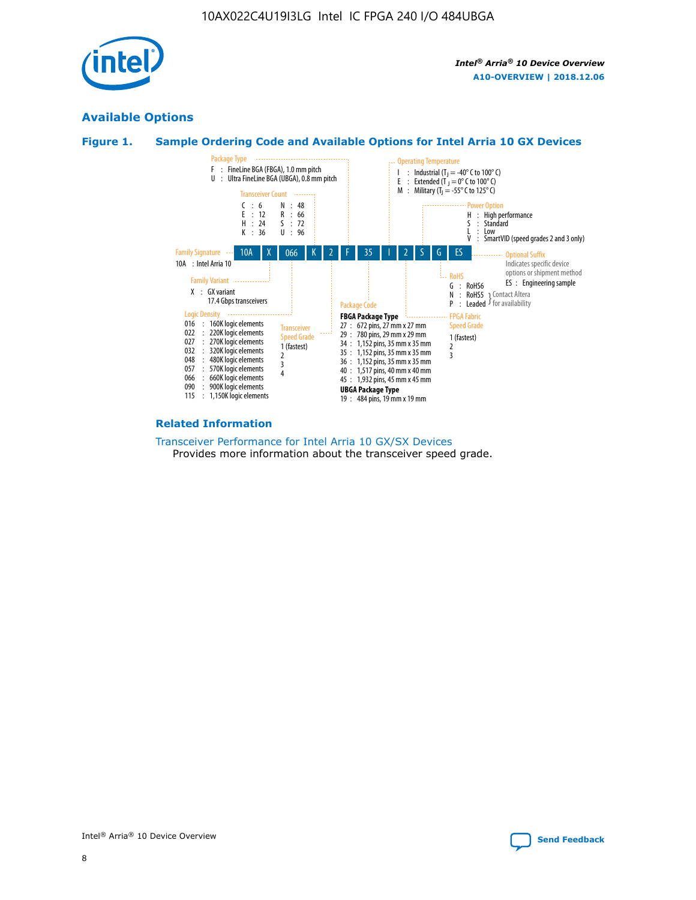## Available Options

### Figure 1. Sample Ordering Code and Available Options for Intel Arria 10 GX Devices

| 10A | X | 066 | K | 2 | F | 35 | I | 2 | S | G | ES |
|---|---|---|---|---|---|---|---|---|---|---|---|

**Family Signature**
- 10A : Intel Arria 10

**Family Variant**
- X : GX variant
  17.4 Gbps transceivers

**Logic Density**
- 016 : 160K logic elements
- 022 : 220K logic elements
- 027 : 270K logic elements
- 032 : 320K logic elements
- 048 : 480K logic elements
- 057 : 570K logic elements
- 066 : 660K logic elements
- 090 : 900K logic elements
- 115 : 1,150K logic elements

**Transceiver Count**
- C : 6
- E : 12
- H : 24
- K : 36
- N : 48
- R : 66
- S : 72
- U : 96

**Transceiver Speed Grade**
- 1 (fastest)
- 2
- 3
- 4

**Package Type**
- F : FineLine BGA (FBGA), 1.0 mm pitch
- U : Ultra FineLine BGA (UBGA), 0.8 mm pitch

**Package Code**

**FBGA Package Type**
- 27 : 672 pins, 27 mm x 27 mm
- 29 : 780 pins, 29 mm x 29 mm
- 34 : 1,152 pins, 35 mm x 35 mm
- 35 : 1,152 pins, 35 mm x 35 mm
- 36 : 1,152 pins, 35 mm x 35 mm
- 40 : 1,517 pins, 40 mm x 40 mm
- 45 : 1,932 pins, 45 mm x 45 mm

**UBGA Package Type**
- 19 : 484 pins, 19 mm x 19 mm

**Operating Temperature**
- I : Industrial ($T_J$ = -40° C to 100° C)
- E : Extended ($T_J$ = 0° C to 100° C)
- M : Military ($T_J$ = -55° C to 125° C)

**FPGA Fabric Speed Grade**
- 1 (fastest)
- 2
- 3

**Power Option**
- H : High performance
- S : Standard
- L : Low
- V : SmartVID (speed grades 2 and 3 only)

**RoHS**
- G : RoHS6
- N : RoHS5 (Contact Altera for availability)
- P : Leaded (Contact Altera for availability)

**Optional Suffix**

Indicates specific device options or shipment method
- ES : Engineering sample

### Related Information

Transceiver Performance for Intel Arria 10 GX/SX Devices
Provides more information about the transceiver speed grade.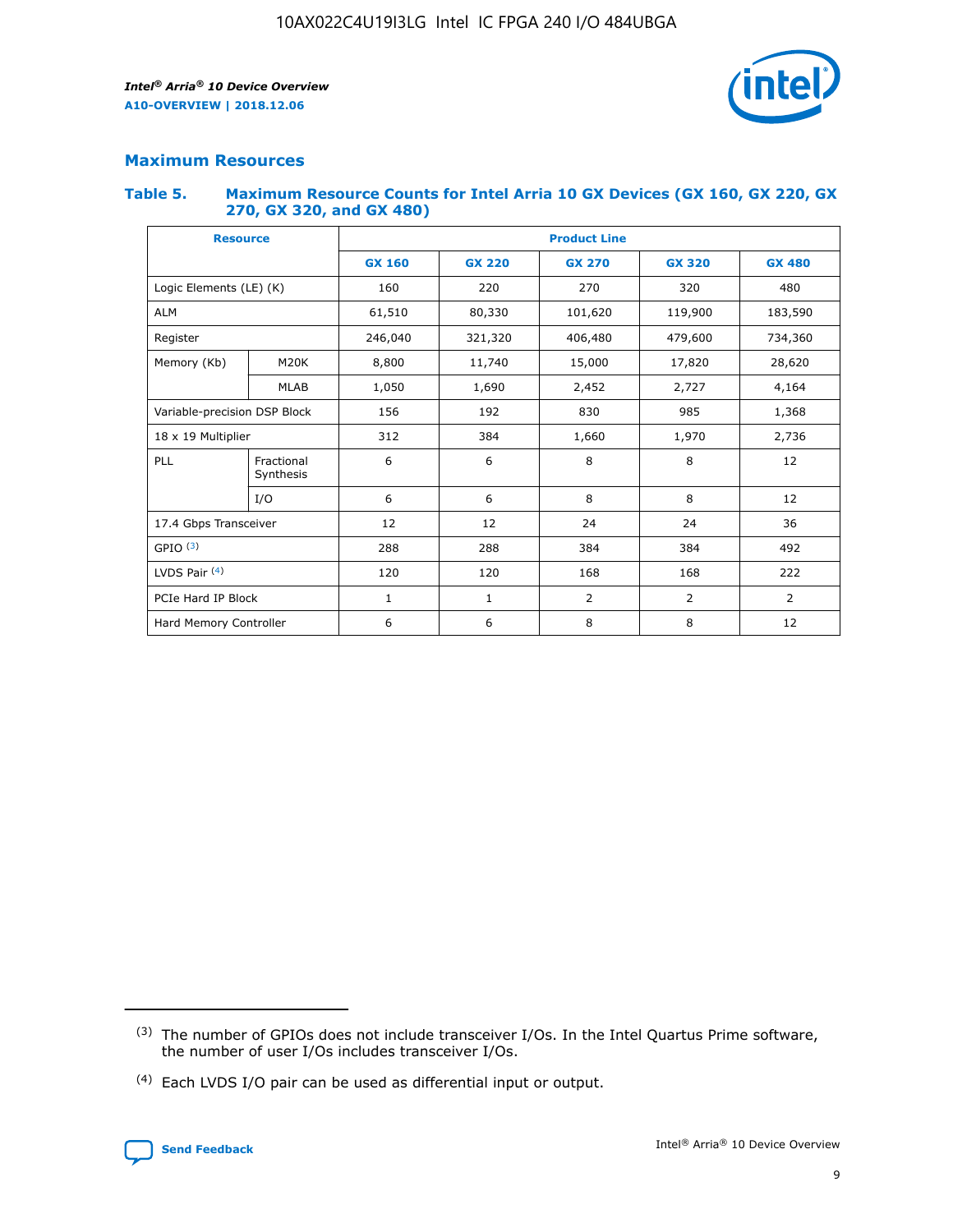## Maximum Resources

### Table 5. Maximum Resource Counts for Intel Arria 10 GX Devices (GX 160, GX 220, GX 270, GX 320, and GX 480)

| Resource | | Product Line | | | | |
|---|---|---|---|---|---|---|
| | | GX 160 | GX 220 | GX 270 | GX 320 | GX 480 |
| Logic Elements (LE) (K) | | 160 | 220 | 270 | 320 | 480 |
| ALM | | 61,510 | 80,330 | 101,620 | 119,900 | 183,590 |
| Register | | 246,040 | 321,320 | 406,480 | 479,600 | 734,360 |
| Memory (Kb) | M20K | 8,800 | 11,740 | 15,000 | 17,820 | 28,620 |
| | MLAB | 1,050 | 1,690 | 2,452 | 2,727 | 4,164 |
| Variable-precision DSP Block | | 156 | 192 | 830 | 985 | 1,368 |
| 18 x 19 Multiplier | | 312 | 384 | 1,660 | 1,970 | 2,736 |
| PLL | Fractional Synthesis | 6 | 6 | 8 | 8 | 12 |
| | I/O | 6 | 6 | 8 | 8 | 12 |
| 17.4 Gbps Transceiver | | 12 | 12 | 24 | 24 | 36 |
| GPIO [(3)] | | 288 | 288 | 384 | 384 | 492 |
| LVDS Pair [(4)] | | 120 | 120 | 168 | 168 | 222 |
| PCIe Hard IP Block | | 1 | 1 | 2 | 2 | 2 |
| Hard Memory Controller | | 6 | 6 | 8 | 8 | 12 |

(3) The number of GPIOs does not include transceiver I/Os. In the Intel Quartus Prime software, the number of user I/Os includes transceiver I/Os.

(4) Each LVDS I/O pair can be used as differential input or output.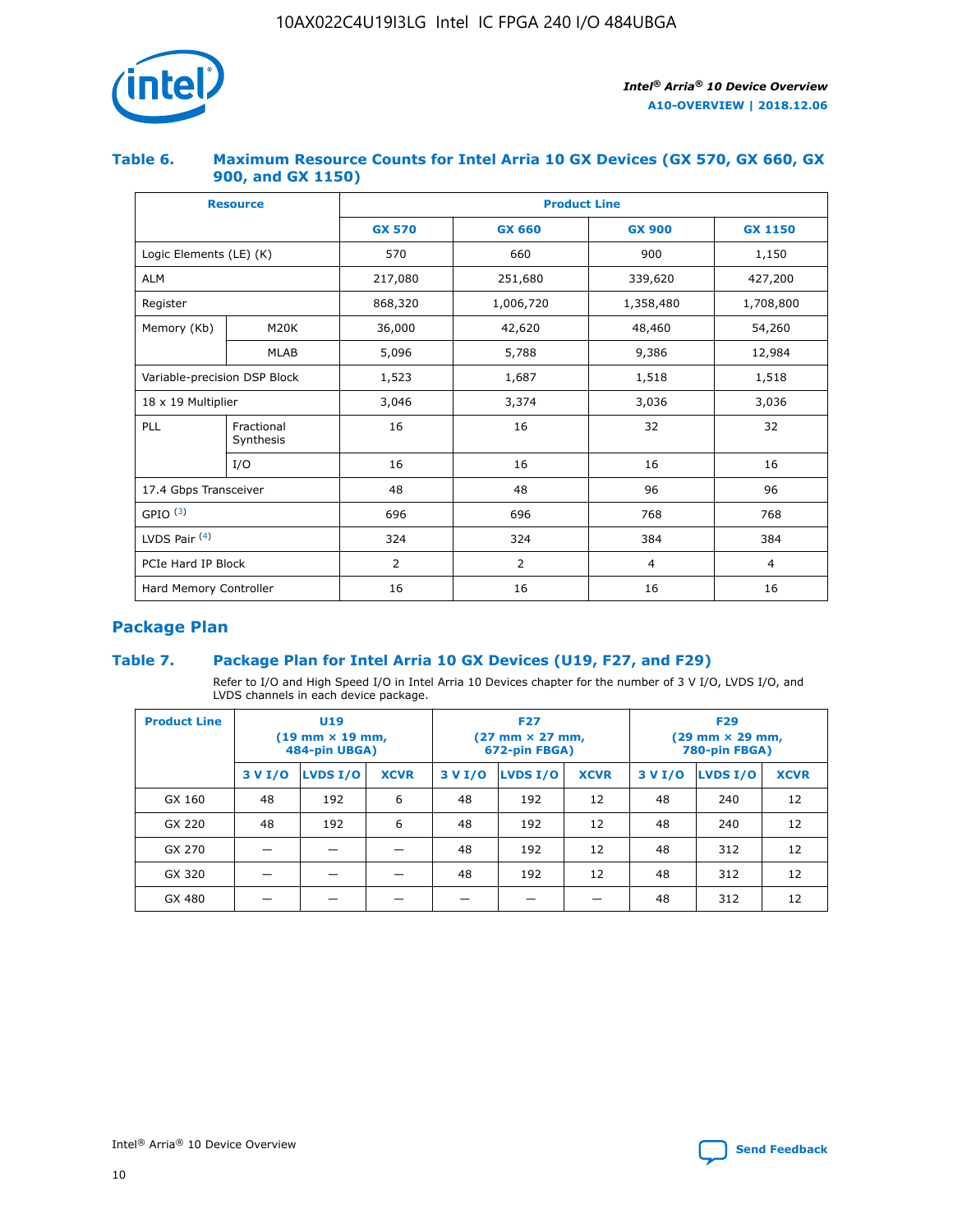## Table 6. Maximum Resource Counts for Intel Arria 10 GX Devices (GX 570, GX 660, GX 900, and GX 1150)

| Resource | | Product Line | | | |
|---|---|---|---|---|---|
| | | GX 570 | GX 660 | GX 900 | GX 1150 |
| Logic Elements (LE) (K) | | 570 | 660 | 900 | 1,150 |
| ALM | | 217,080 | 251,680 | 339,620 | 427,200 |
| Register | | 868,320 | 1,006,720 | 1,358,480 | 1,708,800 |
| Memory (Kb) | M20K | 36,000 | 42,620 | 48,460 | 54,260 |
| | MLAB | 5,096 | 5,788 | 9,386 | 12,984 |
| Variable-precision DSP Block | | 1,523 | 1,687 | 1,518 | 1,518 |
| 18 x 19 Multiplier | | 3,046 | 3,374 | 3,036 | 3,036 |
| PLL | Fractional Synthesis | 16 | 16 | 32 | 32 |
| | I/O | 16 | 16 | 16 | 16 |
| 17.4 Gbps Transceiver | | 48 | 48 | 96 | 96 |
| GPIO [(3)] | | 696 | 696 | 768 | 768 |
| LVDS Pair [(4)] | | 324 | 324 | 384 | 384 |
| PCIe Hard IP Block | | 2 | 2 | 4 | 4 |
| Hard Memory Controller | | 16 | 16 | 16 | 16 |

## Package Plan

## Table 7. Package Plan for Intel Arria 10 GX Devices (U19, F27, and F29)

Refer to I/O and High Speed I/O in Intel Arria 10 Devices chapter for the number of 3 V I/O, LVDS I/O, and LVDS channels in each device package.

| Product Line | U19 (19 mm × 19 mm, 484-pin UBGA) | | | F27 (27 mm × 27 mm, 672-pin FBGA) | | | F29 (29 mm × 29 mm, 780-pin FBGA) | | |
|---|---|---|---|---|---|---|---|---|---|
| | 3 V I/O | LVDS I/O | XCVR | 3 V I/O | LVDS I/O | XCVR | 3 V I/O | LVDS I/O | XCVR |
| GX 160 | 48 | 192 | 6 | 48 | 192 | 12 | 48 | 240 | 12 |
| GX 220 | 48 | 192 | 6 | 48 | 192 | 12 | 48 | 240 | 12 |
| GX 270 | — | — | — | 48 | 192 | 12 | 48 | 312 | 12 |
| GX 320 | — | — | — | 48 | 192 | 12 | 48 | 312 | 12 |
| GX 480 | — | — | — | — | — | — | 48 | 312 | 12 |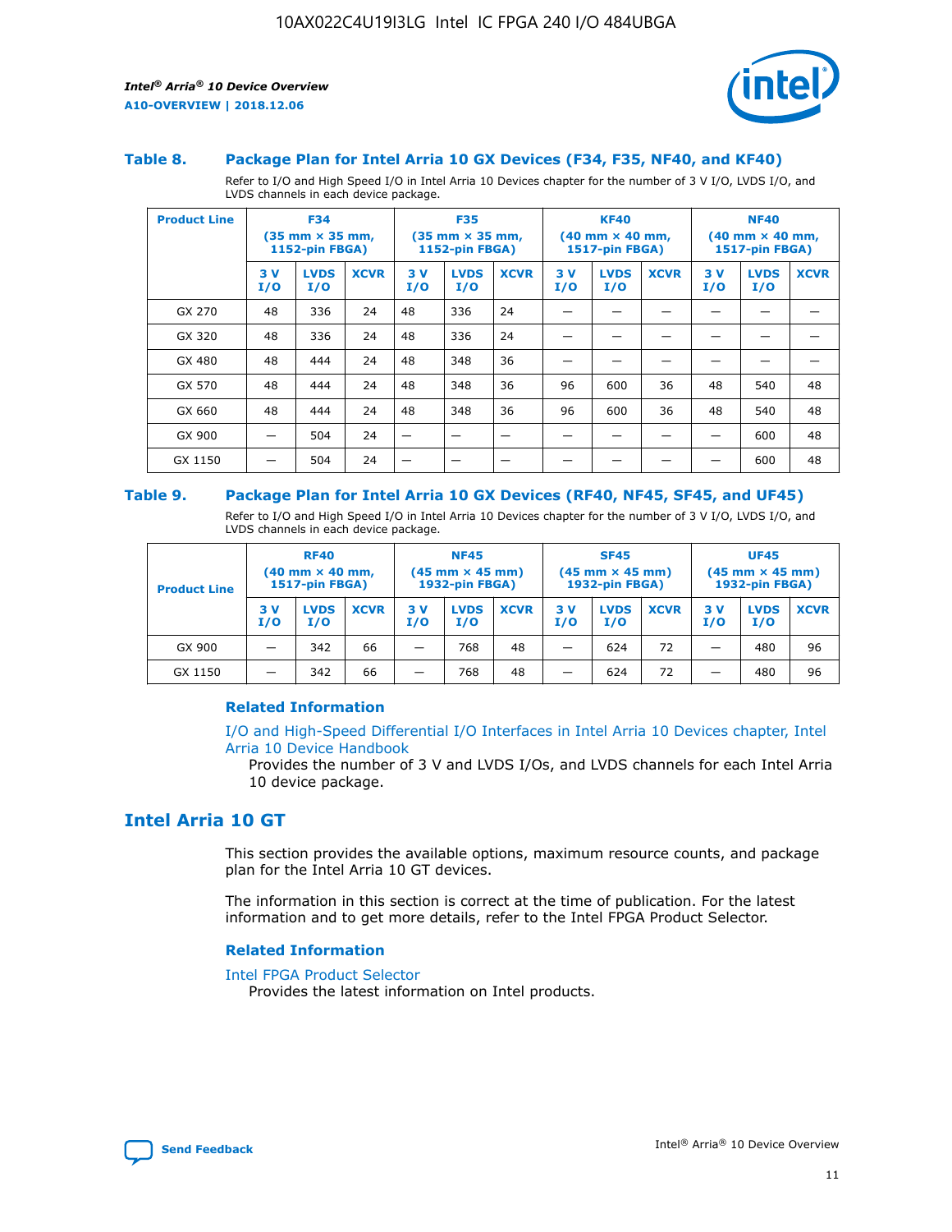### Table 8. Package Plan for Intel Arria 10 GX Devices (F34, F35, NF40, and KF40)

Refer to I/O and High Speed I/O in Intel Arria 10 Devices chapter for the number of 3 V I/O, LVDS I/O, and LVDS channels in each device package.

| Product Line | F34 (35 mm × 35 mm, 1152-pin FBGA) | | | F35 (35 mm × 35 mm, 1152-pin FBGA) | | | KF40 (40 mm × 40 mm, 1517-pin FBGA) | | | NF40 (40 mm × 40 mm, 1517-pin FBGA) | | |
|---|---|---|---|---|---|---|---|---|---|---|---|---|
| | 3 V I/O | LVDS I/O | XCVR | 3 V I/O | LVDS I/O | XCVR | 3 V I/O | LVDS I/O | XCVR | 3 V I/O | LVDS I/O | XCVR |
| GX 270 | 48 | 336 | 24 | 48 | 336 | 24 | — | — | — | — | — | — |
| GX 320 | 48 | 336 | 24 | 48 | 336 | 24 | — | — | — | — | — | — |
| GX 480 | 48 | 444 | 24 | 48 | 348 | 36 | — | — | — | — | — | — |
| GX 570 | 48 | 444 | 24 | 48 | 348 | 36 | 96 | 600 | 36 | 48 | 540 | 48 |
| GX 660 | 48 | 444 | 24 | 48 | 348 | 36 | 96 | 600 | 36 | 48 | 540 | 48 |
| GX 900 | — | 504 | 24 | — | — | — | — | — | — | — | 600 | 48 |
| GX 1150 | — | 504 | 24 | — | — | — | — | — | — | — | 600 | 48 |

### Table 9. Package Plan for Intel Arria 10 GX Devices (RF40, NF45, SF45, and UF45)

Refer to I/O and High Speed I/O in Intel Arria 10 Devices chapter for the number of 3 V I/O, LVDS I/O, and LVDS channels in each device package.

| Product Line | RF40 (40 mm × 40 mm, 1517-pin FBGA) | | | NF45 (45 mm × 45 mm) 1932-pin FBGA) | | | SF45 (45 mm × 45 mm) 1932-pin FBGA) | | | UF45 (45 mm × 45 mm) 1932-pin FBGA) | | |
|---|---|---|---|---|---|---|---|---|---|---|---|---|
| | 3 V I/O | LVDS I/O | XCVR | 3 V I/O | LVDS I/O | XCVR | 3 V I/O | LVDS I/O | XCVR | 3 V I/O | LVDS I/O | XCVR |
| GX 900 | — | 342 | 66 | — | 768 | 48 | — | 624 | 72 | — | 480 | 96 |
| GX 1150 | — | 342 | 66 | — | 768 | 48 | — | 624 | 72 | — | 480 | 96 |

#### Related Information

I/O and High-Speed Differential I/O Interfaces in Intel Arria 10 Devices chapter, Intel Arria 10 Device Handbook
Provides the number of 3 V and LVDS I/Os, and LVDS channels for each Intel Arria 10 device package.

## Intel Arria 10 GT

This section provides the available options, maximum resource counts, and package plan for the Intel Arria 10 GT devices.

The information in this section is correct at the time of publication. For the latest information and to get more details, refer to the Intel FPGA Product Selector.

#### Related Information

Intel FPGA Product Selector
Provides the latest information on Intel products.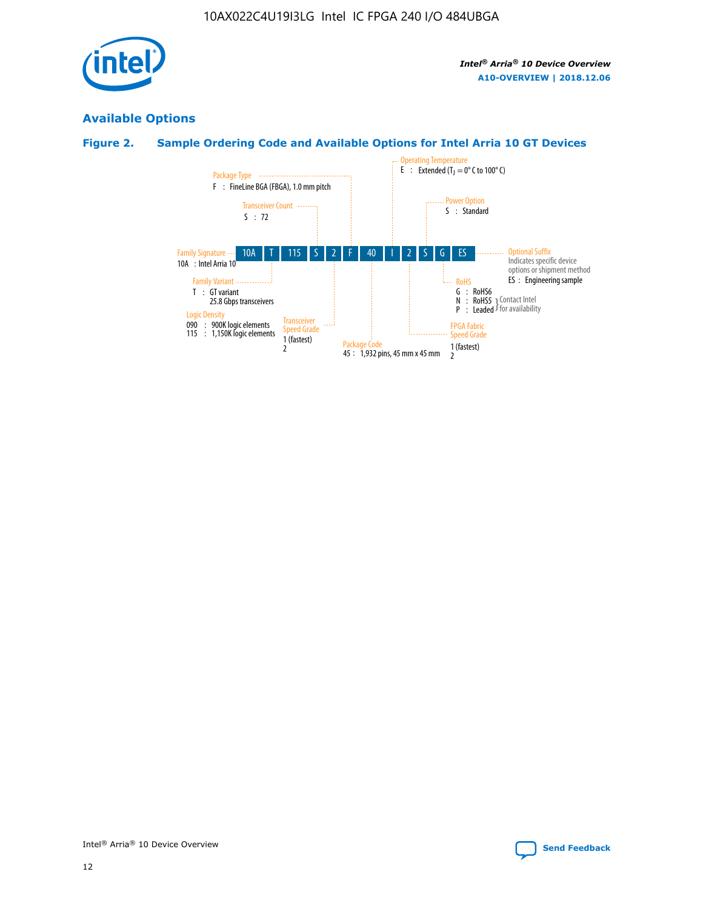## Available Options

### Figure 2. Sample Ordering Code and Available Options for Intel Arria 10 GT Devices

| 10A | T | 115 | S | 2 | F | 40 | I | 2 | S | G | ES |
|---|---|---|---|---|---|---|---|---|---|---|---|

**Family Signature**
10A : Intel Arria 10

**Family Variant**
T : GT variant
25.8 Gbps transceivers

**Logic Density**
090 : 900K logic elements
115 : 1,150K logic elements

**Transceiver Count**
S : 72

**Transceiver Speed Grade**
1 (fastest)
2

**Package Type**
F : FineLine BGA (FBGA), 1.0 mm pitch

**Package Code**
45 : 1,932 pins, 45 mm x 45 mm

**Operating Temperature**
E : Extended ($T_J$ = 0° C to 100° C)

**FPGA Fabric Speed Grade**
1 (fastest)
2

**Power Option**
S : Standard

**RoHS**
G : RoHS6
N : RoHS5 (Contact Intel for availability)
P : Leaded (Contact Intel for availability)

**Optional Suffix**
Indicates specific device options or shipment method
ES : Engineering sample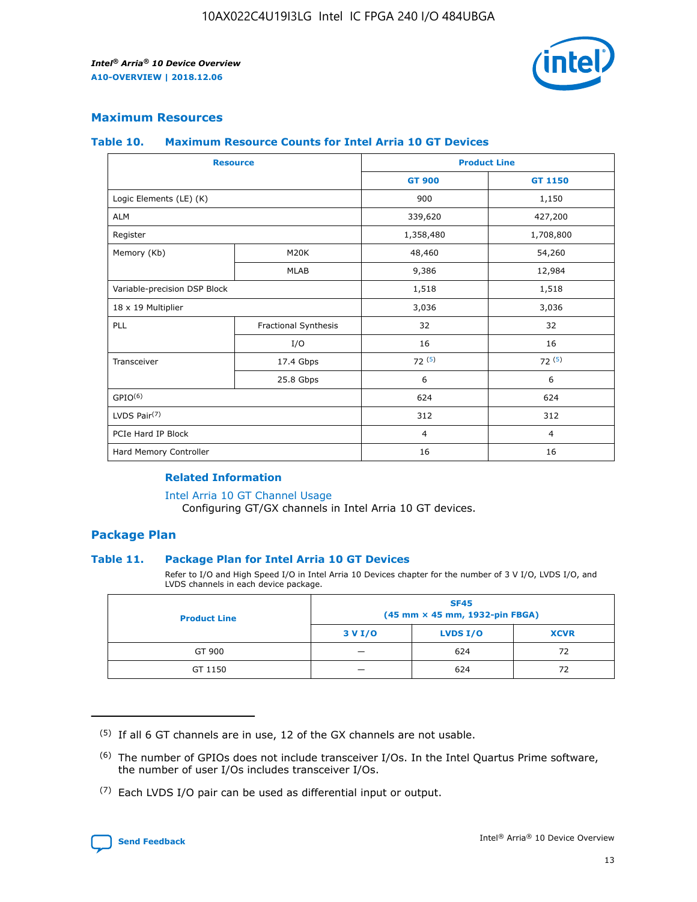## Maximum Resources

### Table 10. Maximum Resource Counts for Intel Arria 10 GT Devices

| Resource | | Product Line | |
|---|---|---|---|
| | | GT 900 | GT 1150 |
| Logic Elements (LE) (K) | | 900 | 1,150 |
| ALM | | 339,620 | 427,200 |
| Register | | 1,358,480 | 1,708,800 |
| Memory (Kb) | M20K | 48,460 | 54,260 |
| | MLAB | 9,386 | 12,984 |
| Variable-precision DSP Block | | 1,518 | 1,518 |
| 18 x 19 Multiplier | | 3,036 | 3,036 |
| PLL | Fractional Synthesis | 32 | 32 |
| | I/O | 16 | 16 |
| Transceiver | 17.4 Gbps | 72 (5) | 72 (5) |
| | 25.8 Gbps | 6 | 6 |
| GPIO(6) | | 624 | 624 |
| LVDS Pair(7) | | 312 | 312 |
| PCIe Hard IP Block | | 4 | 4 |
| Hard Memory Controller | | 16 | 16 |

#### Related Information

Intel Arria 10 GT Channel Usage
Configuring GT/GX channels in Intel Arria 10 GT devices.

## Package Plan

### Table 11. Package Plan for Intel Arria 10 GT Devices

Refer to I/O and High Speed I/O in Intel Arria 10 Devices chapter for the number of 3 V I/O, LVDS I/O, and LVDS channels in each device package.

| Product Line | SF45 (45 mm × 45 mm, 1932-pin FBGA) | | |
|---|---|---|---|
| | 3 V I/O | LVDS I/O | XCVR |
| GT 900 | — | 624 | 72 |
| GT 1150 | — | 624 | 72 |

(5) If all 6 GT channels are in use, 12 of the GX channels are not usable.

(6) The number of GPIOs does not include transceiver I/Os. In the Intel Quartus Prime software, the number of user I/Os includes transceiver I/Os.

(7) Each LVDS I/O pair can be used as differential input or output.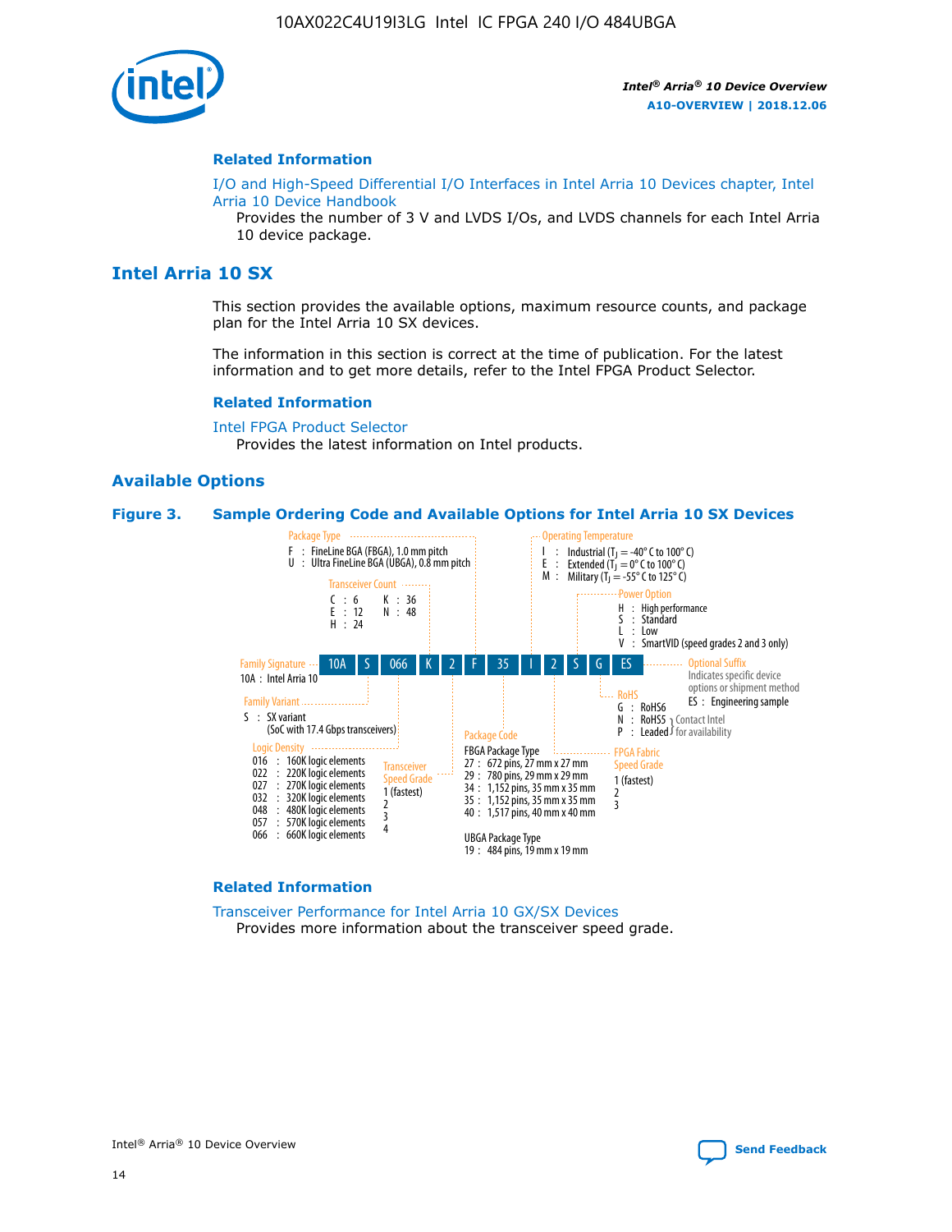#### Related Information

I/O and High-Speed Differential I/O Interfaces in Intel Arria 10 Devices chapter, Intel Arria 10 Device Handbook

Provides the number of 3 V and LVDS I/Os, and LVDS channels for each Intel Arria 10 device package.

## Intel Arria 10 SX

This section provides the available options, maximum resource counts, and package plan for the Intel Arria 10 SX devices.

The information in this section is correct at the time of publication. For the latest information and to get more details, refer to the Intel FPGA Product Selector.

#### Related Information

Intel FPGA Product Selector

Provides the latest information on Intel products.

### Available Options

**Figure 3. Sample Ordering Code and Available Options for Intel Arria 10 SX Devices**

Ordering code: 10A S 066 K 2 F 35 I 2 S G ES

- Family Signature
  - 10A : Intel Arria 10
- Family Variant
  - S : SX variant (SoC with 17.4 Gbps transceivers)
- Logic Density
  - 016 : 160K logic elements
  - 022 : 220K logic elements
  - 027 : 270K logic elements
  - 032 : 320K logic elements
  - 048 : 480K logic elements
  - 057 : 570K logic elements
  - 066 : 660K logic elements
- Transceiver Count
  - C : 6
  - E : 12
  - H : 24
  - K : 36
  - N : 48
- Transceiver Speed Grade
  - 1 (fastest)
  - 2
  - 3
  - 4
- Package Type
  - F : FineLine BGA (FBGA), 1.0 mm pitch
  - U : Ultra FineLine BGA (UBGA), 0.8 mm pitch
- Package Code
  - FBGA Package Type
    - 27 : 672 pins, 27 mm x 27 mm
    - 29 : 780 pins, 29 mm x 29 mm
    - 34 : 1,152 pins, 35 mm x 35 mm
    - 35 : 1,152 pins, 35 mm x 35 mm
    - 40 : 1,517 pins, 40 mm x 40 mm
  - UBGA Package Type
    - 19 : 484 pins, 19 mm x 19 mm
- Operating Temperature
  - I : Industrial ($T_J$ = -40° C to 100° C)
  - E : Extended ($T_J$ = 0° C to 100° C)
  - M : Military ($T_J$ = -55° C to 125° C)
- FPGA Fabric Speed Grade
  - 1 (fastest)
  - 2
  - 3
- Power Option
  - H : High performance
  - S : Standard
  - L : Low
  - V : SmartVID (speed grades 2 and 3 only)
- RoHS
  - G : RoHS6
  - N : RoHS5 (Contact Intel for availability)
  - P : Leaded (Contact Intel for availability)
- Optional Suffix
  - Indicates specific device options or shipment method
  - ES : Engineering sample

#### Related Information

Transceiver Performance for Intel Arria 10 GX/SX Devices

Provides more information about the transceiver speed grade.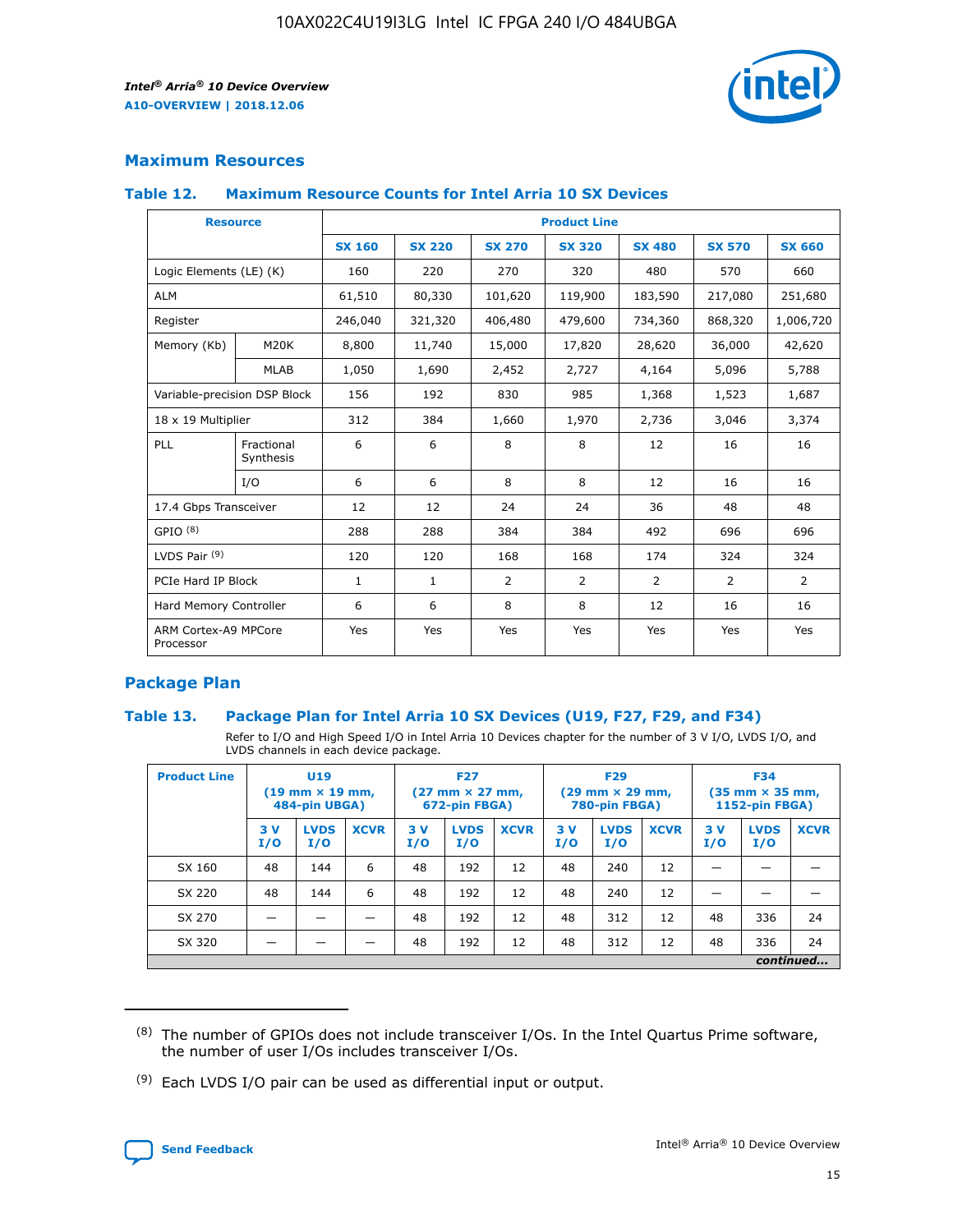## Maximum Resources

### Table 12. Maximum Resource Counts for Intel Arria 10 SX Devices

| Resource | | Product Line | | | | | | |
|---|---|---|---|---|---|---|---|---|
| | | SX 160 | SX 220 | SX 270 | SX 320 | SX 480 | SX 570 | SX 660 |
| Logic Elements (LE) (K) | | 160 | 220 | 270 | 320 | 480 | 570 | 660 |
| ALM | | 61,510 | 80,330 | 101,620 | 119,900 | 183,590 | 217,080 | 251,680 |
| Register | | 246,040 | 321,320 | 406,480 | 479,600 | 734,360 | 868,320 | 1,006,720 |
| Memory (Kb) | M20K | 8,800 | 11,740 | 15,000 | 17,820 | 28,620 | 36,000 | 42,620 |
| | MLAB | 1,050 | 1,690 | 2,452 | 2,727 | 4,164 | 5,096 | 5,788 |
| Variable-precision DSP Block | | 156 | 192 | 830 | 985 | 1,368 | 1,523 | 1,687 |
| 18 x 19 Multiplier | | 312 | 384 | 1,660 | 1,970 | 2,736 | 3,046 | 3,374 |
| PLL | Fractional Synthesis | 6 | 6 | 8 | 8 | 12 | 16 | 16 |
| | I/O | 6 | 6 | 8 | 8 | 12 | 16 | 16 |
| 17.4 Gbps Transceiver | | 12 | 12 | 24 | 24 | 36 | 48 | 48 |
| GPIO [8] | | 288 | 288 | 384 | 384 | 492 | 696 | 696 |
| LVDS Pair [9] | | 120 | 120 | 168 | 168 | 174 | 324 | 324 |
| PCIe Hard IP Block | | 1 | 1 | 2 | 2 | 2 | 2 | 2 |
| Hard Memory Controller | | 6 | 6 | 8 | 8 | 12 | 16 | 16 |
| ARM Cortex-A9 MPCore Processor | | Yes | Yes | Yes | Yes | Yes | Yes | Yes |

## Package Plan

### Table 13. Package Plan for Intel Arria 10 SX Devices (U19, F27, F29, and F34)

Refer to I/O and High Speed I/O in Intel Arria 10 Devices chapter for the number of 3 V I/O, LVDS I/O, and LVDS channels in each device package.

| Product Line | U19 (19 mm × 19 mm, 484-pin UBGA) | | | F27 (27 mm × 27 mm, 672-pin FBGA) | | | F29 (29 mm × 29 mm, 780-pin FBGA) | | | F34 (35 mm × 35 mm, 1152-pin FBGA) | | |
|---|---|---|---|---|---|---|---|---|---|---|---|---|
| | 3 V I/O | LVDS I/O | XCVR | 3 V I/O | LVDS I/O | XCVR | 3 V I/O | LVDS I/O | XCVR | 3 V I/O | LVDS I/O | XCVR |
| SX 160 | 48 | 144 | 6 | 48 | 192 | 12 | 48 | 240 | 12 | — | — | — |
| SX 220 | 48 | 144 | 6 | 48 | 192 | 12 | 48 | 240 | 12 | — | — | — |
| SX 270 | — | — | — | 48 | 192 | 12 | 48 | 312 | 12 | 48 | 336 | 24 |
| SX 320 | — | — | — | 48 | 192 | 12 | 48 | 312 | 12 | 48 | 336 | 24 |

*continued...*

(8) The number of GPIOs does not include transceiver I/Os. In the Intel Quartus Prime software, the number of user I/Os includes transceiver I/Os.

(9) Each LVDS I/O pair can be used as differential input or output.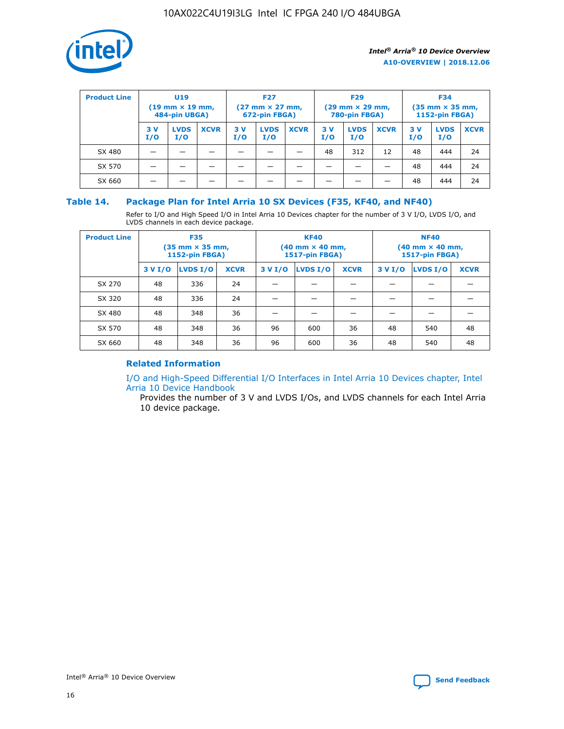| Product Line | U19 (19 mm × 19 mm, 484-pin UBGA) | | | F27 (27 mm × 27 mm, 672-pin FBGA) | | | F29 (29 mm × 29 mm, 780-pin FBGA) | | | F34 (35 mm × 35 mm, 1152-pin FBGA) | | |
|---|---|---|---|---|---|---|---|---|---|---|---|---|
| | 3 V I/O | LVDS I/O | XCVR | 3 V I/O | LVDS I/O | XCVR | 3 V I/O | LVDS I/O | XCVR | 3 V I/O | LVDS I/O | XCVR |
| SX 480 | — | — | — | — | — | — | 48 | 312 | 12 | 48 | 444 | 24 |
| SX 570 | — | — | — | — | — | — | — | — | — | 48 | 444 | 24 |
| SX 660 | — | — | — | — | — | — | — | — | — | 48 | 444 | 24 |

## Table 14. Package Plan for Intel Arria 10 SX Devices (F35, KF40, and NF40)

Refer to I/O and High Speed I/O in Intel Arria 10 Devices chapter for the number of 3 V I/O, LVDS I/O, and LVDS channels in each device package.

| Product Line | F35 (35 mm × 35 mm, 1152-pin FBGA) | | | KF40 (40 mm × 40 mm, 1517-pin FBGA) | | | NF40 (40 mm × 40 mm, 1517-pin FBGA) | | |
|---|---|---|---|---|---|---|---|---|---|
| | 3 V I/O | LVDS I/O | XCVR | 3 V I/O | LVDS I/O | XCVR | 3 V I/O | LVDS I/O | XCVR |
| SX 270 | 48 | 336 | 24 | — | — | — | — | — | — |
| SX 320 | 48 | 336 | 24 | — | — | — | — | — | — |
| SX 480 | 48 | 348 | 36 | — | — | — | — | — | — |
| SX 570 | 48 | 348 | 36 | 96 | 600 | 36 | 48 | 540 | 48 |
| SX 660 | 48 | 348 | 36 | 96 | 600 | 36 | 48 | 540 | 48 |

### Related Information

I/O and High-Speed Differential I/O Interfaces in Intel Arria 10 Devices chapter, Intel Arria 10 Device Handbook

Provides the number of 3 V and LVDS I/Os, and LVDS channels for each Intel Arria 10 device package.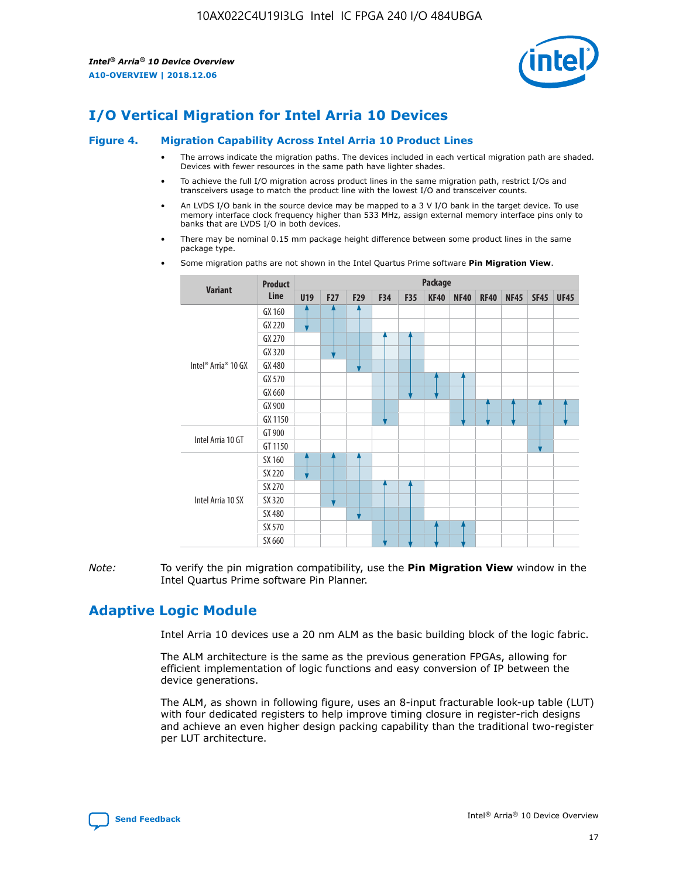# I/O Vertical Migration for Intel Arria 10 Devices

**Figure 4. Migration Capability Across Intel Arria 10 Product Lines**

- The arrows indicate the migration paths. The devices included in each vertical migration path are shaded. Devices with fewer resources in the same path have lighter shades.
- To achieve the full I/O migration across product lines in the same migration path, restrict I/Os and transceivers usage to match the product line with the lowest I/O and transceiver counts.
- An LVDS I/O bank in the source device may be mapped to a 3 V I/O bank in the target device. To use memory interface clock frequency higher than 533 MHz, assign external memory interface pins only to banks that are LVDS I/O in both devices.
- There may be nominal 0.15 mm package height difference between some product lines in the same package type.
- Some migration paths are not shown in the Intel Quartus Prime software **Pin Migration View**.

| Variant | Product Line | Package | | | | | | | | | | |
|---|---|---|---|---|---|---|---|---|---|---|---|---|
| | | U19 | F27 | F29 | F34 | F35 | KF40 | NF40 | RF40 | NF45 | SF45 | UF45 |
| Intel® Arria® 10 GX | GX 160 | | | | | | | | | | | |
| | GX 220 | | | | | | | | | | | |
| | GX 270 | | | | | | | | | | | |
| | GX 320 | | | | | | | | | | | |
| | GX 480 | | | | | | | | | | | |
| | GX 570 | | | | | | | | | | | |
| | GX 660 | | | | | | | | | | | |
| | GX 900 | | | | | | | | | | | |
| | GX 1150 | | | | | | | | | | | |
| Intel Arria 10 GT | GT 900 | | | | | | | | | | | |
| | GT 1150 | | | | | | | | | | | |
| Intel Arria 10 SX | SX 160 | | | | | | | | | | | |
| | SX 220 | | | | | | | | | | | |
| | SX 270 | | | | | | | | | | | |
| | SX 320 | | | | | | | | | | | |
| | SX 480 | | | | | | | | | | | |
| | SX 570 | | | | | | | | | | | |
| | SX 660 | | | | | | | | | | | |

*Note:* To verify the pin migration compatibility, use the **Pin Migration View** window in the Intel Quartus Prime software Pin Planner.

# Adaptive Logic Module

Intel Arria 10 devices use a 20 nm ALM as the basic building block of the logic fabric.

The ALM architecture is the same as the previous generation FPGAs, allowing for efficient implementation of logic functions and easy conversion of IP between the device generations.

The ALM, as shown in following figure, uses an 8-input fracturable look-up table (LUT) with four dedicated registers to help improve timing closure in register-rich designs and achieve an even higher design packing capability than the traditional two-register per LUT architecture.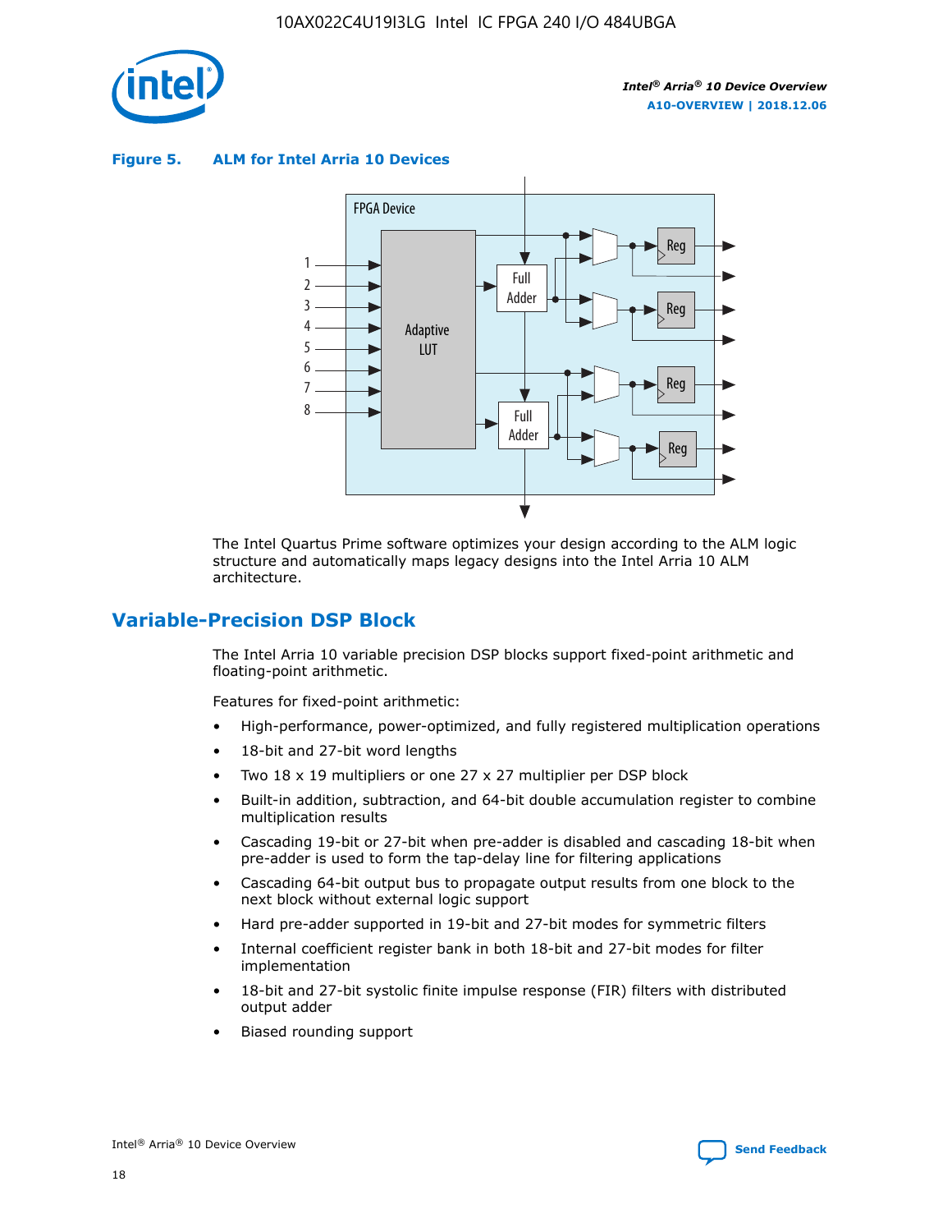**Figure 5. ALM for Intel Arria 10 Devices**

The Intel Quartus Prime software optimizes your design according to the ALM logic structure and automatically maps legacy designs into the Intel Arria 10 ALM architecture.

## Variable-Precision DSP Block

The Intel Arria 10 variable precision DSP blocks support fixed-point arithmetic and floating-point arithmetic.

Features for fixed-point arithmetic:

- High-performance, power-optimized, and fully registered multiplication operations
- 18-bit and 27-bit word lengths
- Two 18 x 19 multipliers or one 27 x 27 multiplier per DSP block
- Built-in addition, subtraction, and 64-bit double accumulation register to combine multiplication results
- Cascading 19-bit or 27-bit when pre-adder is disabled and cascading 18-bit when pre-adder is used to form the tap-delay line for filtering applications
- Cascading 64-bit output bus to propagate output results from one block to the next block without external logic support
- Hard pre-adder supported in 19-bit and 27-bit modes for symmetric filters
- Internal coefficient register bank in both 18-bit and 27-bit modes for filter implementation
- 18-bit and 27-bit systolic finite impulse response (FIR) filters with distributed output adder
- Biased rounding support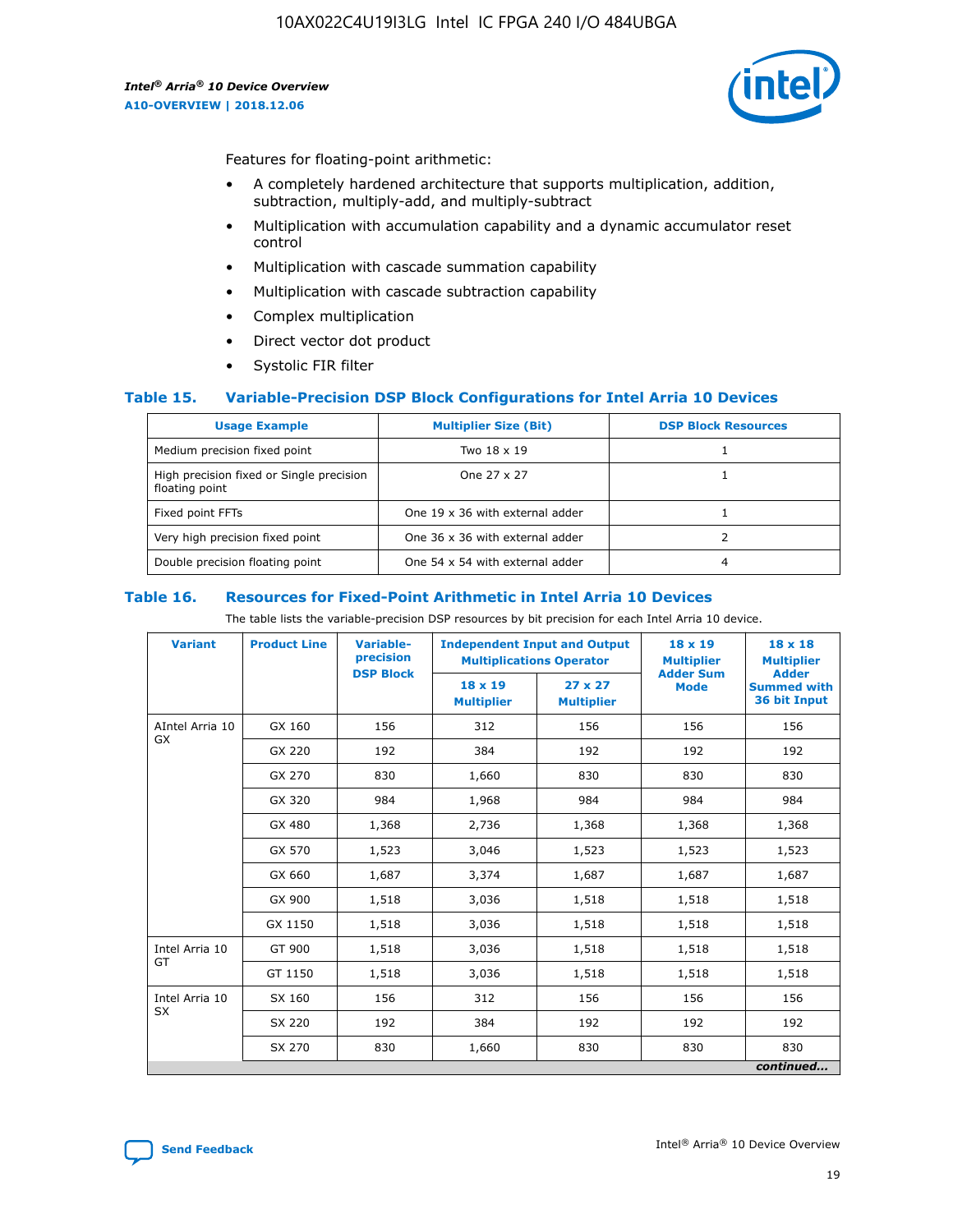Features for floating-point arithmetic:

- A completely hardened architecture that supports multiplication, addition, subtraction, multiply-add, and multiply-subtract
- Multiplication with accumulation capability and a dynamic accumulator reset control
- Multiplication with cascade summation capability
- Multiplication with cascade subtraction capability
- Complex multiplication
- Direct vector dot product
- Systolic FIR filter

### Table 15. Variable-Precision DSP Block Configurations for Intel Arria 10 Devices

| Usage Example | Multiplier Size (Bit) | DSP Block Resources |
|---|---|---|
| Medium precision fixed point | Two 18 x 19 | 1 |
| High precision fixed or Single precision floating point | One 27 x 27 | 1 |
| Fixed point FFTs | One 19 x 36 with external adder | 1 |
| Very high precision fixed point | One 36 x 36 with external adder | 2 |
| Double precision floating point | One 54 x 54 with external adder | 4 |

### Table 16. Resources for Fixed-Point Arithmetic in Intel Arria 10 Devices

The table lists the variable-precision DSP resources by bit precision for each Intel Arria 10 device.

| Variant | Product Line | Variable-precision DSP Block | Independent Input and Output Multiplications Operator | | 18 x 19 Multiplier Adder Sum Mode | 18 x 18 Multiplier Adder Summed with 36 bit Input |
|---|---|---|---|---|---|---|
| | | | 18 x 19 Multiplier | 27 x 27 Multiplier | | |
| AIntel Arria 10 GX | GX 160 | 156 | 312 | 156 | 156 | 156 |
| | GX 220 | 192 | 384 | 192 | 192 | 192 |
| | GX 270 | 830 | 1,660 | 830 | 830 | 830 |
| | GX 320 | 984 | 1,968 | 984 | 984 | 984 |
| | GX 480 | 1,368 | 2,736 | 1,368 | 1,368 | 1,368 |
| | GX 570 | 1,523 | 3,046 | 1,523 | 1,523 | 1,523 |
| | GX 660 | 1,687 | 3,374 | 1,687 | 1,687 | 1,687 |
| | GX 900 | 1,518 | 3,036 | 1,518 | 1,518 | 1,518 |
| | GX 1150 | 1,518 | 3,036 | 1,518 | 1,518 | 1,518 |
| Intel Arria 10 GT | GT 900 | 1,518 | 3,036 | 1,518 | 1,518 | 1,518 |
| | GT 1150 | 1,518 | 3,036 | 1,518 | 1,518 | 1,518 |
| Intel Arria 10 SX | SX 160 | 156 | 312 | 156 | 156 | 156 |
| | SX 220 | 192 | 384 | 192 | 192 | 192 |
| | SX 270 | 830 | 1,660 | 830 | 830 | 830 |

*continued...*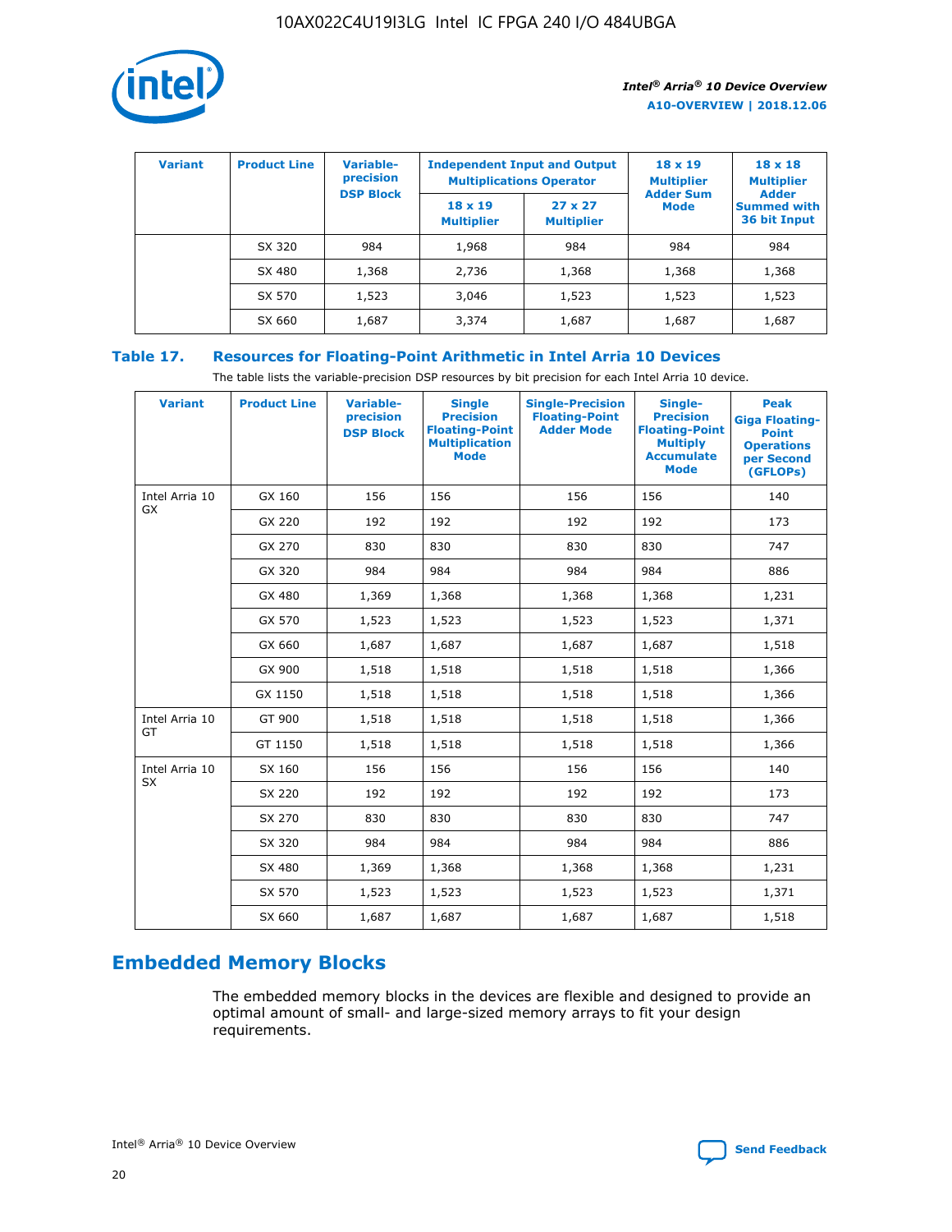| Variant | Product Line | Variable-precision DSP Block | Independent Input and Output Multiplications Operator | | 18 x 19 Multiplier Adder Sum Mode | 18 x 18 Multiplier Adder Summed with 36 bit Input |
|---|---|---|---|---|---|---|
| | | | 18 x 19 Multiplier | 27 x 27 Multiplier | | |
| | SX 320 | 984 | 1,968 | 984 | 984 | 984 |
| | SX 480 | 1,368 | 2,736 | 1,368 | 1,368 | 1,368 |
| | SX 570 | 1,523 | 3,046 | 1,523 | 1,523 | 1,523 |
| | SX 660 | 1,687 | 3,374 | 1,687 | 1,687 | 1,687 |

**Table 17. Resources for Floating-Point Arithmetic in Intel Arria 10 Devices**

The table lists the variable-precision DSP resources by bit precision for each Intel Arria 10 device.

| Variant | Product Line | Variable-precision DSP Block | Single Precision Floating-Point Multiplication Mode | Single-Precision Floating-Point Adder Mode | Single-Precision Floating-Point Multiply Accumulate Mode | Peak Giga Floating-Point Operations per Second (GFLOPs) |
|---|---|---|---|---|---|---|
| Intel Arria 10 GX | GX 160 | 156 | 156 | 156 | 156 | 140 |
| | GX 220 | 192 | 192 | 192 | 192 | 173 |
| | GX 270 | 830 | 830 | 830 | 830 | 747 |
| | GX 320 | 984 | 984 | 984 | 984 | 886 |
| | GX 480 | 1,369 | 1,368 | 1,368 | 1,368 | 1,231 |
| | GX 570 | 1,523 | 1,523 | 1,523 | 1,523 | 1,371 |
| | GX 660 | 1,687 | 1,687 | 1,687 | 1,687 | 1,518 |
| | GX 900 | 1,518 | 1,518 | 1,518 | 1,518 | 1,366 |
| | GX 1150 | 1,518 | 1,518 | 1,518 | 1,518 | 1,366 |
| Intel Arria 10 GT | GT 900 | 1,518 | 1,518 | 1,518 | 1,518 | 1,366 |
| | GT 1150 | 1,518 | 1,518 | 1,518 | 1,518 | 1,366 |
| Intel Arria 10 SX | SX 160 | 156 | 156 | 156 | 156 | 140 |
| | SX 220 | 192 | 192 | 192 | 192 | 173 |
| | SX 270 | 830 | 830 | 830 | 830 | 747 |
| | SX 320 | 984 | 984 | 984 | 984 | 886 |
| | SX 480 | 1,369 | 1,368 | 1,368 | 1,368 | 1,231 |
| | SX 570 | 1,523 | 1,523 | 1,523 | 1,523 | 1,371 |
| | SX 660 | 1,687 | 1,687 | 1,687 | 1,687 | 1,518 |

## Embedded Memory Blocks

The embedded memory blocks in the devices are flexible and designed to provide an optimal amount of small- and large-sized memory arrays to fit your design requirements.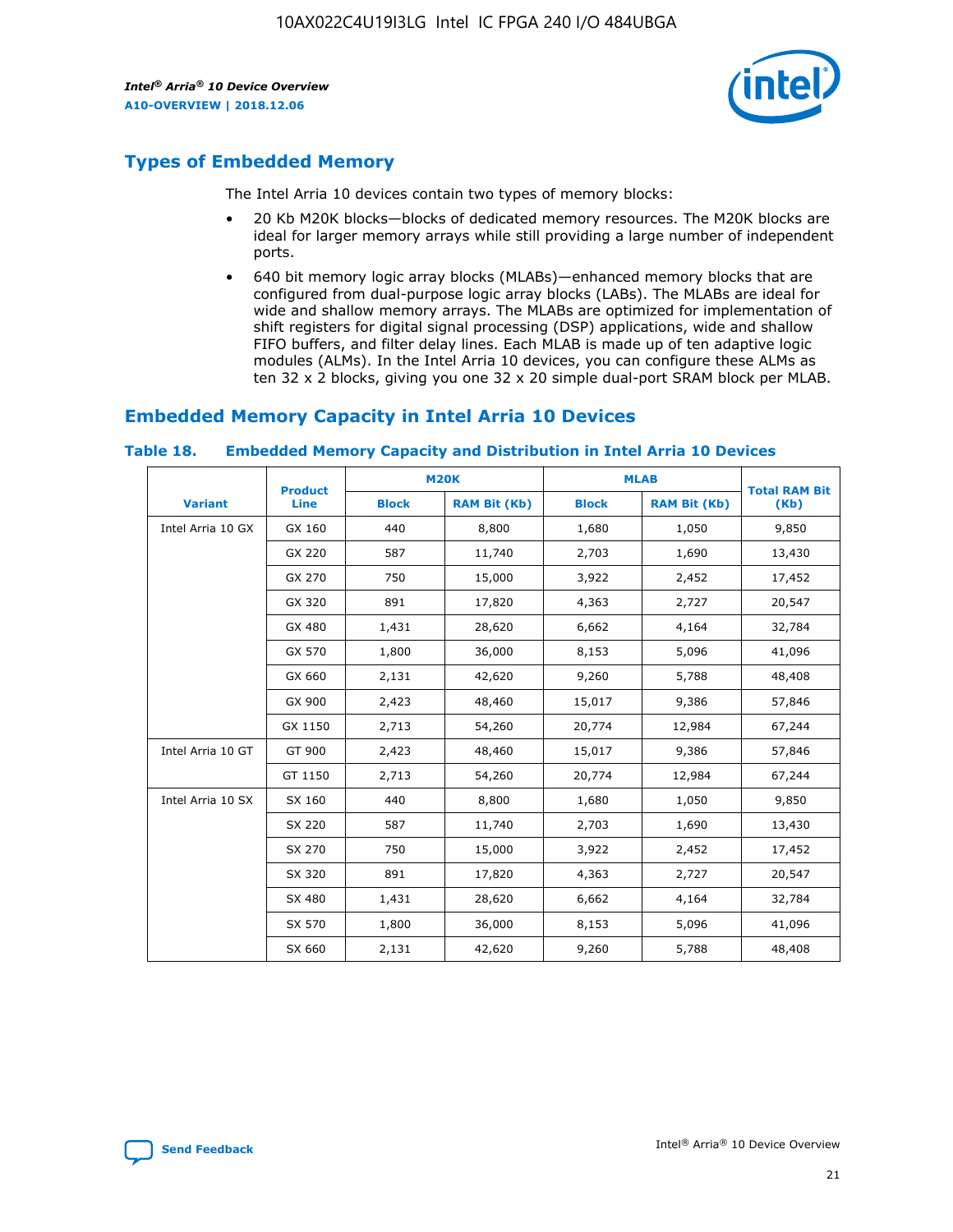## Types of Embedded Memory

The Intel Arria 10 devices contain two types of memory blocks:

- 20 Kb M20K blocks—blocks of dedicated memory resources. The M20K blocks are ideal for larger memory arrays while still providing a large number of independent ports.
- 640 bit memory logic array blocks (MLABs)—enhanced memory blocks that are configured from dual-purpose logic array blocks (LABs). The MLABs are ideal for wide and shallow memory arrays. The MLABs are optimized for implementation of shift registers for digital signal processing (DSP) applications, wide and shallow FIFO buffers, and filter delay lines. Each MLAB is made up of ten adaptive logic modules (ALMs). In the Intel Arria 10 devices, you can configure these ALMs as ten 32 x 2 blocks, giving you one 32 x 20 simple dual-port SRAM block per MLAB.

## Embedded Memory Capacity in Intel Arria 10 Devices

**Table 18. Embedded Memory Capacity and Distribution in Intel Arria 10 Devices**

| Variant | Product Line | M20K | | MLAB | | Total RAM Bit (Kb) |
|---|---|---|---|---|---|---|
| | | Block | RAM Bit (Kb) | Block | RAM Bit (Kb) | |
| Intel Arria 10 GX | GX 160 | 440 | 8,800 | 1,680 | 1,050 | 9,850 |
| | GX 220 | 587 | 11,740 | 2,703 | 1,690 | 13,430 |
| | GX 270 | 750 | 15,000 | 3,922 | 2,452 | 17,452 |
| | GX 320 | 891 | 17,820 | 4,363 | 2,727 | 20,547 |
| | GX 480 | 1,431 | 28,620 | 6,662 | 4,164 | 32,784 |
| | GX 570 | 1,800 | 36,000 | 8,153 | 5,096 | 41,096 |
| | GX 660 | 2,131 | 42,620 | 9,260 | 5,788 | 48,408 |
| | GX 900 | 2,423 | 48,460 | 15,017 | 9,386 | 57,846 |
| | GX 1150 | 2,713 | 54,260 | 20,774 | 12,984 | 67,244 |
| Intel Arria 10 GT | GT 900 | 2,423 | 48,460 | 15,017 | 9,386 | 57,846 |
| | GT 1150 | 2,713 | 54,260 | 20,774 | 12,984 | 67,244 |
| Intel Arria 10 SX | SX 160 | 440 | 8,800 | 1,680 | 1,050 | 9,850 |
| | SX 220 | 587 | 11,740 | 2,703 | 1,690 | 13,430 |
| | SX 270 | 750 | 15,000 | 3,922 | 2,452 | 17,452 |
| | SX 320 | 891 | 17,820 | 4,363 | 2,727 | 20,547 |
| | SX 480 | 1,431 | 28,620 | 6,662 | 4,164 | 32,784 |
| | SX 570 | 1,800 | 36,000 | 8,153 | 5,096 | 41,096 |
| | SX 660 | 2,131 | 42,620 | 9,260 | 5,788 | 48,408 |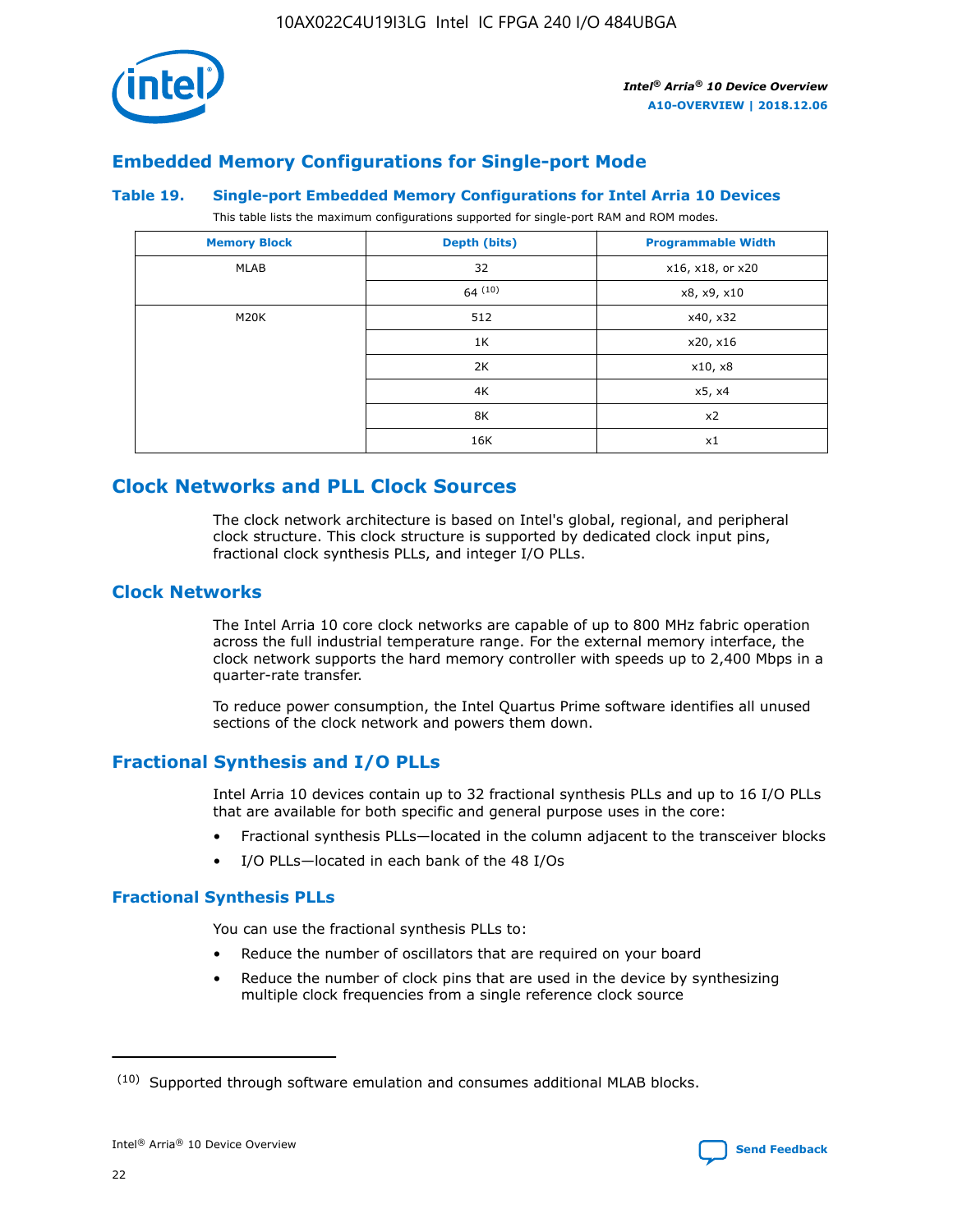## Embedded Memory Configurations for Single-port Mode

### Table 19. Single-port Embedded Memory Configurations for Intel Arria 10 Devices

This table lists the maximum configurations supported for single-port RAM and ROM modes.

| Memory Block | Depth (bits) | Programmable Width |
|---|---|---|
| MLAB | 32 | x16, x18, or x20 |
| | 64 [10] | x8, x9, x10 |
| M20K | 512 | x40, x32 |
| | 1K | x20, x16 |
| | 2K | x10, x8 |
| | 4K | x5, x4 |
| | 8K | x2 |
| | 16K | x1 |

## Clock Networks and PLL Clock Sources

The clock network architecture is based on Intel's global, regional, and peripheral clock structure. This clock structure is supported by dedicated clock input pins, fractional clock synthesis PLLs, and integer I/O PLLs.

## Clock Networks

The Intel Arria 10 core clock networks are capable of up to 800 MHz fabric operation across the full industrial temperature range. For the external memory interface, the clock network supports the hard memory controller with speeds up to 2,400 Mbps in a quarter-rate transfer.

To reduce power consumption, the Intel Quartus Prime software identifies all unused sections of the clock network and powers them down.

## Fractional Synthesis and I/O PLLs

Intel Arria 10 devices contain up to 32 fractional synthesis PLLs and up to 16 I/O PLLs that are available for both specific and general purpose uses in the core:

- Fractional synthesis PLLs—located in the column adjacent to the transceiver blocks
- I/O PLLs—located in each bank of the 48 I/Os

### Fractional Synthesis PLLs

You can use the fractional synthesis PLLs to:

- Reduce the number of oscillators that are required on your board
- Reduce the number of clock pins that are used in the device by synthesizing multiple clock frequencies from a single reference clock source

(10) Supported through software emulation and consumes additional MLAB blocks.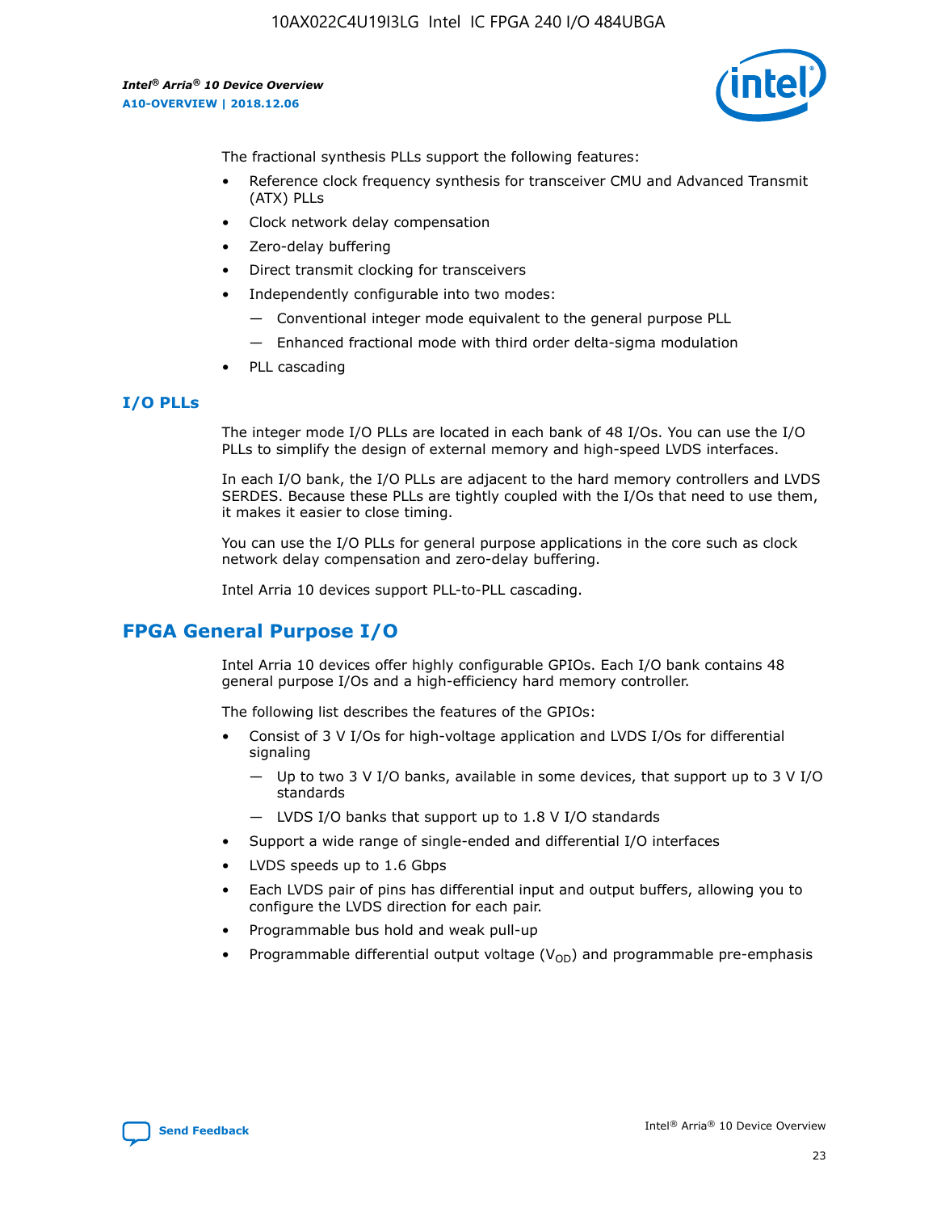The fractional synthesis PLLs support the following features:

- Reference clock frequency synthesis for transceiver CMU and Advanced Transmit (ATX) PLLs
- Clock network delay compensation
- Zero-delay buffering
- Direct transmit clocking for transceivers
- Independently configurable into two modes:
  - — Conventional integer mode equivalent to the general purpose PLL
  - — Enhanced fractional mode with third order delta-sigma modulation
- PLL cascading

### I/O PLLs

The integer mode I/O PLLs are located in each bank of 48 I/Os. You can use the I/O PLLs to simplify the design of external memory and high-speed LVDS interfaces.

In each I/O bank, the I/O PLLs are adjacent to the hard memory controllers and LVDS SERDES. Because these PLLs are tightly coupled with the I/Os that need to use them, it makes it easier to close timing.

You can use the I/O PLLs for general purpose applications in the core such as clock network delay compensation and zero-delay buffering.

Intel Arria 10 devices support PLL-to-PLL cascading.

## FPGA General Purpose I/O

Intel Arria 10 devices offer highly configurable GPIOs. Each I/O bank contains 48 general purpose I/Os and a high-efficiency hard memory controller.

The following list describes the features of the GPIOs:

- Consist of 3 V I/Os for high-voltage application and LVDS I/Os for differential signaling
  - — Up to two 3 V I/O banks, available in some devices, that support up to 3 V I/O standards
  - — LVDS I/O banks that support up to 1.8 V I/O standards
- Support a wide range of single-ended and differential I/O interfaces
- LVDS speeds up to 1.6 Gbps
- Each LVDS pair of pins has differential input and output buffers, allowing you to configure the LVDS direction for each pair.
- Programmable bus hold and weak pull-up
- Programmable differential output voltage ($V_{OD}$) and programmable pre-emphasis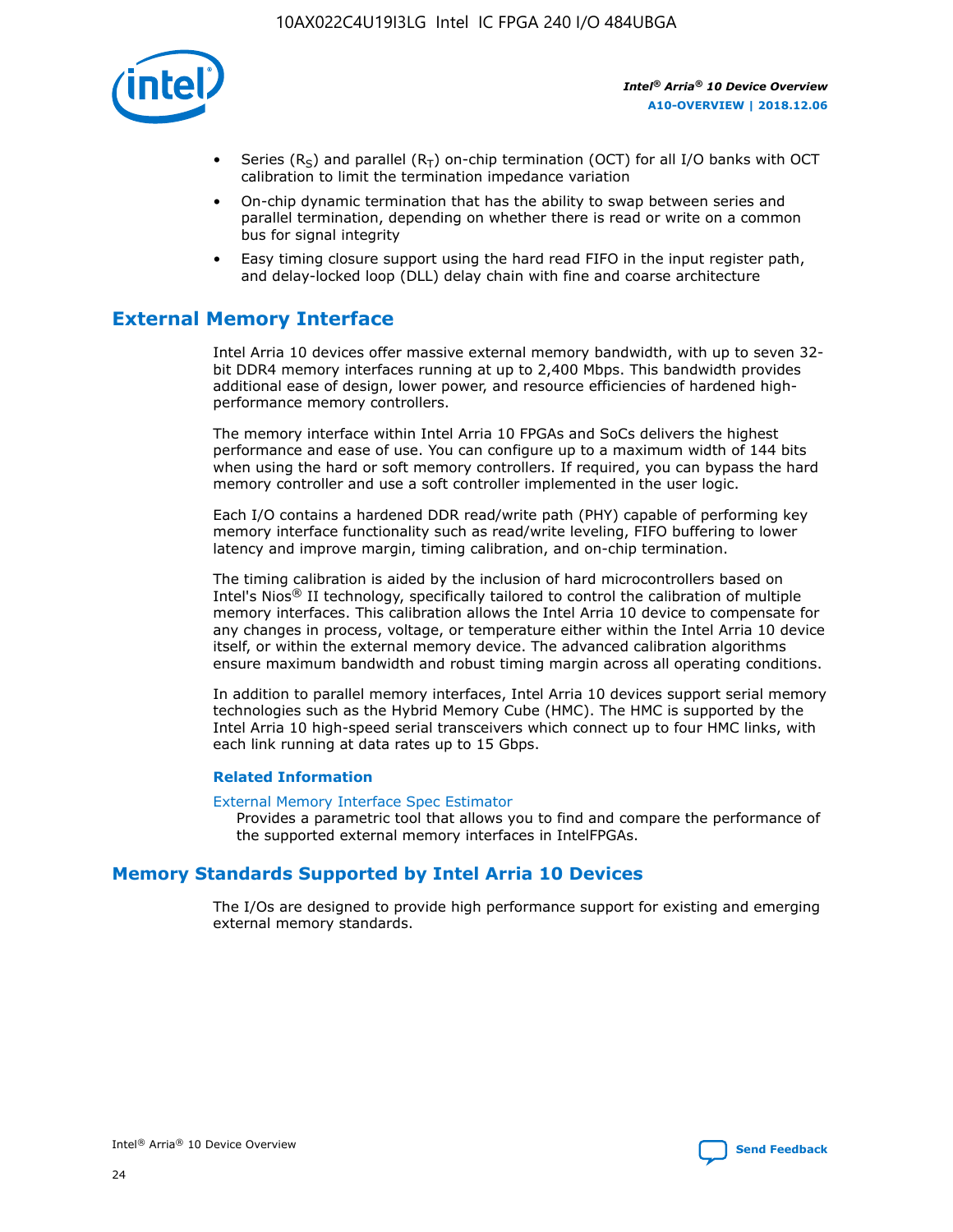- Series ($R_S$) and parallel ($R_T$) on-chip termination (OCT) for all I/O banks with OCT calibration to limit the termination impedance variation
- On-chip dynamic termination that has the ability to swap between series and parallel termination, depending on whether there is read or write on a common bus for signal integrity
- Easy timing closure support using the hard read FIFO in the input register path, and delay-locked loop (DLL) delay chain with fine and coarse architecture

## External Memory Interface

Intel Arria 10 devices offer massive external memory bandwidth, with up to seven 32-bit DDR4 memory interfaces running at up to 2,400 Mbps. This bandwidth provides additional ease of design, lower power, and resource efficiencies of hardened high-performance memory controllers.

The memory interface within Intel Arria 10 FPGAs and SoCs delivers the highest performance and ease of use. You can configure up to a maximum width of 144 bits when using the hard or soft memory controllers. If required, you can bypass the hard memory controller and use a soft controller implemented in the user logic.

Each I/O contains a hardened DDR read/write path (PHY) capable of performing key memory interface functionality such as read/write leveling, FIFO buffering to lower latency and improve margin, timing calibration, and on-chip termination.

The timing calibration is aided by the inclusion of hard microcontrollers based on Intel's Nios® II technology, specifically tailored to control the calibration of multiple memory interfaces. This calibration allows the Intel Arria 10 device to compensate for any changes in process, voltage, or temperature either within the Intel Arria 10 device itself, or within the external memory device. The advanced calibration algorithms ensure maximum bandwidth and robust timing margin across all operating conditions.

In addition to parallel memory interfaces, Intel Arria 10 devices support serial memory technologies such as the Hybrid Memory Cube (HMC). The HMC is supported by the Intel Arria 10 high-speed serial transceivers which connect up to four HMC links, with each link running at data rates up to 15 Gbps.

### Related Information

External Memory Interface Spec Estimator
Provides a parametric tool that allows you to find and compare the performance of the supported external memory interfaces in IntelFPGAs.

## Memory Standards Supported by Intel Arria 10 Devices

The I/Os are designed to provide high performance support for existing and emerging external memory standards.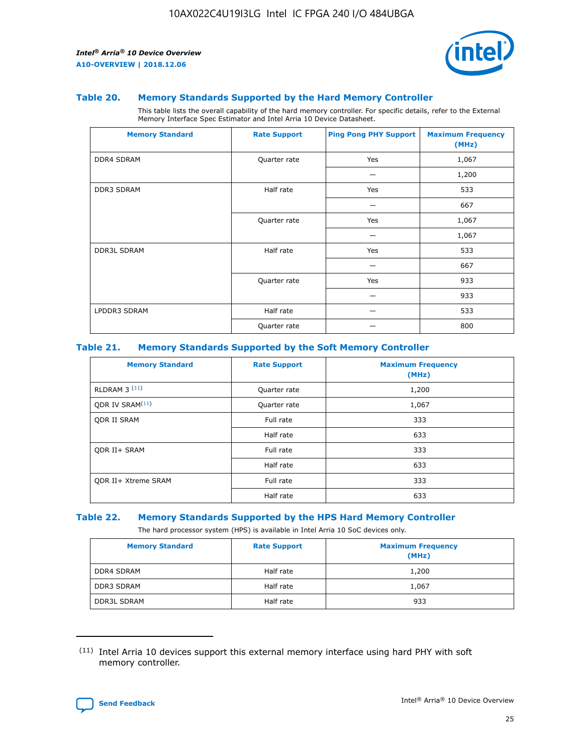### Table 20. Memory Standards Supported by the Hard Memory Controller

This table lists the overall capability of the hard memory controller. For specific details, refer to the External Memory Interface Spec Estimator and Intel Arria 10 Device Datasheet.

| Memory Standard | Rate Support | Ping Pong PHY Support | Maximum Frequency (MHz) |
|---|---|---|---|
| DDR4 SDRAM | Quarter rate | Yes | 1,067 |
| | | — | 1,200 |
| DDR3 SDRAM | Half rate | Yes | 533 |
| | | — | 667 |
| | Quarter rate | Yes | 1,067 |
| | | — | 1,067 |
| DDR3L SDRAM | Half rate | Yes | 533 |
| | | — | 667 |
| | Quarter rate | Yes | 933 |
| | | — | 933 |
| LPDDR3 SDRAM | Half rate | — | 533 |
| | Quarter rate | — | 800 |

### Table 21. Memory Standards Supported by the Soft Memory Controller

| Memory Standard | Rate Support | Maximum Frequency (MHz) |
|---|---|---|
| RLDRAM 3 [(11)] | Quarter rate | 1,200 |
| QDR IV SRAM[(11)] | Quarter rate | 1,067 |
| QDR II SRAM | Full rate | 333 |
| | Half rate | 633 |
| QDR II+ SRAM | Full rate | 333 |
| | Half rate | 633 |
| QDR II+ Xtreme SRAM | Full rate | 333 |
| | Half rate | 633 |

### Table 22. Memory Standards Supported by the HPS Hard Memory Controller

The hard processor system (HPS) is available in Intel Arria 10 SoC devices only.

| Memory Standard | Rate Support | Maximum Frequency (MHz) |
|---|---|---|
| DDR4 SDRAM | Half rate | 1,200 |
| DDR3 SDRAM | Half rate | 1,067 |
| DDR3L SDRAM | Half rate | 933 |

(11) Intel Arria 10 devices support this external memory interface using hard PHY with soft memory controller.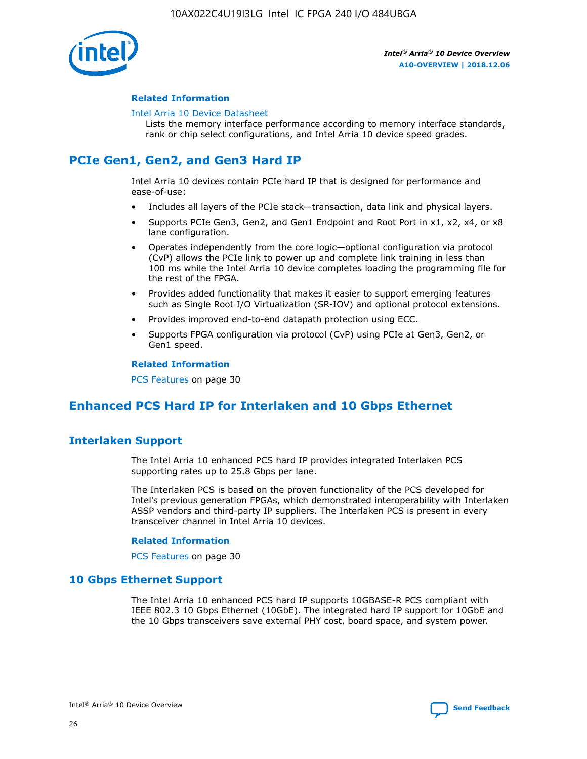#### Related Information

Intel Arria 10 Device Datasheet
Lists the memory interface performance according to memory interface standards, rank or chip select configurations, and Intel Arria 10 device speed grades.

## PCIe Gen1, Gen2, and Gen3 Hard IP

Intel Arria 10 devices contain PCIe hard IP that is designed for performance and ease-of-use:

- Includes all layers of the PCIe stack—transaction, data link and physical layers.
- Supports PCIe Gen3, Gen2, and Gen1 Endpoint and Root Port in x1, x2, x4, or x8 lane configuration.
- Operates independently from the core logic—optional configuration via protocol (CvP) allows the PCIe link to power up and complete link training in less than 100 ms while the Intel Arria 10 device completes loading the programming file for the rest of the FPGA.
- Provides added functionality that makes it easier to support emerging features such as Single Root I/O Virtualization (SR-IOV) and optional protocol extensions.
- Provides improved end-to-end datapath protection using ECC.
- Supports FPGA configuration via protocol (CvP) using PCIe at Gen3, Gen2, or Gen1 speed.

#### Related Information

PCS Features on page 30

## Enhanced PCS Hard IP for Interlaken and 10 Gbps Ethernet

### Interlaken Support

The Intel Arria 10 enhanced PCS hard IP provides integrated Interlaken PCS supporting rates up to 25.8 Gbps per lane.

The Interlaken PCS is based on the proven functionality of the PCS developed for Intel's previous generation FPGAs, which demonstrated interoperability with Interlaken ASSP vendors and third-party IP suppliers. The Interlaken PCS is present in every transceiver channel in Intel Arria 10 devices.

#### Related Information

PCS Features on page 30

### 10 Gbps Ethernet Support

The Intel Arria 10 enhanced PCS hard IP supports 10GBASE-R PCS compliant with IEEE 802.3 10 Gbps Ethernet (10GbE). The integrated hard IP support for 10GbE and the 10 Gbps transceivers save external PHY cost, board space, and system power.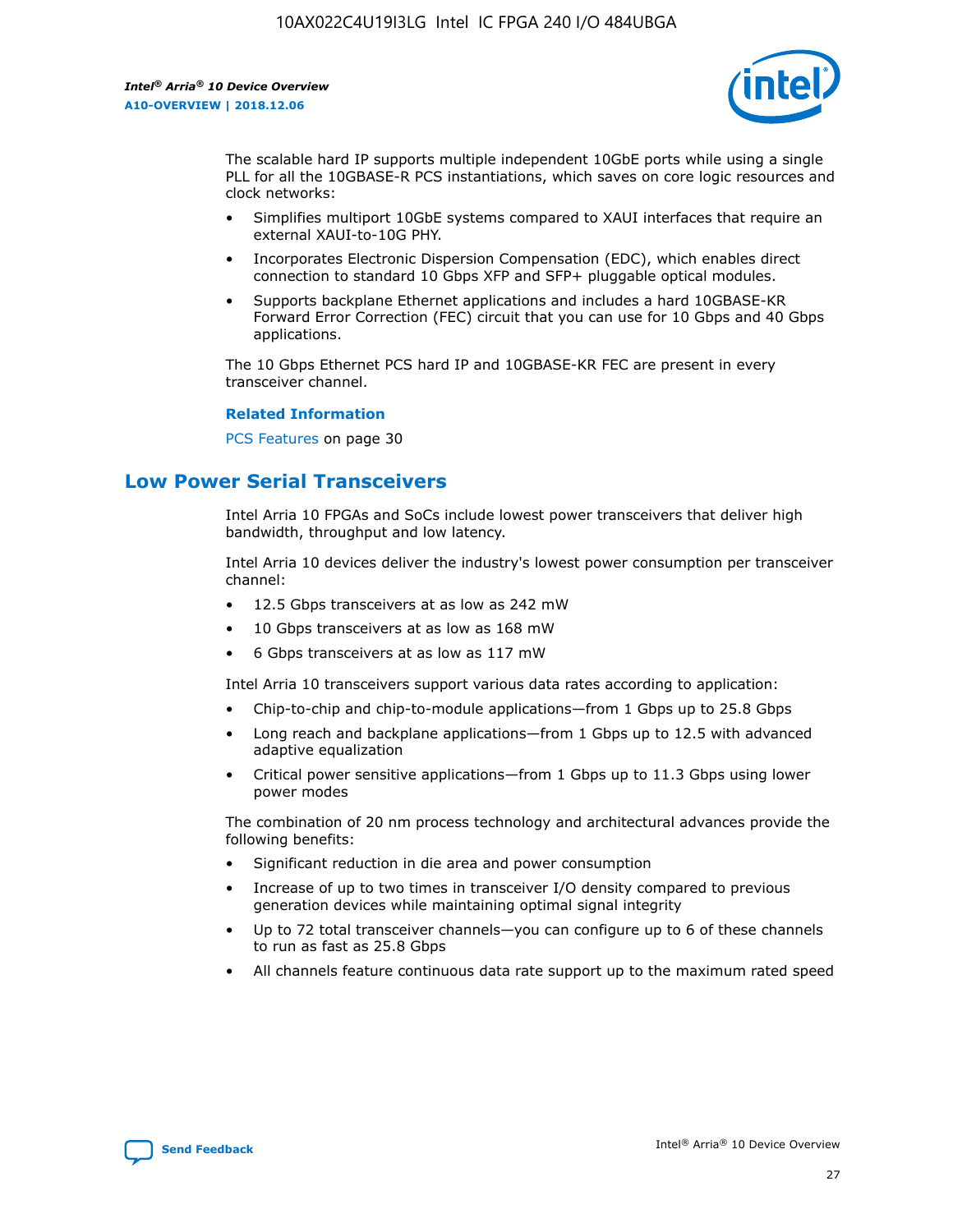The scalable hard IP supports multiple independent 10GbE ports while using a single PLL for all the 10GBASE-R PCS instantiations, which saves on core logic resources and clock networks:

- Simplifies multiport 10GbE systems compared to XAUI interfaces that require an external XAUI-to-10G PHY.
- Incorporates Electronic Dispersion Compensation (EDC), which enables direct connection to standard 10 Gbps XFP and SFP+ pluggable optical modules.
- Supports backplane Ethernet applications and includes a hard 10GBASE-KR Forward Error Correction (FEC) circuit that you can use for 10 Gbps and 40 Gbps applications.

The 10 Gbps Ethernet PCS hard IP and 10GBASE-KR FEC are present in every transceiver channel.

**Related Information**

PCS Features on page 30

## Low Power Serial Transceivers

Intel Arria 10 FPGAs and SoCs include lowest power transceivers that deliver high bandwidth, throughput and low latency.

Intel Arria 10 devices deliver the industry's lowest power consumption per transceiver channel:

- 12.5 Gbps transceivers at as low as 242 mW
- 10 Gbps transceivers at as low as 168 mW
- 6 Gbps transceivers at as low as 117 mW

Intel Arria 10 transceivers support various data rates according to application:

- Chip-to-chip and chip-to-module applications—from 1 Gbps up to 25.8 Gbps
- Long reach and backplane applications—from 1 Gbps up to 12.5 with advanced adaptive equalization
- Critical power sensitive applications—from 1 Gbps up to 11.3 Gbps using lower power modes

The combination of 20 nm process technology and architectural advances provide the following benefits:

- Significant reduction in die area and power consumption
- Increase of up to two times in transceiver I/O density compared to previous generation devices while maintaining optimal signal integrity
- Up to 72 total transceiver channels—you can configure up to 6 of these channels to run as fast as 25.8 Gbps
- All channels feature continuous data rate support up to the maximum rated speed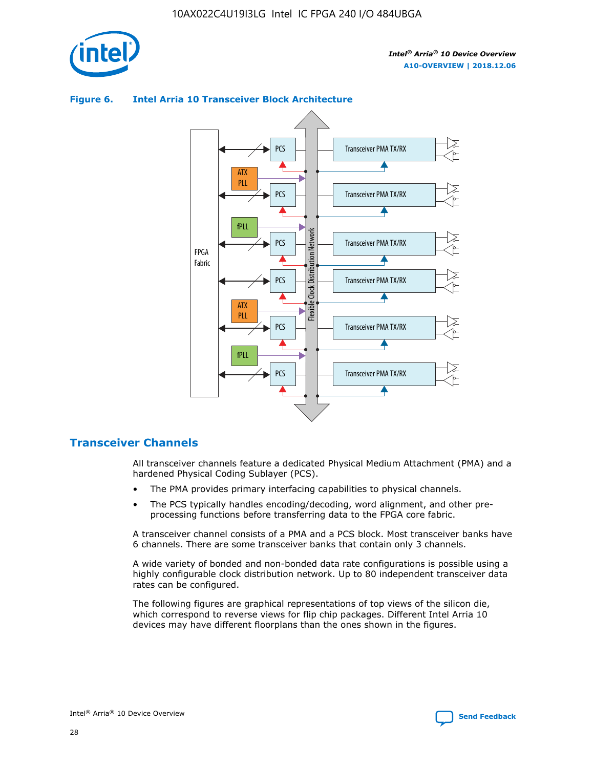**Figure 6. Intel Arria 10 Transceiver Block Architecture**

## Transceiver Channels

All transceiver channels feature a dedicated Physical Medium Attachment (PMA) and a hardened Physical Coding Sublayer (PCS).

- The PMA provides primary interfacing capabilities to physical channels.
- The PCS typically handles encoding/decoding, word alignment, and other pre-processing functions before transferring data to the FPGA core fabric.

A transceiver channel consists of a PMA and a PCS block. Most transceiver banks have 6 channels. There are some transceiver banks that contain only 3 channels.

A wide variety of bonded and non-bonded data rate configurations is possible using a highly configurable clock distribution network. Up to 80 independent transceiver data rates can be configured.

The following figures are graphical representations of top views of the silicon die, which correspond to reverse views for flip chip packages. Different Intel Arria 10 devices may have different floorplans than the ones shown in the figures.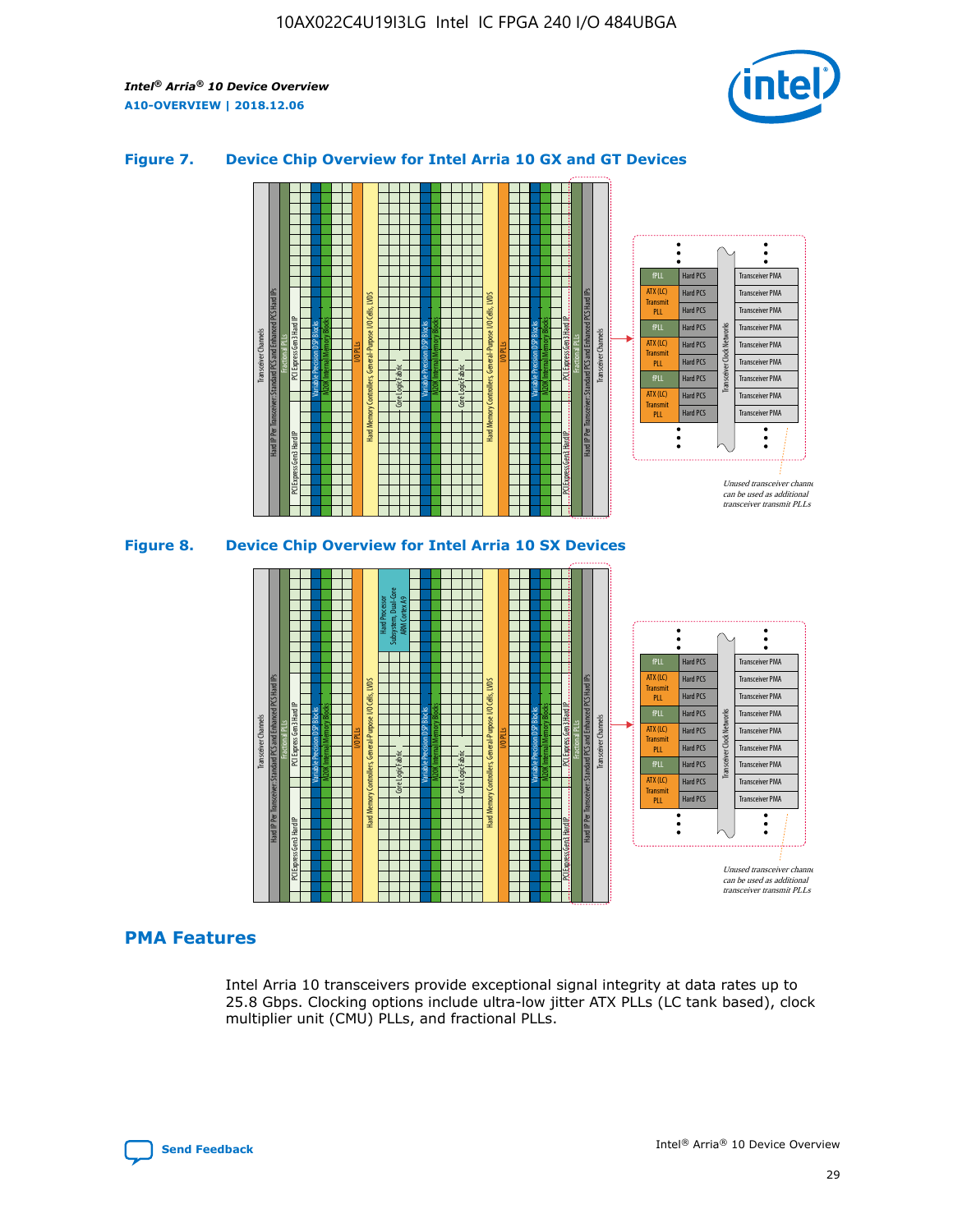## Figure 7. Device Chip Overview for Intel Arria 10 GX and GT Devices

## Figure 8. Device Chip Overview for Intel Arria 10 SX Devices

## PMA Features

Intel Arria 10 transceivers provide exceptional signal integrity at data rates up to 25.8 Gbps. Clocking options include ultra-low jitter ATX PLLs (LC tank based), clock multiplier unit (CMU) PLLs, and fractional PLLs.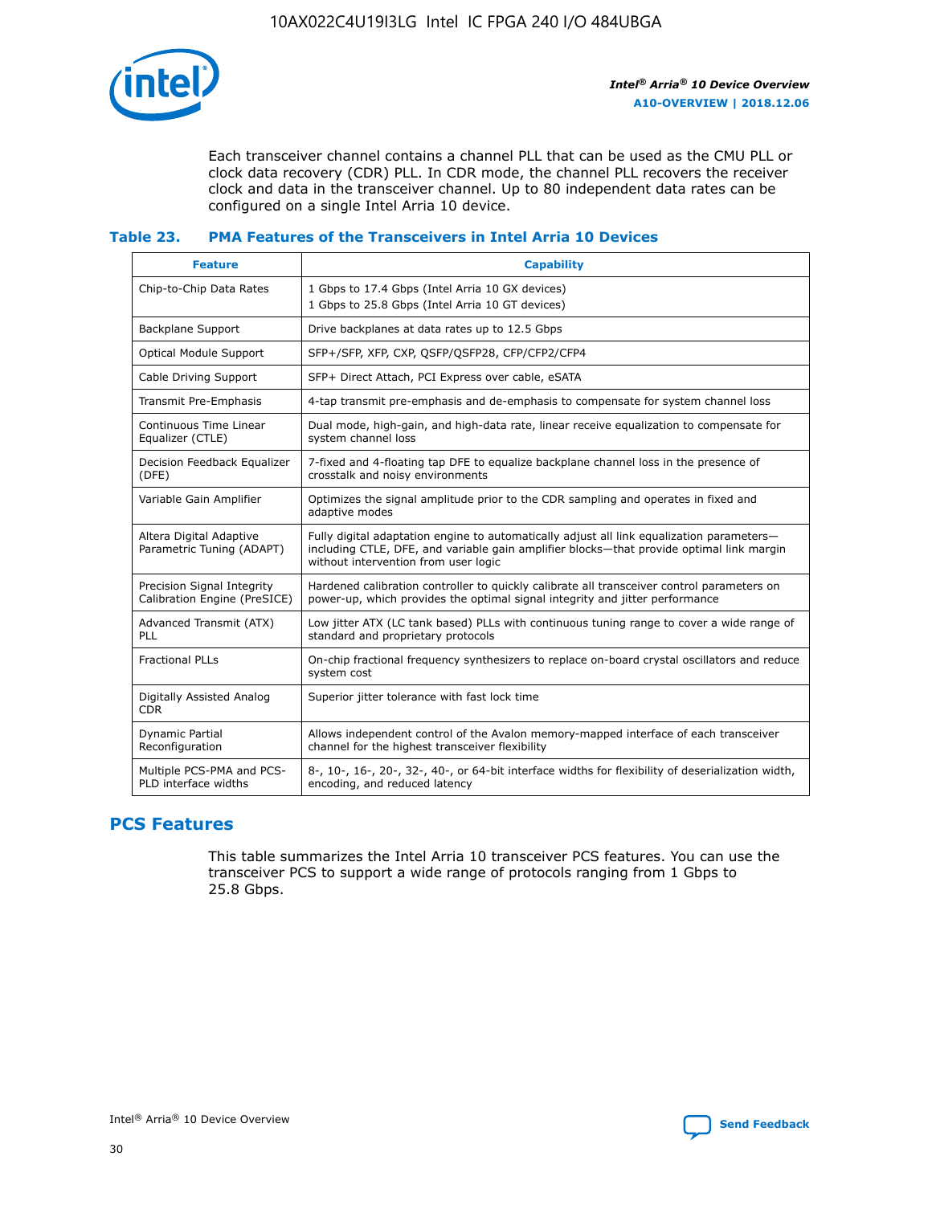Each transceiver channel contains a channel PLL that can be used as the CMU PLL or clock data recovery (CDR) PLL. In CDR mode, the channel PLL recovers the receiver clock and data in the transceiver channel. Up to 80 independent data rates can be configured on a single Intel Arria 10 device.

### Table 23. PMA Features of the Transceivers in Intel Arria 10 Devices

| Feature | Capability |
| --- | --- |
| Chip-to-Chip Data Rates | 1 Gbps to 17.4 Gbps (Intel Arria 10 GX devices)<br>1 Gbps to 25.8 Gbps (Intel Arria 10 GT devices) |
| Backplane Support | Drive backplanes at data rates up to 12.5 Gbps |
| Optical Module Support | SFP+/SFP, XFP, CXP, QSFP/QSFP28, CFP/CFP2/CFP4 |
| Cable Driving Support | SFP+ Direct Attach, PCI Express over cable, eSATA |
| Transmit Pre-Emphasis | 4-tap transmit pre-emphasis and de-emphasis to compensate for system channel loss |
| Continuous Time Linear Equalizer (CTLE) | Dual mode, high-gain, and high-data rate, linear receive equalization to compensate for system channel loss |
| Decision Feedback Equalizer (DFE) | 7-fixed and 4-floating tap DFE to equalize backplane channel loss in the presence of crosstalk and noisy environments |
| Variable Gain Amplifier | Optimizes the signal amplitude prior to the CDR sampling and operates in fixed and adaptive modes |
| Altera Digital Adaptive Parametric Tuning (ADAPT) | Fully digital adaptation engine to automatically adjust all link equalization parameters—including CTLE, DFE, and variable gain amplifier blocks—that provide optimal link margin without intervention from user logic |
| Precision Signal Integrity Calibration Engine (PreSICE) | Hardened calibration controller to quickly calibrate all transceiver control parameters on power-up, which provides the optimal signal integrity and jitter performance |
| Advanced Transmit (ATX) PLL | Low jitter ATX (LC tank based) PLLs with continuous tuning range to cover a wide range of standard and proprietary protocols |
| Fractional PLLs | On-chip fractional frequency synthesizers to replace on-board crystal oscillators and reduce system cost |
| Digitally Assisted Analog CDR | Superior jitter tolerance with fast lock time |
| Dynamic Partial Reconfiguration | Allows independent control of the Avalon memory-mapped interface of each transceiver channel for the highest transceiver flexibility |
| Multiple PCS-PMA and PCS-PLD interface widths | 8-, 10-, 16-, 20-, 32-, 40-, or 64-bit interface widths for flexibility of deserialization width, encoding, and reduced latency |

## PCS Features

This table summarizes the Intel Arria 10 transceiver PCS features. You can use the transceiver PCS to support a wide range of protocols ranging from 1 Gbps to 25.8 Gbps.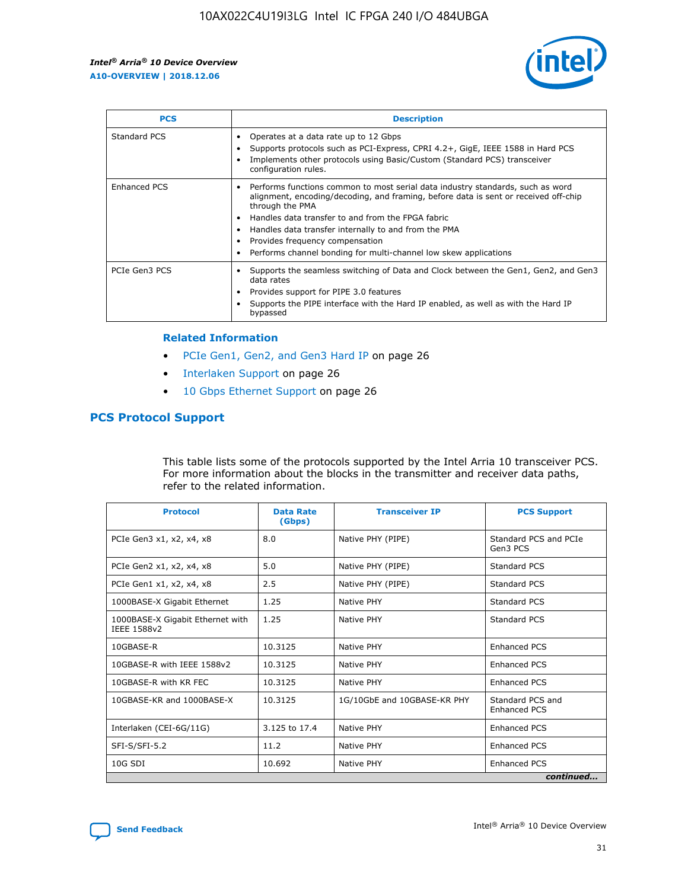| PCS | Description |
| --- | --- |
| Standard PCS | • Operates at a data rate up to 12 Gbps<br>• Supports protocols such as PCI-Express, CPRI 4.2+, GigE, IEEE 1588 in Hard PCS<br>• Implements other protocols using Basic/Custom (Standard PCS) transceiver configuration rules. |
| Enhanced PCS | • Performs functions common to most serial data industry standards, such as word alignment, encoding/decoding, and framing, before data is sent or received off-chip through the PMA<br>• Handles data transfer to and from the FPGA fabric<br>• Handles data transfer internally to and from the PMA<br>• Provides frequency compensation<br>• Performs channel bonding for multi-channel low skew applications |
| PCIe Gen3 PCS | • Supports the seamless switching of Data and Clock between the Gen1, Gen2, and Gen3 data rates<br>• Provides support for PIPE 3.0 features<br>• Supports the PIPE interface with the Hard IP enabled, as well as with the Hard IP bypassed |

**Related Information**

- PCIe Gen1, Gen2, and Gen3 Hard IP on page 26
- Interlaken Support on page 26
- 10 Gbps Ethernet Support on page 26

## PCS Protocol Support

This table lists some of the protocols supported by the Intel Arria 10 transceiver PCS. For more information about the blocks in the transmitter and receiver data paths, refer to the related information.

| Protocol | Data Rate (Gbps) | Transceiver IP | PCS Support |
| --- | --- | --- | --- |
| PCIe Gen3 x1, x2, x4, x8 | 8.0 | Native PHY (PIPE) | Standard PCS and PCIe Gen3 PCS |
| PCIe Gen2 x1, x2, x4, x8 | 5.0 | Native PHY (PIPE) | Standard PCS |
| PCIe Gen1 x1, x2, x4, x8 | 2.5 | Native PHY (PIPE) | Standard PCS |
| 1000BASE-X Gigabit Ethernet | 1.25 | Native PHY | Standard PCS |
| 1000BASE-X Gigabit Ethernet with IEEE 1588v2 | 1.25 | Native PHY | Standard PCS |
| 10GBASE-R | 10.3125 | Native PHY | Enhanced PCS |
| 10GBASE-R with IEEE 1588v2 | 10.3125 | Native PHY | Enhanced PCS |
| 10GBASE-R with KR FEC | 10.3125 | Native PHY | Enhanced PCS |
| 10GBASE-KR and 1000BASE-X | 10.3125 | 1G/10GbE and 10GBASE-KR PHY | Standard PCS and Enhanced PCS |
| Interlaken (CEI-6G/11G) | 3.125 to 17.4 | Native PHY | Enhanced PCS |
| SFI-S/SFI-5.2 | 11.2 | Native PHY | Enhanced PCS |
| 10G SDI | 10.692 | Native PHY | Enhanced PCS |

*continued...*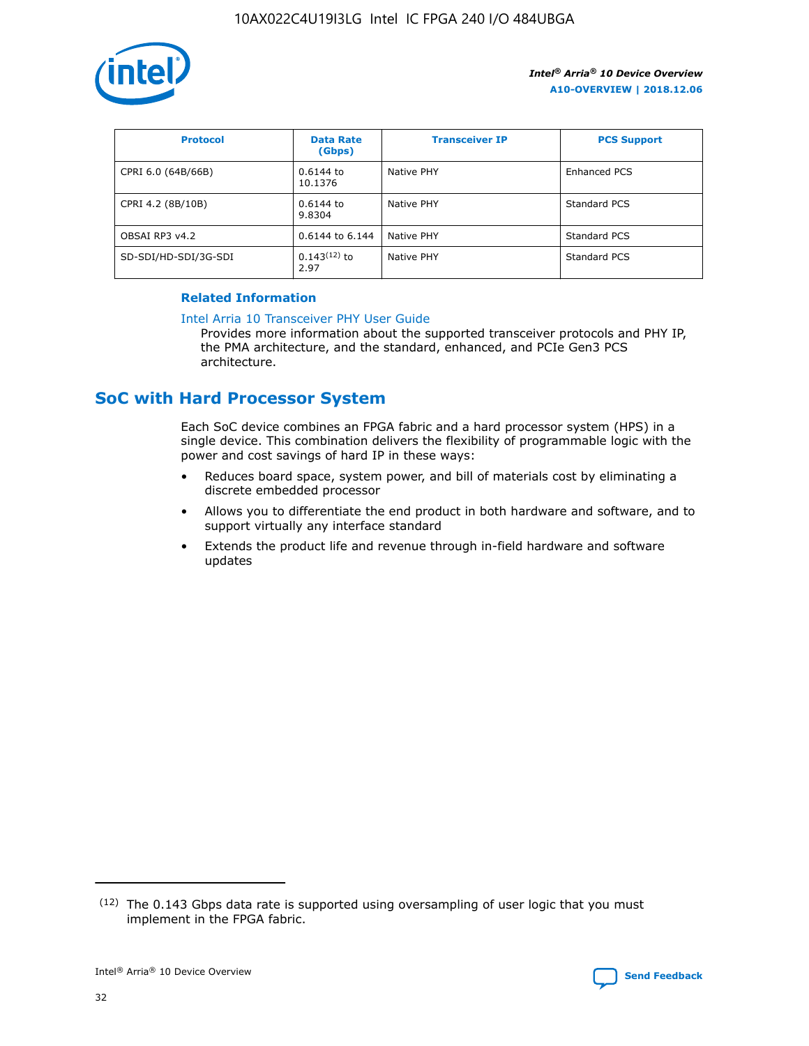| Protocol | Data Rate (Gbps) | Transceiver IP | PCS Support |
| --- | --- | --- | --- |
| CPRI 6.0 (64B/66B) | 0.6144 to 10.1376 | Native PHY | Enhanced PCS |
| CPRI 4.2 (8B/10B) | 0.6144 to 9.8304 | Native PHY | Standard PCS |
| OBSAI RP3 v4.2 | 0.6144 to 6.144 | Native PHY | Standard PCS |
| SD-SDI/HD-SDI/3G-SDI | 0.143[12] to 2.97 | Native PHY | Standard PCS |

### Related Information

Intel Arria 10 Transceiver PHY User Guide

Provides more information about the supported transceiver protocols and PHY IP, the PMA architecture, and the standard, enhanced, and PCIe Gen3 PCS architecture.

## SoC with Hard Processor System

Each SoC device combines an FPGA fabric and a hard processor system (HPS) in a single device. This combination delivers the flexibility of programmable logic with the power and cost savings of hard IP in these ways:

- Reduces board space, system power, and bill of materials cost by eliminating a discrete embedded processor
- Allows you to differentiate the end product in both hardware and software, and to support virtually any interface standard
- Extends the product life and revenue through in-field hardware and software updates

[12] The 0.143 Gbps data rate is supported using oversampling of user logic that you must implement in the FPGA fabric.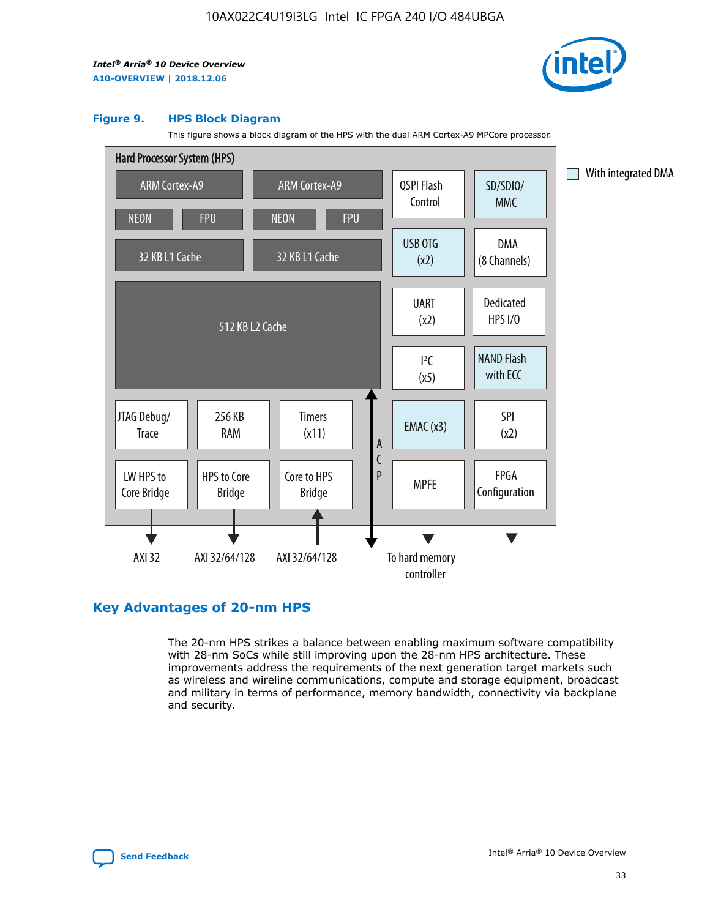**Figure 9. HPS Block Diagram**

This figure shows a block diagram of the HPS with the dual ARM Cortex-A9 MPCore processor.

Hard Processor System (HPS)

ARM Cortex-A9 | ARM Cortex-A9 | QSPI Flash Control | SD/SDIO/MMC

NEON | FPU | NEON | FPU | USB OTG (x2) | DMA (8 Channels)

32 KB L1 Cache | 32 KB L1 Cache

512 KB L2 Cache | UART (x2) | Dedicated HPS I/O | I²C (x5) | NAND Flash with ECC

JTAG Debug/Trace | 256 KB RAM | Timers (x11) | ACP | EMAC (x3) | SPI (x2)

LW HPS to Core Bridge | HPS to Core Bridge | Core to HPS Bridge | MPFE | FPGA Configuration

AXI 32 | AXI 32/64/128 | AXI 32/64/128 | To hard memory controller

With integrated DMA

## Key Advantages of 20-nm HPS

The 20-nm HPS strikes a balance between enabling maximum software compatibility with 28-nm SoCs while still improving upon the 28-nm HPS architecture. These improvements address the requirements of the next generation target markets such as wireless and wireline communications, compute and storage equipment, broadcast and military in terms of performance, memory bandwidth, connectivity via backplane and security.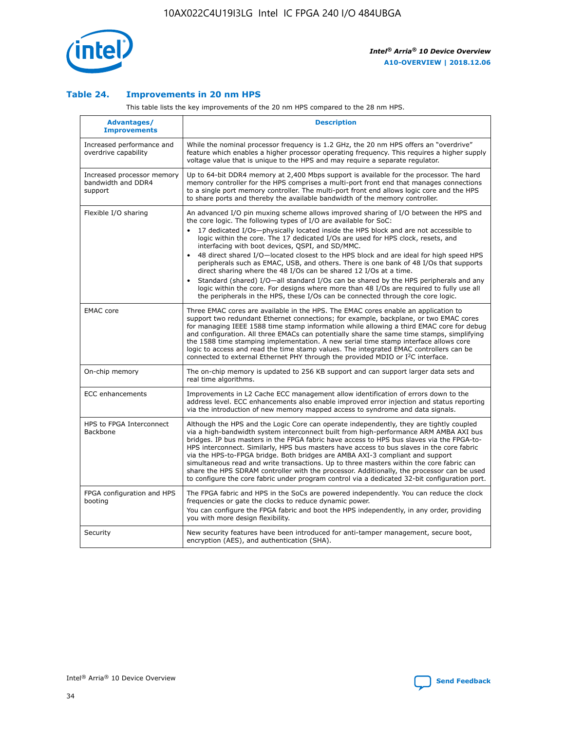### Table 24. Improvements in 20 nm HPS

This table lists the key improvements of the 20 nm HPS compared to the 28 nm HPS.

| Advantages/ Improvements | Description |
|---|---|
| Increased performance and overdrive capability | While the nominal processor frequency is 1.2 GHz, the 20 nm HPS offers an "overdrive" feature which enables a higher processor operating frequency. This requires a higher supply voltage value that is unique to the HPS and may require a separate regulator. |
| Increased processor memory bandwidth and DDR4 support | Up to 64-bit DDR4 memory at 2,400 Mbps support is available for the processor. The hard memory controller for the HPS comprises a multi-port front end that manages connections to a single port memory controller. The multi-port front end allows logic core and the HPS to share ports and thereby the available bandwidth of the memory controller. |
| Flexible I/O sharing | An advanced I/O pin muxing scheme allows improved sharing of I/O between the HPS and the core logic. The following types of I/O are available for SoC: <br>• 17 dedicated I/Os—physically located inside the HPS block and are not accessible to logic within the core. The 17 dedicated I/Os are used for HPS clock, resets, and interfacing with boot devices, QSPI, and SD/MMC. <br>• 48 direct shared I/O—located closest to the HPS block and are ideal for high speed HPS peripherals such as EMAC, USB, and others. There is one bank of 48 I/Os that supports direct sharing where the 48 I/Os can be shared 12 I/Os at a time. <br>• Standard (shared) I/O—all standard I/Os can be shared by the HPS peripherals and any logic within the core. For designs where more than 48 I/Os are required to fully use all the peripherals in the HPS, these I/Os can be connected through the core logic. |
| EMAC core | Three EMAC cores are available in the HPS. The EMAC cores enable an application to support two redundant Ethernet connections; for example, backplane, or two EMAC cores for managing IEEE 1588 time stamp information while allowing a third EMAC core for debug and configuration. All three EMACs can potentially share the same time stamps, simplifying the 1588 time stamping implementation. A new serial time stamp interface allows core logic to access and read the time stamp values. The integrated EMAC controllers can be connected to external Ethernet PHY through the provided MDIO or I²C interface. |
| On-chip memory | The on-chip memory is updated to 256 KB support and can support larger data sets and real time algorithms. |
| ECC enhancements | Improvements in L2 Cache ECC management allow identification of errors down to the address level. ECC enhancements also enable improved error injection and status reporting via the introduction of new memory mapped access to syndrome and data signals. |
| HPS to FPGA Interconnect Backbone | Although the HPS and the Logic Core can operate independently, they are tightly coupled via a high-bandwidth system interconnect built from high-performance ARM AMBA AXI bus bridges. IP bus masters in the FPGA fabric have access to HPS bus slaves via the FPGA-to-HPS interconnect. Similarly, HPS bus masters have access to bus slaves in the core fabric via the HPS-to-FPGA bridge. Both bridges are AMBA AXI-3 compliant and support simultaneous read and write transactions. Up to three masters within the core fabric can share the HPS SDRAM controller with the processor. Additionally, the processor can be used to configure the core fabric under program control via a dedicated 32-bit configuration port. |
| FPGA configuration and HPS booting | The FPGA fabric and HPS in the SoCs are powered independently. You can reduce the clock frequencies or gate the clocks to reduce dynamic power. <br>You can configure the FPGA fabric and boot the HPS independently, in any order, providing you with more design flexibility. |
| Security | New security features have been introduced for anti-tamper management, secure boot, encryption (AES), and authentication (SHA). |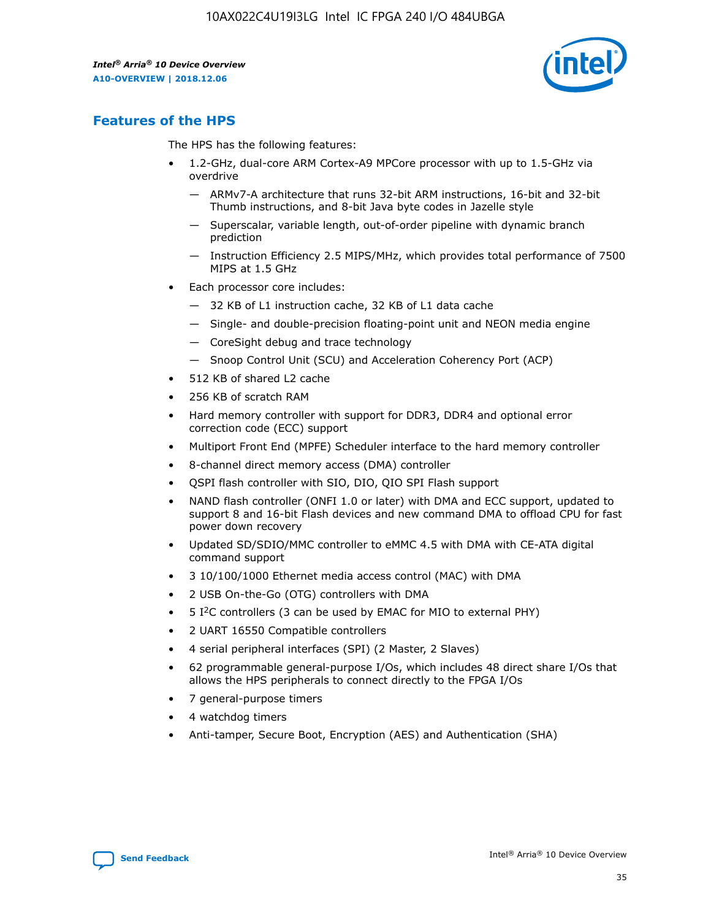## Features of the HPS

The HPS has the following features:

- 1.2-GHz, dual-core ARM Cortex-A9 MPCore processor with up to 1.5-GHz via overdrive
  - — ARMv7-A architecture that runs 32-bit ARM instructions, 16-bit and 32-bit Thumb instructions, and 8-bit Java byte codes in Jazelle style
  - — Superscalar, variable length, out-of-order pipeline with dynamic branch prediction
  - — Instruction Efficiency 2.5 MIPS/MHz, which provides total performance of 7500 MIPS at 1.5 GHz
- Each processor core includes:
  - — 32 KB of L1 instruction cache, 32 KB of L1 data cache
  - — Single- and double-precision floating-point unit and NEON media engine
  - — CoreSight debug and trace technology
  - — Snoop Control Unit (SCU) and Acceleration Coherency Port (ACP)
- 512 KB of shared L2 cache
- 256 KB of scratch RAM
- Hard memory controller with support for DDR3, DDR4 and optional error correction code (ECC) support
- Multiport Front End (MPFE) Scheduler interface to the hard memory controller
- 8-channel direct memory access (DMA) controller
- QSPI flash controller with SIO, DIO, QIO SPI Flash support
- NAND flash controller (ONFI 1.0 or later) with DMA and ECC support, updated to support 8 and 16-bit Flash devices and new command DMA to offload CPU for fast power down recovery
- Updated SD/SDIO/MMC controller to eMMC 4.5 with DMA with CE-ATA digital command support
- 3 10/100/1000 Ethernet media access control (MAC) with DMA
- 2 USB On-the-Go (OTG) controllers with DMA
- 5 I$^2$C controllers (3 can be used by EMAC for MIO to external PHY)
- 2 UART 16550 Compatible controllers
- 4 serial peripheral interfaces (SPI) (2 Master, 2 Slaves)
- 62 programmable general-purpose I/Os, which includes 48 direct share I/Os that allows the HPS peripherals to connect directly to the FPGA I/Os
- 7 general-purpose timers
- 4 watchdog timers
- Anti-tamper, Secure Boot, Encryption (AES) and Authentication (SHA)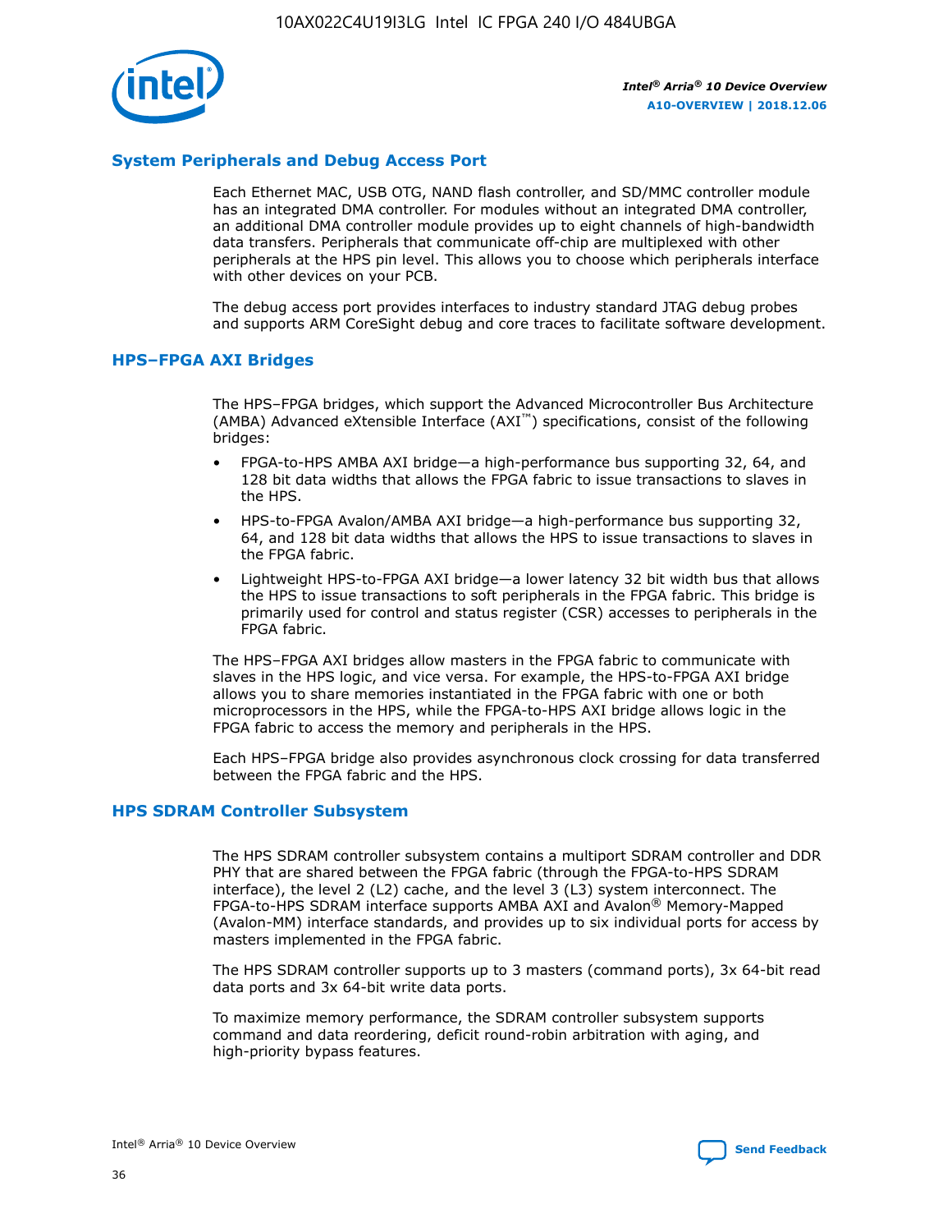## System Peripherals and Debug Access Port

Each Ethernet MAC, USB OTG, NAND flash controller, and SD/MMC controller module has an integrated DMA controller. For modules without an integrated DMA controller, an additional DMA controller module provides up to eight channels of high-bandwidth data transfers. Peripherals that communicate off-chip are multiplexed with other peripherals at the HPS pin level. This allows you to choose which peripherals interface with other devices on your PCB.

The debug access port provides interfaces to industry standard JTAG debug probes and supports ARM CoreSight debug and core traces to facilitate software development.

## HPS–FPGA AXI Bridges

The HPS–FPGA bridges, which support the Advanced Microcontroller Bus Architecture (AMBA) Advanced eXtensible Interface (AXI™) specifications, consist of the following bridges:

- FPGA-to-HPS AMBA AXI bridge—a high-performance bus supporting 32, 64, and 128 bit data widths that allows the FPGA fabric to issue transactions to slaves in the HPS.
- HPS-to-FPGA Avalon/AMBA AXI bridge—a high-performance bus supporting 32, 64, and 128 bit data widths that allows the HPS to issue transactions to slaves in the FPGA fabric.
- Lightweight HPS-to-FPGA AXI bridge—a lower latency 32 bit width bus that allows the HPS to issue transactions to soft peripherals in the FPGA fabric. This bridge is primarily used for control and status register (CSR) accesses to peripherals in the FPGA fabric.

The HPS–FPGA AXI bridges allow masters in the FPGA fabric to communicate with slaves in the HPS logic, and vice versa. For example, the HPS-to-FPGA AXI bridge allows you to share memories instantiated in the FPGA fabric with one or both microprocessors in the HPS, while the FPGA-to-HPS AXI bridge allows logic in the FPGA fabric to access the memory and peripherals in the HPS.

Each HPS–FPGA bridge also provides asynchronous clock crossing for data transferred between the FPGA fabric and the HPS.

## HPS SDRAM Controller Subsystem

The HPS SDRAM controller subsystem contains a multiport SDRAM controller and DDR PHY that are shared between the FPGA fabric (through the FPGA-to-HPS SDRAM interface), the level 2 (L2) cache, and the level 3 (L3) system interconnect. The FPGA-to-HPS SDRAM interface supports AMBA AXI and Avalon® Memory-Mapped (Avalon-MM) interface standards, and provides up to six individual ports for access by masters implemented in the FPGA fabric.

The HPS SDRAM controller supports up to 3 masters (command ports), 3x 64-bit read data ports and 3x 64-bit write data ports.

To maximize memory performance, the SDRAM controller subsystem supports command and data reordering, deficit round-robin arbitration with aging, and high-priority bypass features.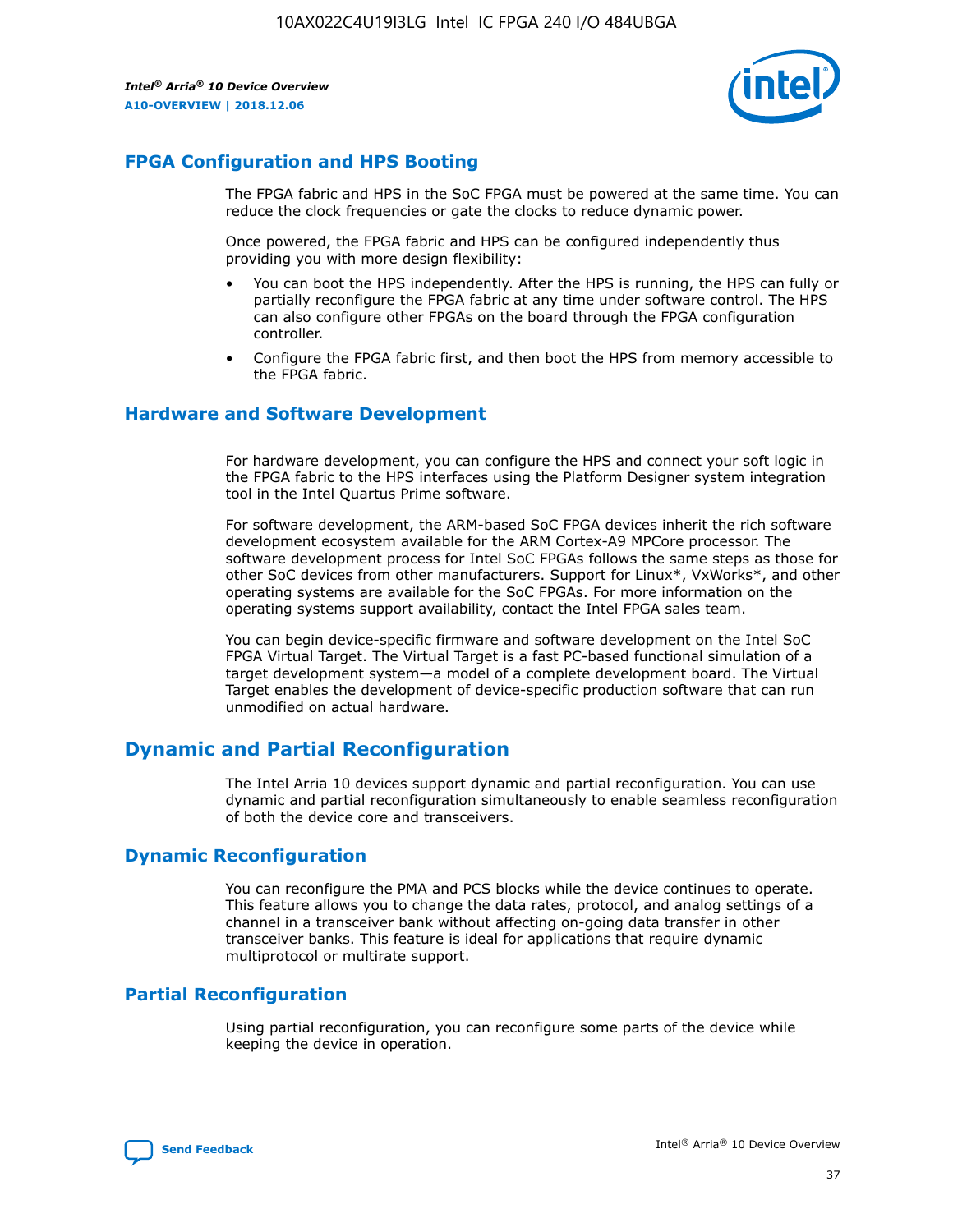## FPGA Configuration and HPS Booting

The FPGA fabric and HPS in the SoC FPGA must be powered at the same time. You can reduce the clock frequencies or gate the clocks to reduce dynamic power.

Once powered, the FPGA fabric and HPS can be configured independently thus providing you with more design flexibility:

- You can boot the HPS independently. After the HPS is running, the HPS can fully or partially reconfigure the FPGA fabric at any time under software control. The HPS can also configure other FPGAs on the board through the FPGA configuration controller.
- Configure the FPGA fabric first, and then boot the HPS from memory accessible to the FPGA fabric.

## Hardware and Software Development

For hardware development, you can configure the HPS and connect your soft logic in the FPGA fabric to the HPS interfaces using the Platform Designer system integration tool in the Intel Quartus Prime software.

For software development, the ARM-based SoC FPGA devices inherit the rich software development ecosystem available for the ARM Cortex-A9 MPCore processor. The software development process for Intel SoC FPGAs follows the same steps as those for other SoC devices from other manufacturers. Support for Linux*, VxWorks*, and other operating systems are available for the SoC FPGAs. For more information on the operating systems support availability, contact the Intel FPGA sales team.

You can begin device-specific firmware and software development on the Intel SoC FPGA Virtual Target. The Virtual Target is a fast PC-based functional simulation of a target development system—a model of a complete development board. The Virtual Target enables the development of device-specific production software that can run unmodified on actual hardware.

# Dynamic and Partial Reconfiguration

The Intel Arria 10 devices support dynamic and partial reconfiguration. You can use dynamic and partial reconfiguration simultaneously to enable seamless reconfiguration of both the device core and transceivers.

## Dynamic Reconfiguration

You can reconfigure the PMA and PCS blocks while the device continues to operate. This feature allows you to change the data rates, protocol, and analog settings of a channel in a transceiver bank without affecting on-going data transfer in other transceiver banks. This feature is ideal for applications that require dynamic multiprotocol or multirate support.

## Partial Reconfiguration

Using partial reconfiguration, you can reconfigure some parts of the device while keeping the device in operation.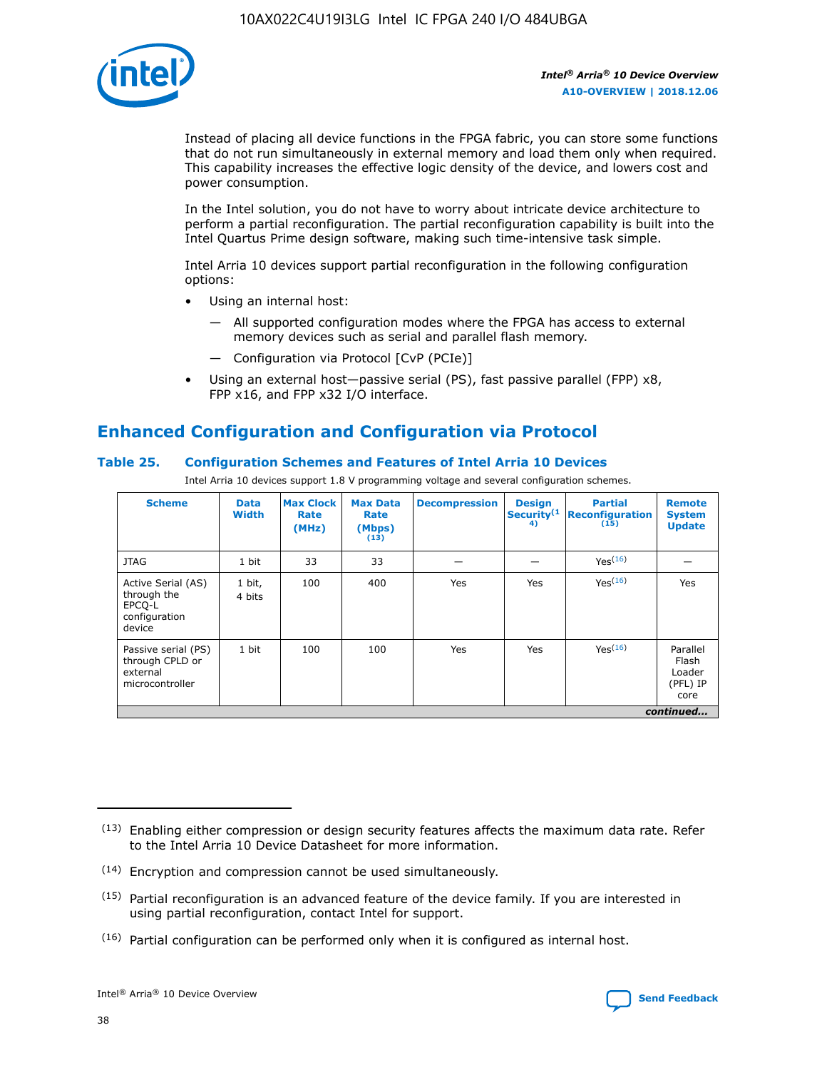Instead of placing all device functions in the FPGA fabric, you can store some functions that do not run simultaneously in external memory and load them only when required. This capability increases the effective logic density of the device, and lowers cost and power consumption.

In the Intel solution, you do not have to worry about intricate device architecture to perform a partial reconfiguration. The partial reconfiguration capability is built into the Intel Quartus Prime design software, making such time-intensive task simple.

Intel Arria 10 devices support partial reconfiguration in the following configuration options:

- Using an internal host:
  - All supported configuration modes where the FPGA has access to external memory devices such as serial and parallel flash memory.
  - Configuration via Protocol [CvP (PCIe)]
- Using an external host—passive serial (PS), fast passive parallel (FPP) x8, FPP x16, and FPP x32 I/O interface.

## Enhanced Configuration and Configuration via Protocol

### Table 25. Configuration Schemes and Features of Intel Arria 10 Devices

Intel Arria 10 devices support 1.8 V programming voltage and several configuration schemes.

| Scheme | Data Width | Max Clock Rate (MHz) | Max Data Rate (Mbps) [13] | Decompression | Design Security [14] | Partial Reconfiguration [15] | Remote System Update |
|---|---|---|---|---|---|---|---|
| JTAG | 1 bit | 33 | 33 | — | — | Yes [16] | — |
| Active Serial (AS) through the EPCQ-L configuration device | 1 bit, 4 bits | 100 | 400 | Yes | Yes | Yes [16] | Yes |
| Passive serial (PS) through CPLD or external microcontroller | 1 bit | 100 | 100 | Yes | Yes | Yes [16] | Parallel Flash Loader (PFL) IP core |

*continued...*

(13) Enabling either compression or design security features affects the maximum data rate. Refer to the Intel Arria 10 Device Datasheet for more information.

(14) Encryption and compression cannot be used simultaneously.

(15) Partial reconfiguration is an advanced feature of the device family. If you are interested in using partial reconfiguration, contact Intel for support.

(16) Partial configuration can be performed only when it is configured as internal host.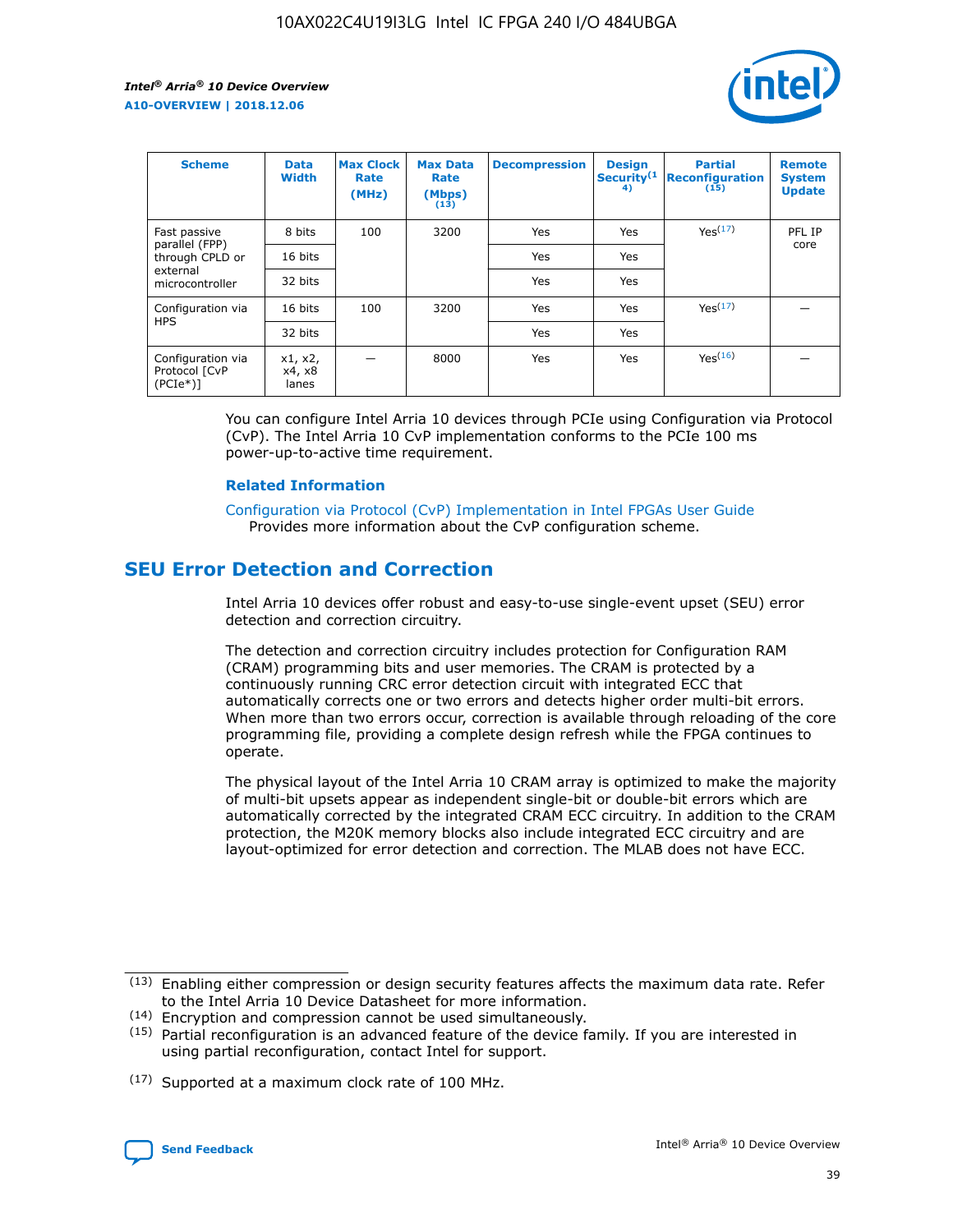| Scheme | Data Width | Max Clock Rate (MHz) | Max Data Rate (Mbps) (13) | Decompression | Design Security(14) | Partial Reconfiguration (15) | Remote System Update |
| --- | --- | --- | --- | --- | --- | --- | --- |
| Fast passive parallel (FPP) through CPLD or external microcontroller | 8 bits | 100 | 3200 | Yes | Yes | Yes(17) | PFL IP core |
| | 16 bits | | | Yes | Yes | | |
| | 32 bits | | | Yes | Yes | | |
| Configuration via HPS | 16 bits | 100 | 3200 | Yes | Yes | Yes(17) | — |
| | 32 bits | | | Yes | Yes | | |
| Configuration via Protocol [CvP (PCIe*)] | x1, x2, x4, x8 lanes | — | 8000 | Yes | Yes | Yes(16) | — |

You can configure Intel Arria 10 devices through PCIe using Configuration via Protocol (CvP). The Intel Arria 10 CvP implementation conforms to the PCIe 100 ms power-up-to-active time requirement.

### Related Information

Configuration via Protocol (CvP) Implementation in Intel FPGAs User Guide
Provides more information about the CvP configuration scheme.

## SEU Error Detection and Correction

Intel Arria 10 devices offer robust and easy-to-use single-event upset (SEU) error detection and correction circuitry.

The detection and correction circuitry includes protection for Configuration RAM (CRAM) programming bits and user memories. The CRAM is protected by a continuously running CRC error detection circuit with integrated ECC that automatically corrects one or two errors and detects higher order multi-bit errors. When more than two errors occur, correction is available through reloading of the core programming file, providing a complete design refresh while the FPGA continues to operate.

The physical layout of the Intel Arria 10 CRAM array is optimized to make the majority of multi-bit upsets appear as independent single-bit or double-bit errors which are automatically corrected by the integrated CRAM ECC circuitry. In addition to the CRAM protection, the M20K memory blocks also include integrated ECC circuitry and are layout-optimized for error detection and correction. The MLAB does not have ECC.

(13) Enabling either compression or design security features affects the maximum data rate. Refer to the Intel Arria 10 Device Datasheet for more information.

(14) Encryption and compression cannot be used simultaneously.

(15) Partial reconfiguration is an advanced feature of the device family. If you are interested in using partial reconfiguration, contact Intel for support.

(17) Supported at a maximum clock rate of 100 MHz.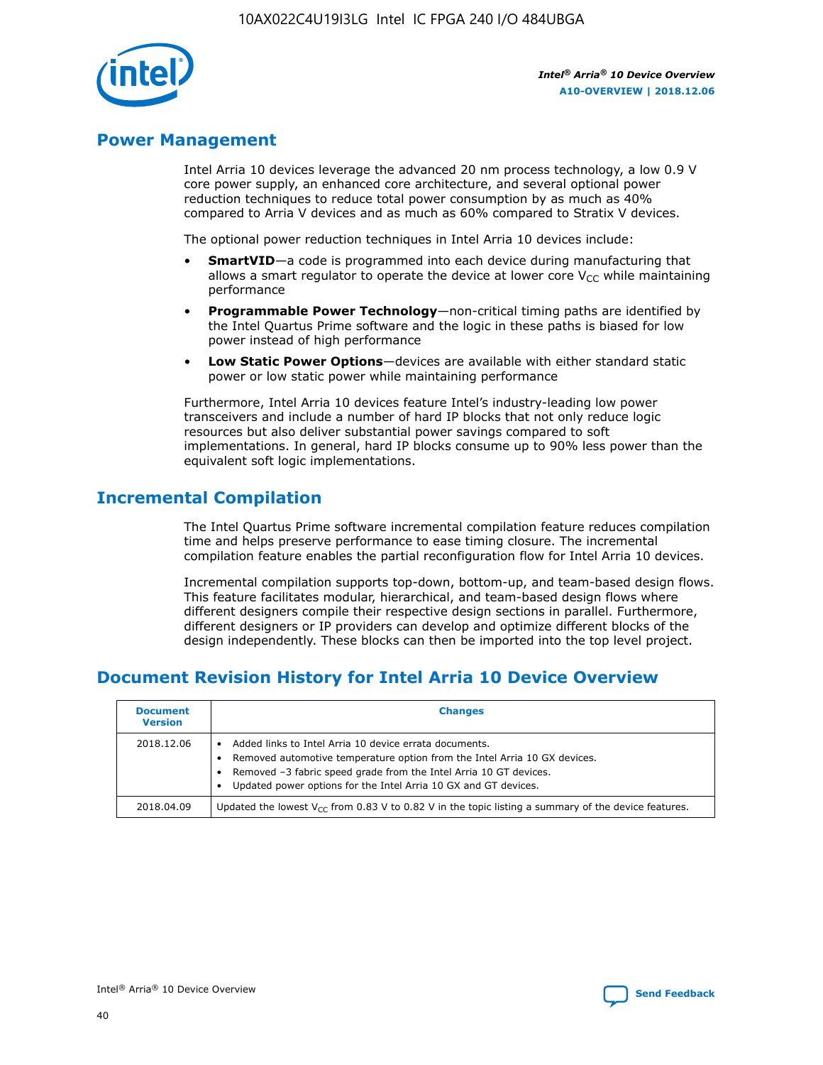## Power Management

Intel Arria 10 devices leverage the advanced 20 nm process technology, a low 0.9 V core power supply, an enhanced core architecture, and several optional power reduction techniques to reduce total power consumption by as much as 40% compared to Arria V devices and as much as 60% compared to Stratix V devices.

The optional power reduction techniques in Intel Arria 10 devices include:

- **SmartVID**—a code is programmed into each device during manufacturing that allows a smart regulator to operate the device at lower core $V_{CC}$ while maintaining performance
- **Programmable Power Technology**—non-critical timing paths are identified by the Intel Quartus Prime software and the logic in these paths is biased for low power instead of high performance
- **Low Static Power Options**—devices are available with either standard static power or low static power while maintaining performance

Furthermore, Intel Arria 10 devices feature Intel's industry-leading low power transceivers and include a number of hard IP blocks that not only reduce logic resources but also deliver substantial power savings compared to soft implementations. In general, hard IP blocks consume up to 90% less power than the equivalent soft logic implementations.

## Incremental Compilation

The Intel Quartus Prime software incremental compilation feature reduces compilation time and helps preserve performance to ease timing closure. The incremental compilation feature enables the partial reconfiguration flow for Intel Arria 10 devices.

Incremental compilation supports top-down, bottom-up, and team-based design flows. This feature facilitates modular, hierarchical, and team-based design flows where different designers compile their respective design sections in parallel. Furthermore, different designers or IP providers can develop and optimize different blocks of the design independently. These blocks can then be imported into the top level project.

## Document Revision History for Intel Arria 10 Device Overview

| Document Version | Changes |
| --- | --- |
| 2018.12.06 | • Added links to Intel Arria 10 device errata documents.<br>• Removed automotive temperature option from the Intel Arria 10 GX devices.<br>• Removed –3 fabric speed grade from the Intel Arria 10 GT devices.<br>• Updated power options for the Intel Arria 10 GX and GT devices. |
| 2018.04.09 | Updated the lowest $V_{CC}$ from 0.83 V to 0.82 V in the topic listing a summary of the device features. |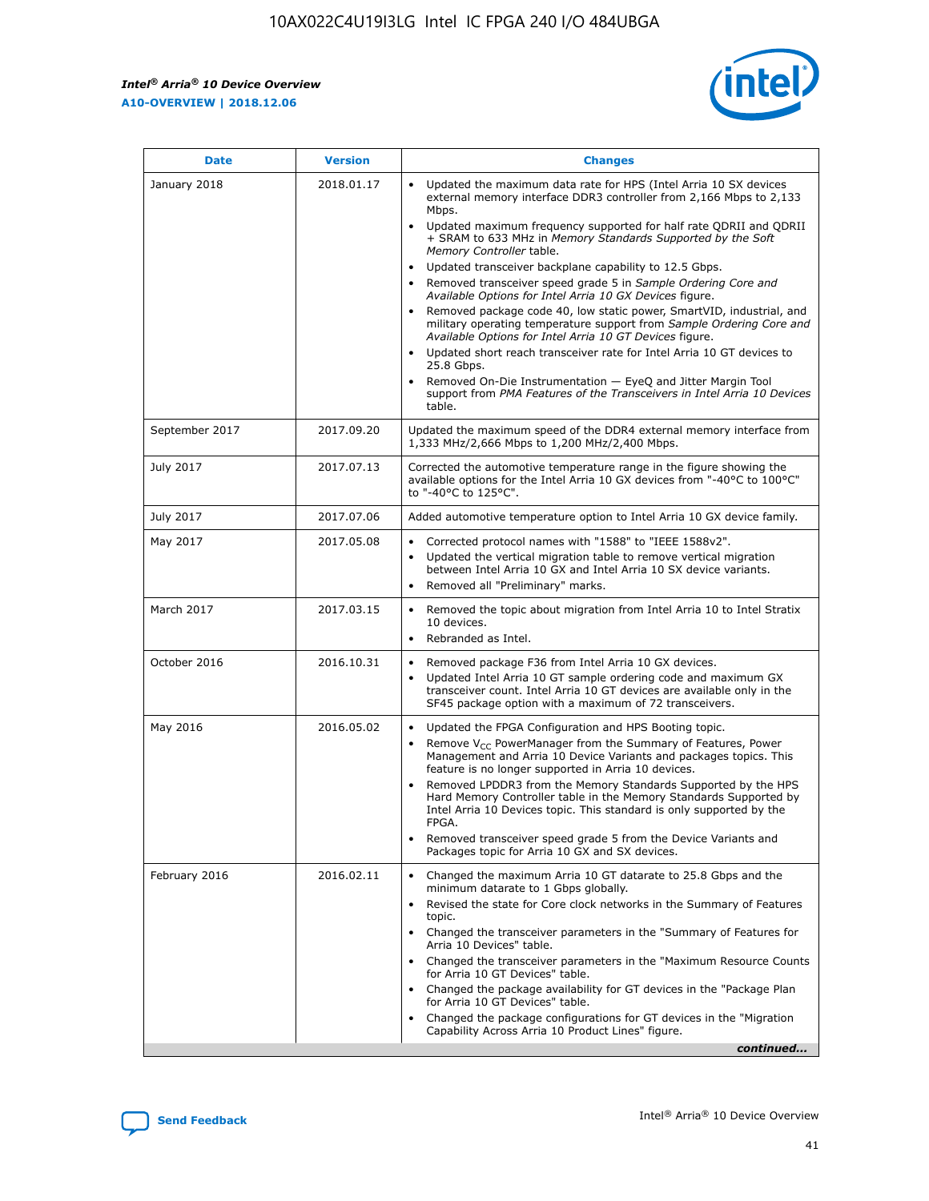| Date | Version | Changes |
| --- | --- | --- |
| January 2018 | 2018.01.17 | • Updated the maximum data rate for HPS (Intel Arria 10 SX devices external memory interface DDR3 controller from 2,166 Mbps to 2,133 Mbps.<br>• Updated maximum frequency supported for half rate QDRII and QDRII + SRAM to 633 MHz in *Memory Standards Supported by the Soft Memory Controller* table.<br>• Updated transceiver backplane capability to 12.5 Gbps.<br>• Removed transceiver speed grade 5 in *Sample Ordering Core and Available Options for Intel Arria 10 GX Devices* figure.<br>• Removed package code 40, low static power, SmartVID, industrial, and military operating temperature support from *Sample Ordering Core and Available Options for Intel Arria 10 GT Devices* figure.<br>• Updated short reach transceiver rate for Intel Arria 10 GT devices to 25.8 Gbps.<br>• Removed On-Die Instrumentation — EyeQ and Jitter Margin Tool support from *PMA Features of the Transceivers in Intel Arria 10 Devices* table. |
| September 2017 | 2017.09.20 | Updated the maximum speed of the DDR4 external memory interface from 1,333 MHz/2,666 Mbps to 1,200 MHz/2,400 Mbps. |
| July 2017 | 2017.07.13 | Corrected the automotive temperature range in the figure showing the available options for the Intel Arria 10 GX devices from "-40°C to 100°C" to "-40°C to 125°C". |
| July 2017 | 2017.07.06 | Added automotive temperature option to Intel Arria 10 GX device family. |
| May 2017 | 2017.05.08 | • Corrected protocol names with "1588" to "IEEE 1588v2".<br>• Updated the vertical migration table to remove vertical migration between Intel Arria 10 GX and Intel Arria 10 SX device variants.<br>• Removed all "Preliminary" marks. |
| March 2017 | 2017.03.15 | • Removed the topic about migration from Intel Arria 10 to Intel Stratix 10 devices.<br>• Rebranded as Intel. |
| October 2016 | 2016.10.31 | • Removed package F36 from Intel Arria 10 GX devices.<br>• Updated Intel Arria 10 GT sample ordering code and maximum GX transceiver count. Intel Arria 10 GT devices are available only in the SF45 package option with a maximum of 72 transceivers. |
| May 2016 | 2016.05.02 | • Updated the FPGA Configuration and HPS Booting topic.<br>• Remove $V_{CC}$ PowerManager from the Summary of Features, Power Management and Arria 10 Device Variants and packages topics. This feature is no longer supported in Arria 10 devices.<br>• Removed LPDDR3 from the Memory Standards Supported by the HPS Hard Memory Controller table in the Memory Standards Supported by Intel Arria 10 Devices topic. This standard is only supported by the FPGA.<br>• Removed transceiver speed grade 5 from the Device Variants and Packages topic for Arria 10 GX and SX devices. |
| February 2016 | 2016.02.11 | • Changed the maximum Arria 10 GT datarate to 25.8 Gbps and the minimum datarate to 1 Gbps globally.<br>• Revised the state for Core clock networks in the Summary of Features topic.<br>• Changed the transceiver parameters in the "Summary of Features for Arria 10 Devices" table.<br>• Changed the transceiver parameters in the "Maximum Resource Counts for Arria 10 GT Devices" table.<br>• Changed the package availability for GT devices in the "Package Plan for Arria 10 GT Devices" table.<br>• Changed the package configurations for GT devices in the "Migration Capability Across Arria 10 Product Lines" figure. |

*continued...*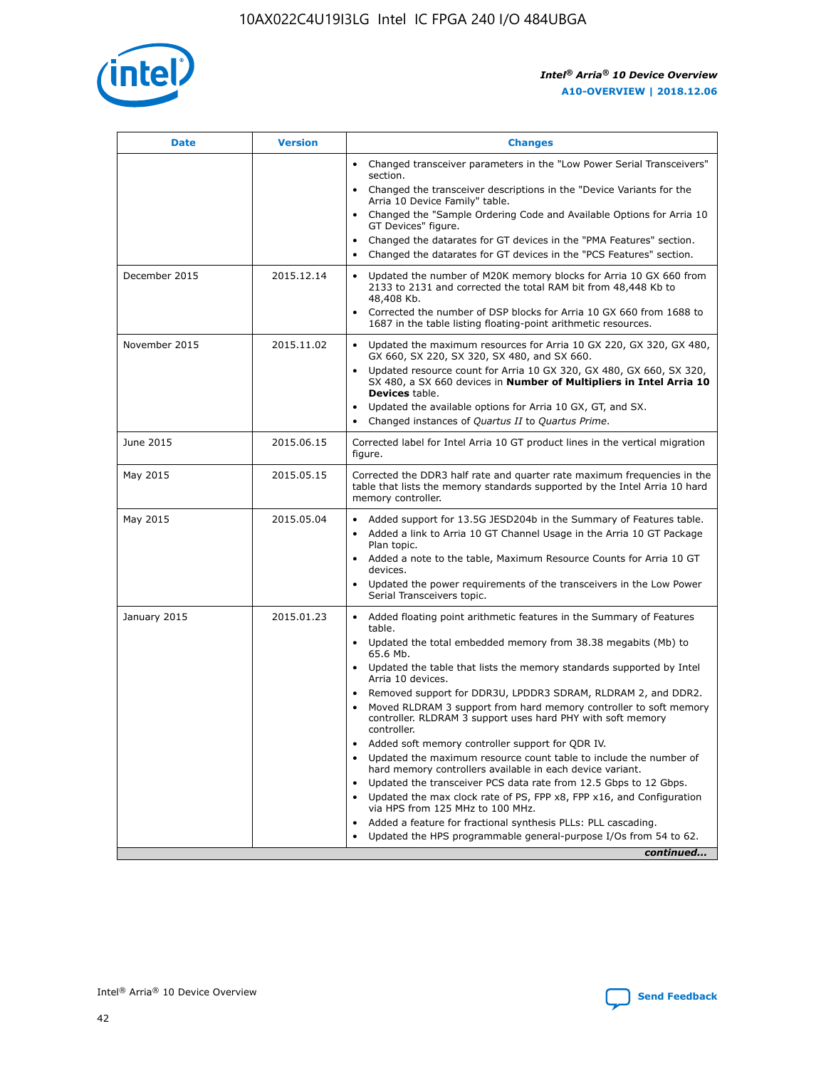| Date | Version | Changes |
| --- | --- | --- |
| | | • Changed transceiver parameters in the "Low Power Serial Transceivers" section.<br>• Changed the transceiver descriptions in the "Device Variants for the Arria 10 Device Family" table.<br>• Changed the "Sample Ordering Code and Available Options for Arria 10 GT Devices" figure.<br>• Changed the datarates for GT devices in the "PMA Features" section.<br>• Changed the datarates for GT devices in the "PCS Features" section. |
| December 2015 | 2015.12.14 | • Updated the number of M20K memory blocks for Arria 10 GX 660 from 2133 to 2131 and corrected the total RAM bit from 48,448 Kb to 48,408 Kb.<br>• Corrected the number of DSP blocks for Arria 10 GX 660 from 1688 to 1687 in the table listing floating-point arithmetic resources. |
| November 2015 | 2015.11.02 | • Updated the maximum resources for Arria 10 GX 220, GX 320, GX 480, GX 660, SX 220, SX 320, SX 480, and SX 660.<br>• Updated resource count for Arria 10 GX 320, GX 480, GX 660, SX 320, SX 480, a SX 660 devices in **Number of Multipliers in Intel Arria 10 Devices** table.<br>• Updated the available options for Arria 10 GX, GT, and SX.<br>• Changed instances of *Quartus II* to *Quartus Prime*. |
| June 2015 | 2015.06.15 | Corrected label for Intel Arria 10 GT product lines in the vertical migration figure. |
| May 2015 | 2015.05.15 | Corrected the DDR3 half rate and quarter rate maximum frequencies in the table that lists the memory standards supported by the Intel Arria 10 hard memory controller. |
| May 2015 | 2015.05.04 | • Added support for 13.5G JESD204b in the Summary of Features table.<br>• Added a link to Arria 10 GT Channel Usage in the Arria 10 GT Package Plan topic.<br>• Added a note to the table, Maximum Resource Counts for Arria 10 GT devices.<br>• Updated the power requirements of the transceivers in the Low Power Serial Transceivers topic. |
| January 2015 | 2015.01.23 | • Added floating point arithmetic features in the Summary of Features table.<br>• Updated the total embedded memory from 38.38 megabits (Mb) to 65.6 Mb.<br>• Updated the table that lists the memory standards supported by Intel Arria 10 devices.<br>• Removed support for DDR3U, LPDDR3 SDRAM, RLDRAM 2, and DDR2.<br>• Moved RLDRAM 3 support from hard memory controller to soft memory controller. RLDRAM 3 support uses hard PHY with soft memory controller.<br>• Added soft memory controller support for QDR IV.<br>• Updated the maximum resource count table to include the number of hard memory controllers available in each device variant.<br>• Updated the transceiver PCS data rate from 12.5 Gbps to 12 Gbps.<br>• Updated the max clock rate of PS, FPP x8, FPP x16, and Configuration via HPS from 125 MHz to 100 MHz.<br>• Added a feature for fractional synthesis PLLs: PLL cascading.<br>• Updated the HPS programmable general-purpose I/Os from 54 to 62. |

*continued...*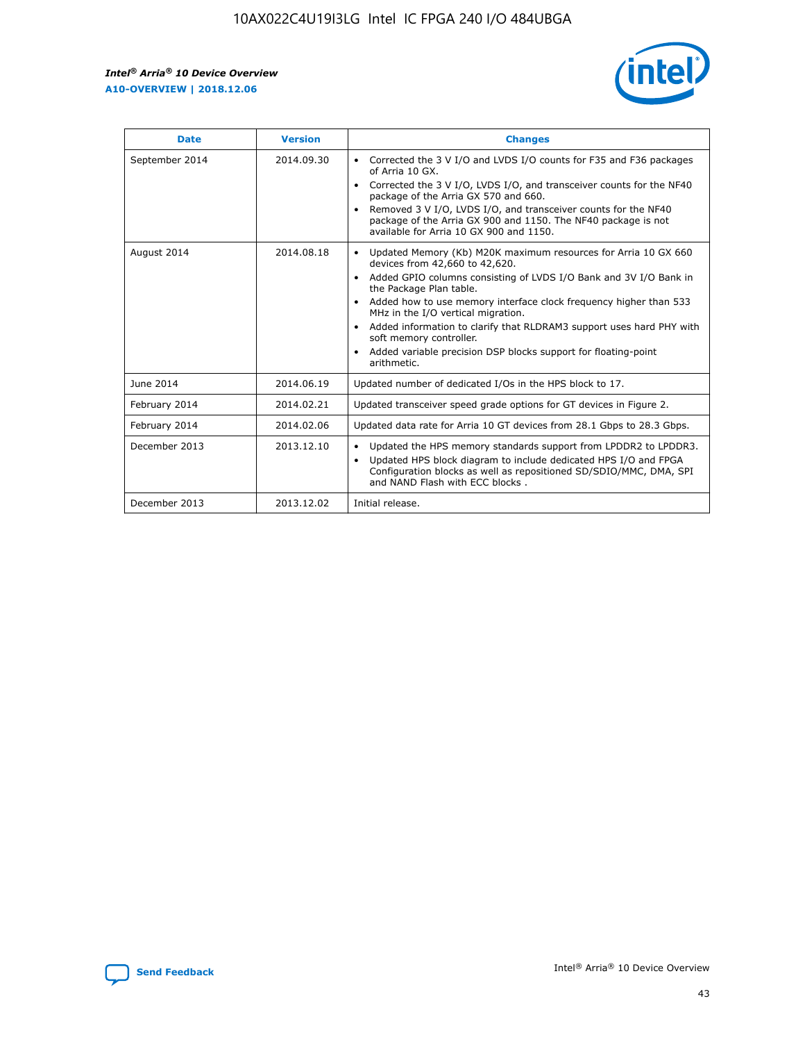| Date | Version | Changes |
| --- | --- | --- |
| September 2014 | 2014.09.30 | • Corrected the 3 V I/O and LVDS I/O counts for F35 and F36 packages of Arria 10 GX.<br>• Corrected the 3 V I/O, LVDS I/O, and transceiver counts for the NF40 package of the Arria GX 570 and 660.<br>• Removed 3 V I/O, LVDS I/O, and transceiver counts for the NF40 package of the Arria GX 900 and 1150. The NF40 package is not available for Arria 10 GX 900 and 1150. |
| August 2014 | 2014.08.18 | • Updated Memory (Kb) M20K maximum resources for Arria 10 GX 660 devices from 42,660 to 42,620.<br>• Added GPIO columns consisting of LVDS I/O Bank and 3V I/O Bank in the Package Plan table.<br>• Added how to use memory interface clock frequency higher than 533 MHz in the I/O vertical migration.<br>• Added information to clarify that RLDRAM3 support uses hard PHY with soft memory controller.<br>• Added variable precision DSP blocks support for floating-point arithmetic. |
| June 2014 | 2014.06.19 | Updated number of dedicated I/Os in the HPS block to 17. |
| February 2014 | 2014.02.21 | Updated transceiver speed grade options for GT devices in Figure 2. |
| February 2014 | 2014.02.06 | Updated data rate for Arria 10 GT devices from 28.1 Gbps to 28.3 Gbps. |
| December 2013 | 2013.12.10 | • Updated the HPS memory standards support from LPDDR2 to LPDDR3.<br>• Updated HPS block diagram to include dedicated HPS I/O and FPGA Configuration blocks as well as repositioned SD/SDIO/MMC, DMA, SPI and NAND Flash with ECC blocks . |
| December 2013 | 2013.12.02 | Initial release. |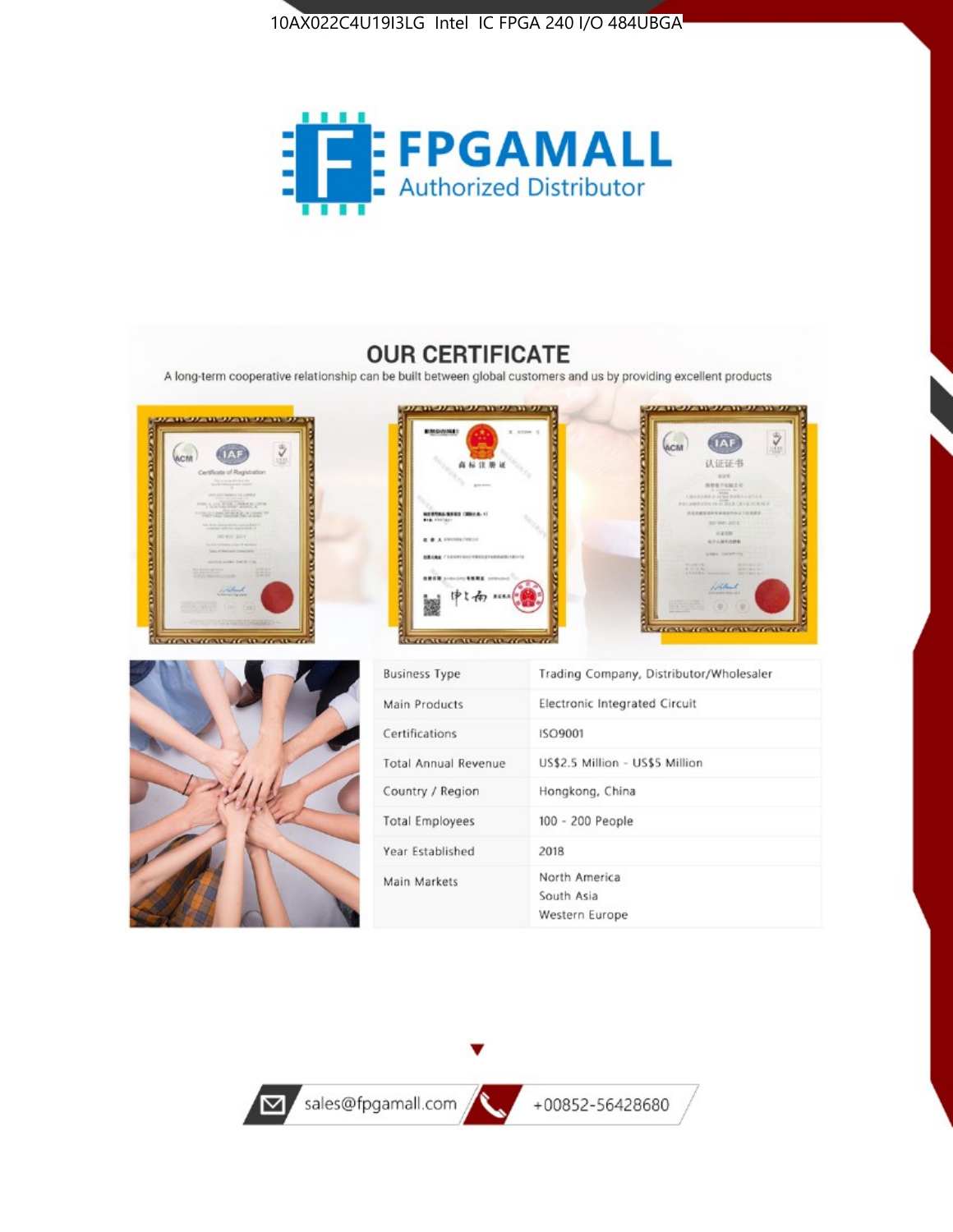FPGAMALL
Authorized Distributor

## OUR CERTIFICATE

A long-term cooperative relationship can be built between global customers and us by providing excellent products

| | |
|---|---|
| Business Type | Trading Company, Distributor/Wholesaler |
| Main Products | Electronic Integrated Circuit |
| Certifications | ISO9001 |
| Total Annual Revenue | US$2.5 Million - US$5 Million |
| Country / Region | Hongkong, China |
| Total Employees | 100 - 200 People |
| Year Established | 2018 |
| Main Markets | North America<br>South Asia<br>Western Europe |

sales@fpgamall.com

+00852-56428680